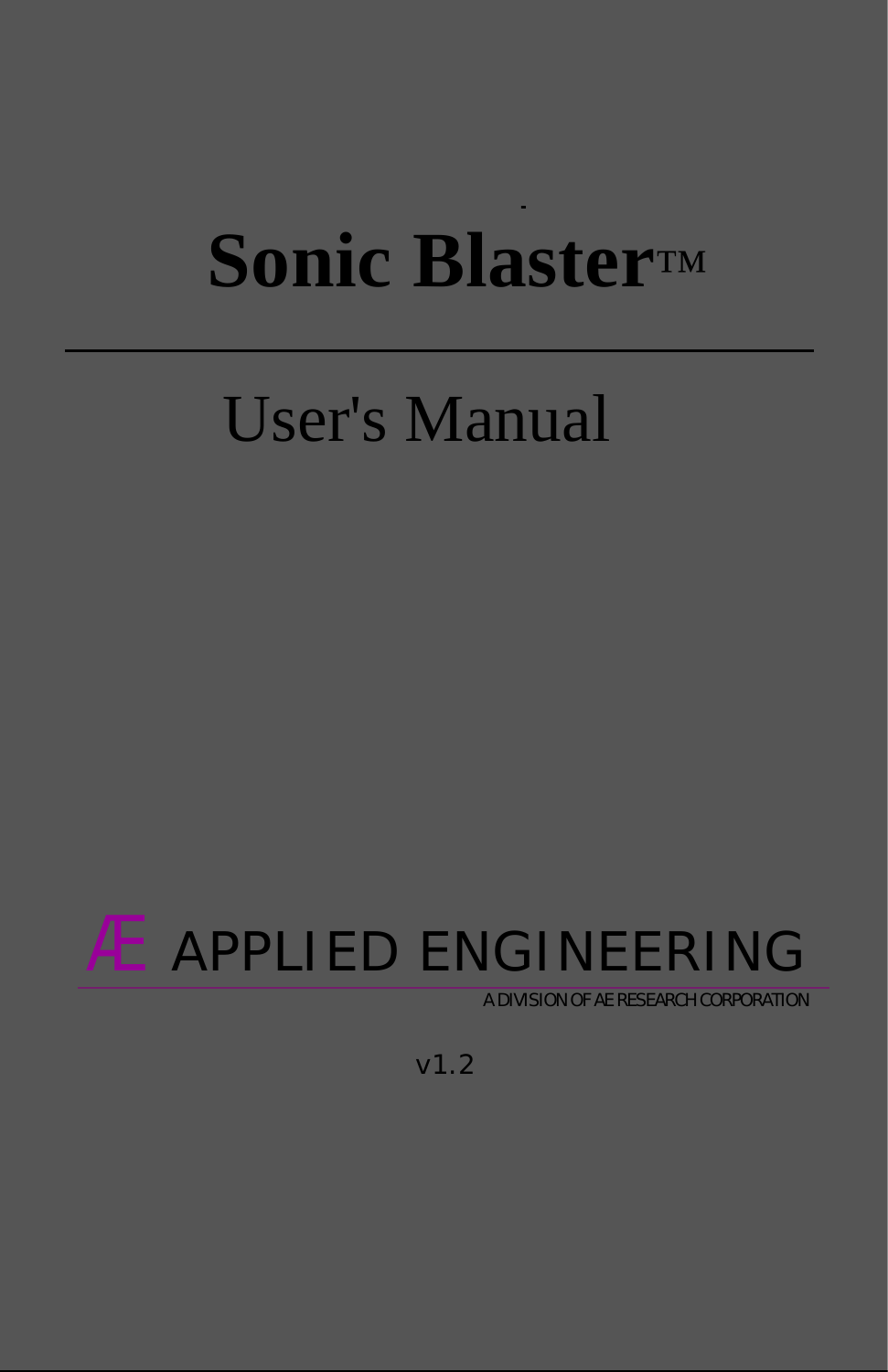# Sonic Blaster™

## User's Manual

Æ APPLIED ENGINEERING

A DIVISION OF AE RESEARCH CORPORATION

v1.2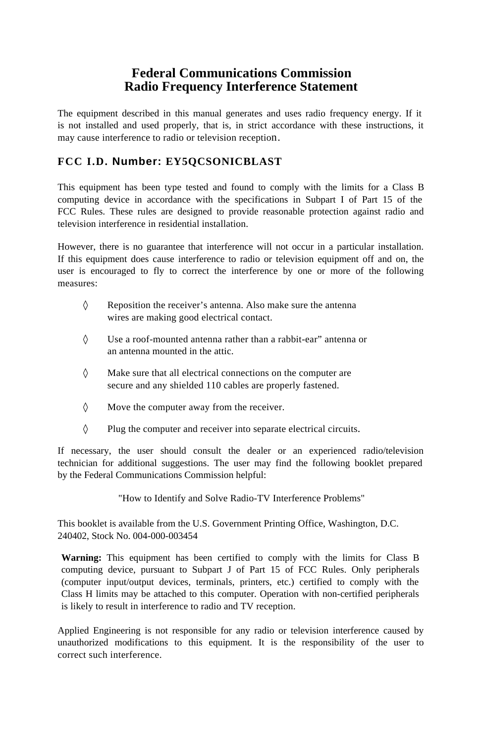# Federal Communications Commission
# Radio Frequency Interference Statement

The equipment described in this manual generates and uses radio frequency energy. If it is not installed and used properly, that is, in strict accordance with these instructions, it may cause interference to radio or television reception.

## FCC I.D. Number: EY5QCSONICBLAST

This equipment has been type tested and found to comply with the limits for a Class B computing device in accordance with the specifications in Subpart I of Part 15 of the FCC Rules. These rules are designed to provide reasonable protection against radio and television interference in residential installation.

However, there is no guarantee that interference will not occur in a particular installation. If this equipment does cause interference to radio or television equipment off and on, the user is encouraged to fly to correct the interference by one or more of the following measures:

- ◊ Reposition the receiver's antenna. Also make sure the antenna wires are making good electrical contact.
- ◊ Use a roof-mounted antenna rather than a rabbit-ear" antenna or an antenna mounted in the attic.
- ◊ Make sure that all electrical connections on the computer are secure and any shielded 110 cables are properly fastened.
- ◊ Move the computer away from the receiver.
- ◊ Plug the computer and receiver into separate electrical circuits.

If necessary, the user should consult the dealer or an experienced radio/television technician for additional suggestions. The user may find the following booklet prepared by the Federal Communications Commission helpful:

"How to Identify and Solve Radio-TV Interference Problems"

This booklet is available from the U.S. Government Printing Office, Washington, D.C. 240402, Stock No. 004-000-003454

**Warning:** This equipment has been certified to comply with the limits for Class B computing device, pursuant to Subpart J of Part 15 of FCC Rules. Only peripherals (computer input/output devices, terminals, printers, etc.) certified to comply with the Class H limits may be attached to this computer. Operation with non-certified peripherals is likely to result in interference to radio and TV reception.

Applied Engineering is not responsible for any radio or television interference caused by unauthorized modifications to this equipment. It is the responsibility of the user to correct such interference.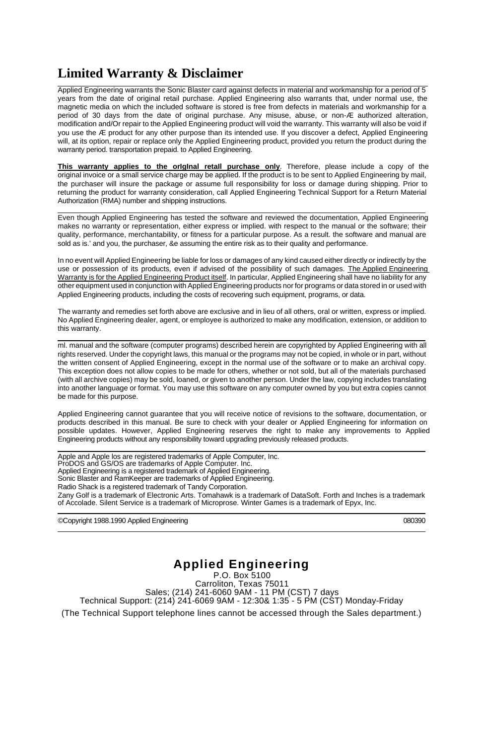# Limited Warranty & Disclaimer

Applied Engineering warrants the Sonic Blaster card against defects in material and workmanship for a period of 5 years from the date of original retail purchase. Applied Engineering also warrants that, under normal use, the magnetic media on which the included software is stored is free from defects in materials and workmanship for a period of 30 days from the date of original purchase. Any misuse, abuse, or non-Æ authorized alteration, modification and/Or repair to the Applied Engineering product will void the warranty. This warranty will also be void if you use the Æ product for any other purpose than its intended use. If you discover a defect, Applied Engineering will, at its option, repair or replace only the Applied Engineering product, provided you return the product during the warranty period. transportation prepaid. to Applied Engineering.

**This warranty applies to the orIgInal retall purchase only**. Therefore, please include a copy of the original invoice or a small service charge may be applied. If the product is to be sent to Applied Engineering by mail, the purchaser will insure the package or assume full responsibility for loss or damage during shipping. Prior to returning the product for warranty consideration, call Applied Engineering Technical Support for a Return Material Authorization (RMA) number and shipping instructions.

---

Even though Applied Engineering has tested the software and reviewed the documentation, Applied Engineering makes no warranty or representation, either express or implied. with respect to the manual or the software; their quality, performance, merchantability, or fitness for a particular purpose. As a result. the software and manual are sold as is.' and you, the purchaser, &e assuming the entire risk as to their quality and performance.

In no event will Applied Engineering be liable for loss or damages of any kind caused either directly or indirectly by the use or possession of its products, even if advised of the possibility of such damages. The Applied Engineering Warranty is for the Applied Engineering Product itself. In particular, Applied Engineering shall have no liability for any other equipment used in conjunction with Applied Engineering products nor for programs or data stored in or used with Applied Engineering products, including the costs of recovering such equipment, programs, or data.

The warranty and remedies set forth above are exclusive and in lieu of all others, oral or written, express or implied. No Applied Engineering dealer, agent, or employee is authorized to make any modification, extension, or addition to this warranty.

---

ml. manual and the software (computer programs) described herein are copyrighted by Applied Engineering with all rights reserved. Under the copyright laws, this manual or the programs may not be copied, in whole or in part, without the written consent of Applied Engineering, except in the normal use of the software or to make an archival copy. This exception does not allow copies to be made for others, whether or not sold, but all of the materials purchased (with all archive copies) may be sold, loaned, or given to another person. Under the law, copying includes translating into another language or format. You may use this software on any computer owned by you but extra copies cannot be made for this purpose.

Applied Engineering cannot guarantee that you will receive notice of revisions to the software, documentation, or products described in this manual. Be sure to check with your dealer or Applied Engineering for information on possible updates. However, Applied Engineering reserves the right to make any improvements to Applied Engineering products without any responsibility toward upgrading previously released products.

---

Apple and Apple los are registered trademarks of Apple Computer, Inc.
ProDOS and GS/OS are trademarks of Apple Computer. Inc.
Applied Engineering is a registered trademark of Applied Engineering.
Sonic Blaster and RamKeeper are trademarks of Applied Engineering.
Radio Shack is a registered trademark of Tandy Corporation.
Zany Golf is a trademark of Electronic Arts. Tomahawk is a trademark of DataSoft. Forth and Inches is a trademark of Accolade. Silent Service is a trademark of Microprose. Winter Games is a trademark of Epyx, Inc.

---

©Copyright 1988.1990 Applied Engineering 080390

---

**Applied Engineering**
P.O. Box 5100
Carroliton, Texas 75011
Sales; (214) 241-6060 9AM - 11 PM (CST) 7 days
Technical Support: (214) 241-6069 9AM - 12:30& 1:35 - 5 PM (CST) Monday-Friday
(The Technical Support telephone lines cannot be accessed through the Sales department.)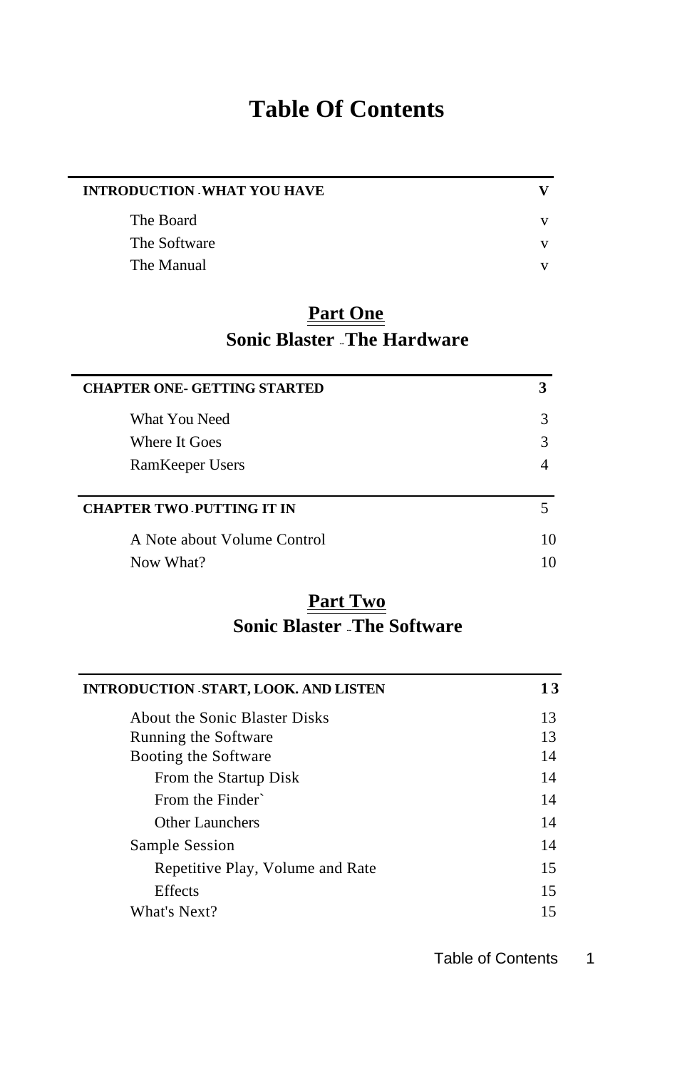# Table Of Contents

| **INTRODUCTION - WHAT YOU HAVE** | **V** |
|---|---|
| The Board | v |
| The Software | v |
| The Manual | v |

## Part One

## Sonic Blaster - The Hardware

| **CHAPTER ONE- GETTING STARTED** | **3** |
|---|---|
| What You Need | 3 |
| Where It Goes | 3 |
| RamKeeper Users | 4 |

| **CHAPTER TWO - PUTTING IT IN** | 5 |
|---|---|
| A Note about Volume Control | 10 |
| Now What? | 10 |

## Part Two

## Sonic Blaster - The Software

| **INTRODUCTION - START, LOOK. AND LISTEN** | **13** |
|---|---|
| About the Sonic Blaster Disks | 13 |
| Running the Software | 13 |
| Booting the Software | 14 |
| From the Startup Disk | 14 |
| From the Finder` | 14 |
| Other Launchers | 14 |
| Sample Session | 14 |
| Repetitive Play, Volume and Rate | 15 |
| Effects | 15 |
| What's Next? | 15 |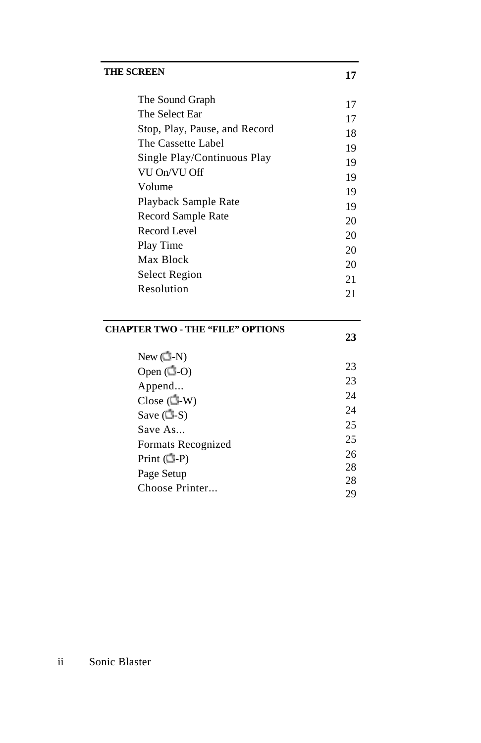| THE SCREEN | 17 |
|---|---|
| The Sound Graph | 17 |
| The Select Ear | 17 |
| Stop, Play, Pause, and Record | 18 |
| The Cassette Label | 19 |
| Single Play/Continuous Play | 19 |
| VU On/VU Off | 19 |
| Volume | 19 |
| Playback Sample Rate | 19 |
| Record Sample Rate | 20 |
| Record Level | 20 |
| Play Time | 20 |
| Max Block | 20 |
| Select Region | 21 |
| Resolution | 21 |

| CHAPTER TWO - THE “FILE” OPTIONS | 23 |
|---|---|
| New (⌘-N) | 23 |
| Open (⌘-O) | 23 |
| Append... | 24 |
| Close (⌘-W) | 24 |
| Save (⌘-S) | 25 |
| Save As... | 25 |
| Formats Recognized | 26 |
| Print (⌘-P) | 28 |
| Page Setup | 28 |
| Choose Printer... | 29 |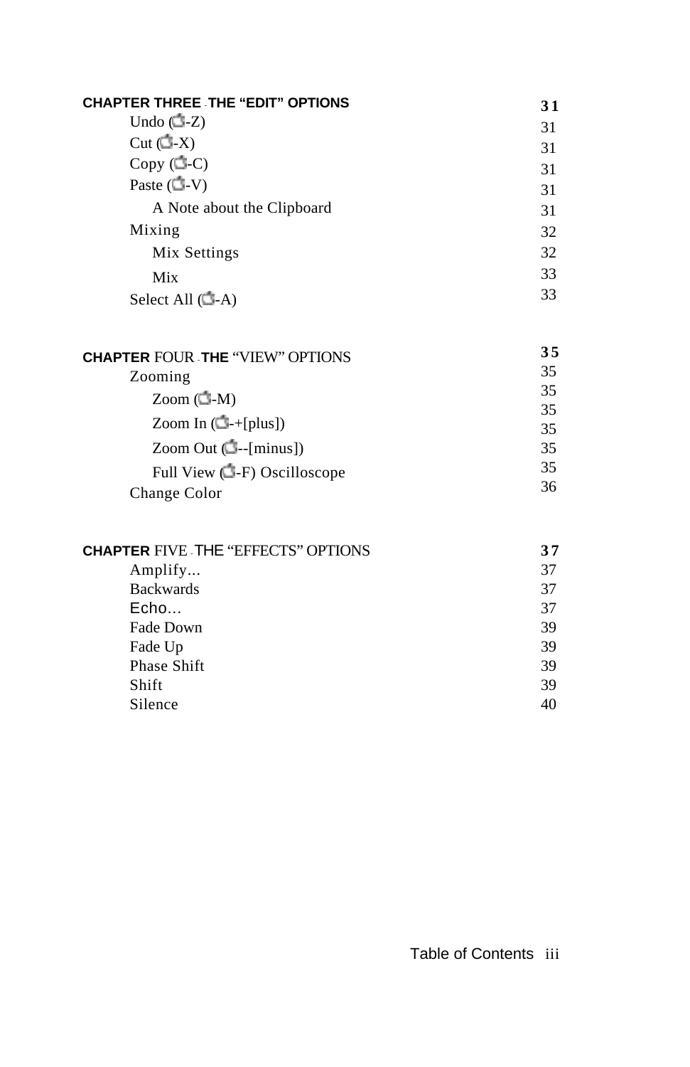| | |
|---|---|
| **CHAPTER THREE - THE "EDIT" OPTIONS** | **31** |
| Undo (⌘-Z) | 31 |
| Cut (⌘-X) | 31 |
| Copy (⌘-C) | 31 |
| Paste (⌘-V) | 31 |
| A Note about the Clipboard | 31 |
| Mixing | 32 |
| Mix Settings | 32 |
| Mix | 33 |
| Select All (⌘-A) | 33 |

| | |
|---|---|
| **CHAPTER FOUR - THE "VIEW" OPTIONS** | **35** |
| Zooming | 35 |
| Zoom (⌘-M) | 35 |
| Zoom In (⌘-+[plus]) | 35 |
| Zoom Out (⌘--[minus]) | 35 |
| Full View (⌘-F) Oscilloscope | 35 |
| Change Color | 36 |

| | |
|---|---|
| **CHAPTER FIVE - THE "EFFECTS" OPTIONS** | **37** |
| Amplify... | 37 |
| Backwards | 37 |
| Echo... | 37 |
| Fade Down | 39 |
| Fade Up | 39 |
| Phase Shift | 39 |
| Shift | 39 |
| Silence | 40 |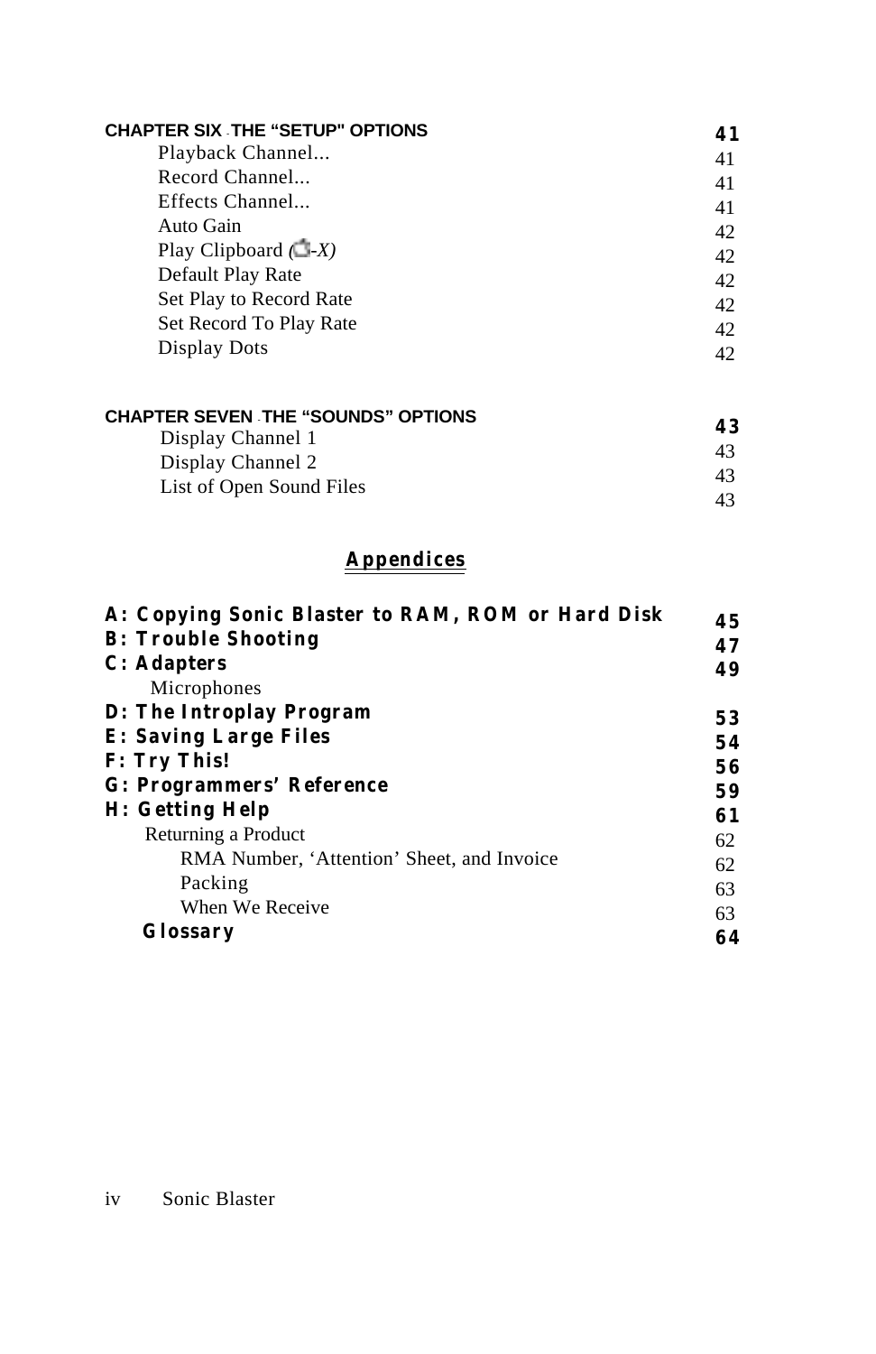**CHAPTER SIX - THE "SETUP" OPTIONS** **41**

Playback Channel... 41
Record Channel... 41
Effects Channel... 41
Auto Gain 42
Play Clipboard (⌘-X) 42
Default Play Rate 42
Set Play to Record Rate 42
Set Record To Play Rate 42
Display Dots 42

**CHAPTER SEVEN - THE "SOUNDS" OPTIONS** **43**

Display Channel 1 43
Display Channel 2 43
List of Open Sound Files 43

## Appendices

**A: Copying Sonic Blaster to RAM, ROM or Hard Disk** **45**
**B: Trouble Shooting** **47**
**C: Adapters** **49**
Microphones
**D: The Introplay Program** **53**
**E: Saving Large Files** **54**
**F: Try This!** **56**
**G: Programmers' Reference** **59**
**H: Getting Help** **61**
Returning a Product 62
RMA Number, 'Attention' Sheet, and Invoice 62
Packing 63
When We Receive 63
**Glossary** **64**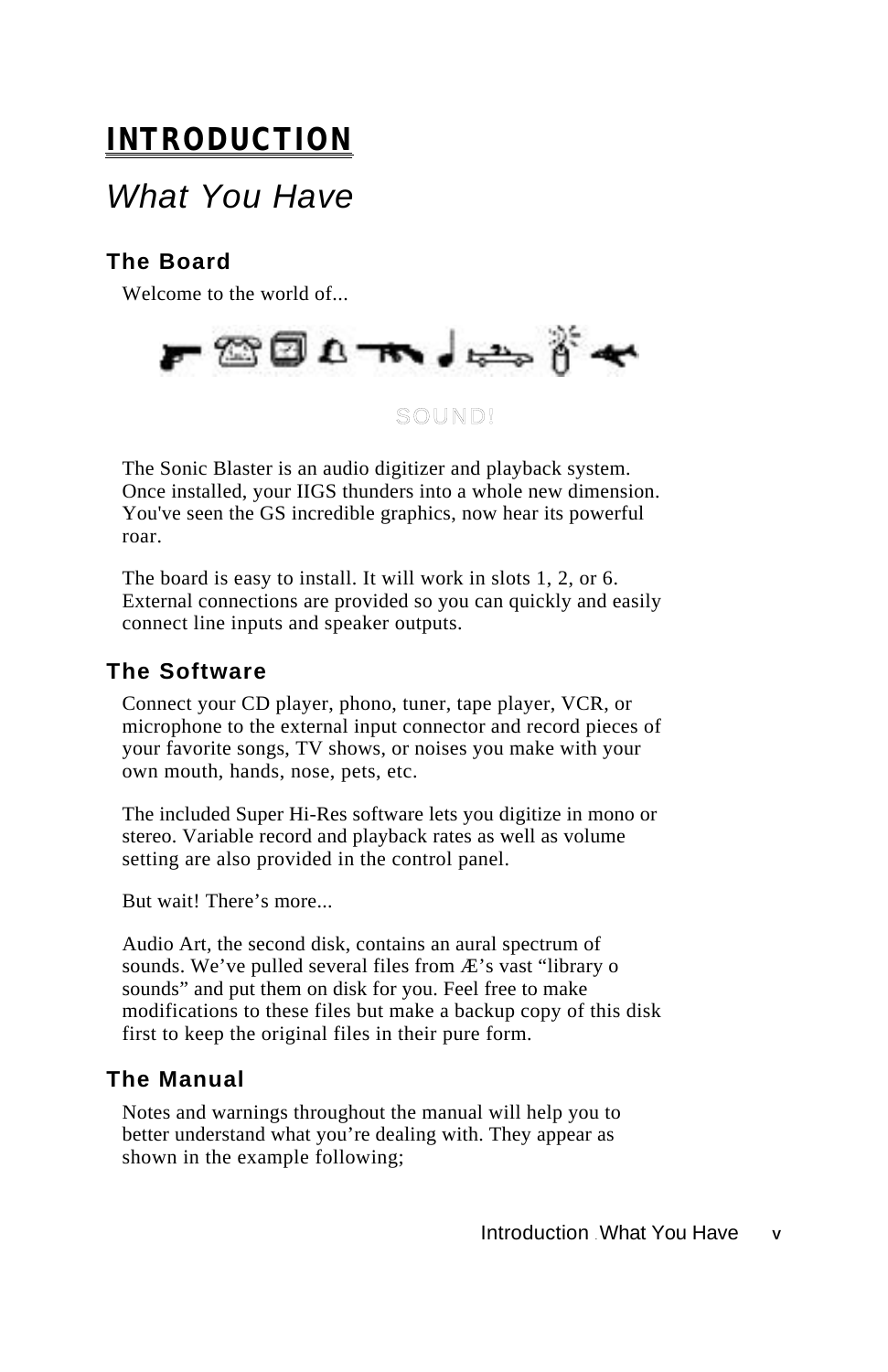# INTRODUCTION

## *What You Have*

### The Board

Welcome to the world of...

SOUND!

The Sonic Blaster is an audio digitizer and playback system. Once installed, your IIGS thunders into a whole new dimension. You've seen the GS incredible graphics, now hear its powerful roar.

The board is easy to install. It will work in slots 1, 2, or 6. External connections are provided so you can quickly and easily connect line inputs and speaker outputs.

### The Software

Connect your CD player, phono, tuner, tape player, VCR, or microphone to the external input connector and record pieces of your favorite songs, TV shows, or noises you make with your own mouth, hands, nose, pets, etc.

The included Super Hi-Res software lets you digitize in mono or stereo. Variable record and playback rates as well as volume setting are also provided in the control panel.

But wait! There’s more...

Audio Art, the second disk, contains an aural spectrum of sounds. We’ve pulled several files from Æ’s vast “library o sounds” and put them on disk for you. Feel free to make modifications to these files but make a backup copy of this disk first to keep the original files in their pure form.

### The Manual

Notes and warnings throughout the manual will help you to better understand what you’re dealing with. They appear as shown in the example following;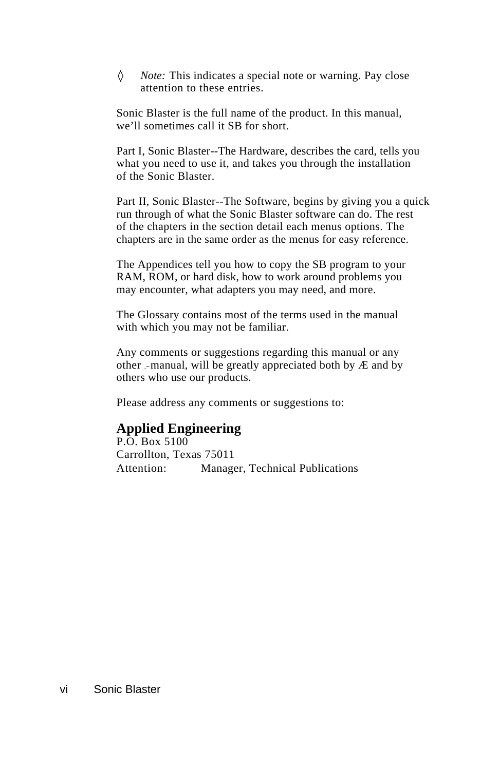◊ *Note:* This indicates a special note or warning. Pay close attention to these entries.

Sonic Blaster is the full name of the product. In this manual, we'll sometimes call it SB for short.

Part I, Sonic Blaster--The Hardware, describes the card, tells you what you need to use it, and takes you through the installation of the Sonic Blaster.

Part II, Sonic Blaster--The Software, begins by giving you a quick run through of what the Sonic Blaster software can do. The rest of the chapters in the section detail each menus options. The chapters are in the same order as the menus for easy reference.

The Appendices tell you how to copy the SB program to your RAM, ROM, or hard disk, how to work around problems you may encounter, what adapters you may need, and more.

The Glossary contains most of the terms used in the manual with which you may not be familiar.

Any comments or suggestions regarding this manual or any other manual, will be greatly appreciated both by Æ and by others who use our products.

Please address any comments or suggestions to:

**Applied Engineering**
P.O. Box 5100
Carrollton, Texas 75011
Attention: Manager, Technical Publications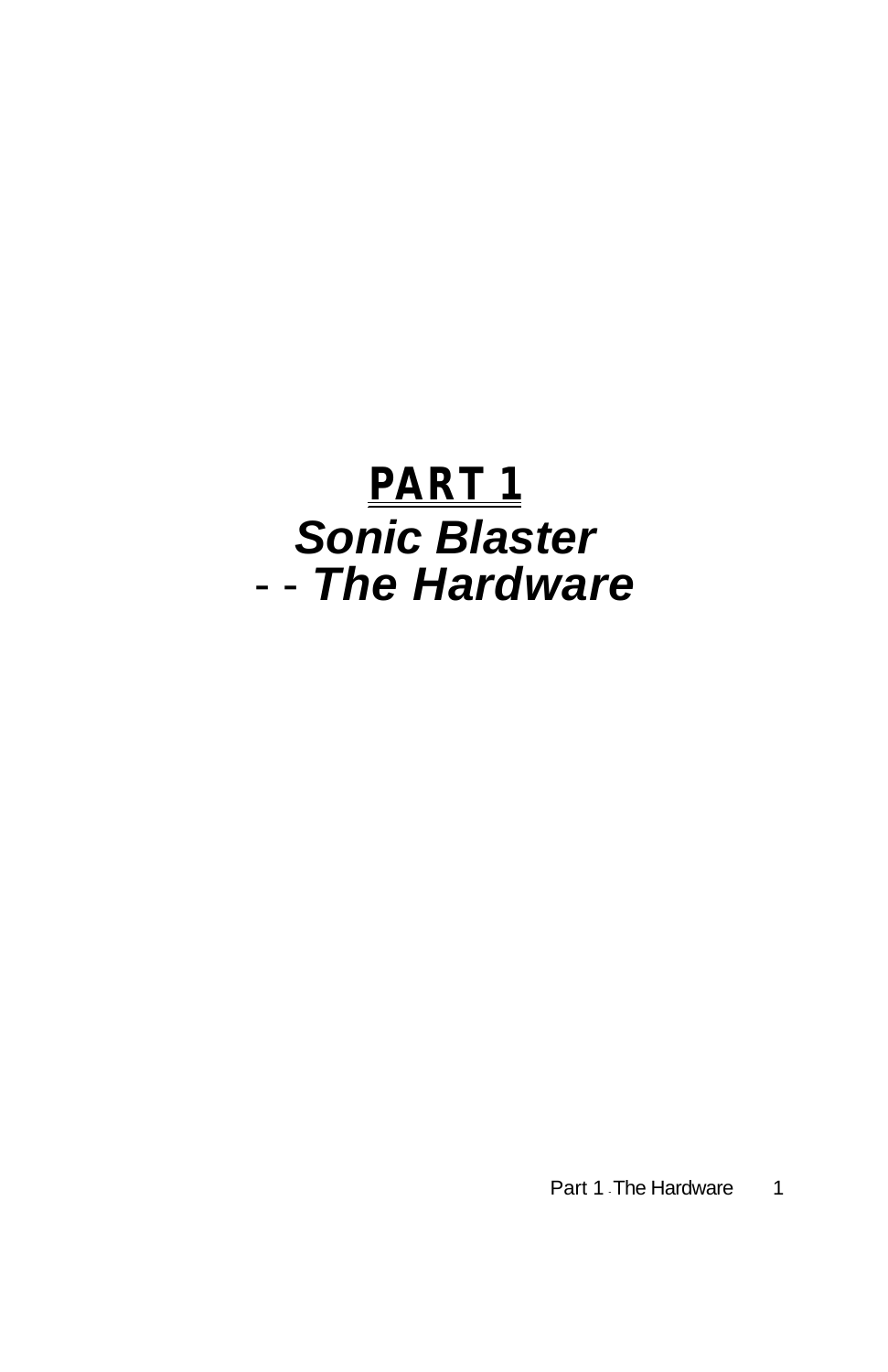# PART 1

## *Sonic Blaster*

## - - *The Hardware*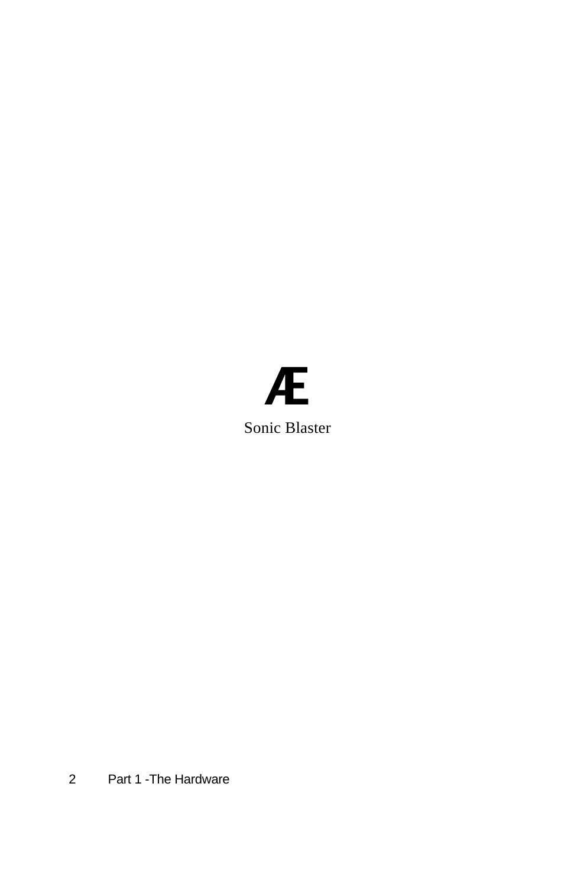Æ

Sonic Blaster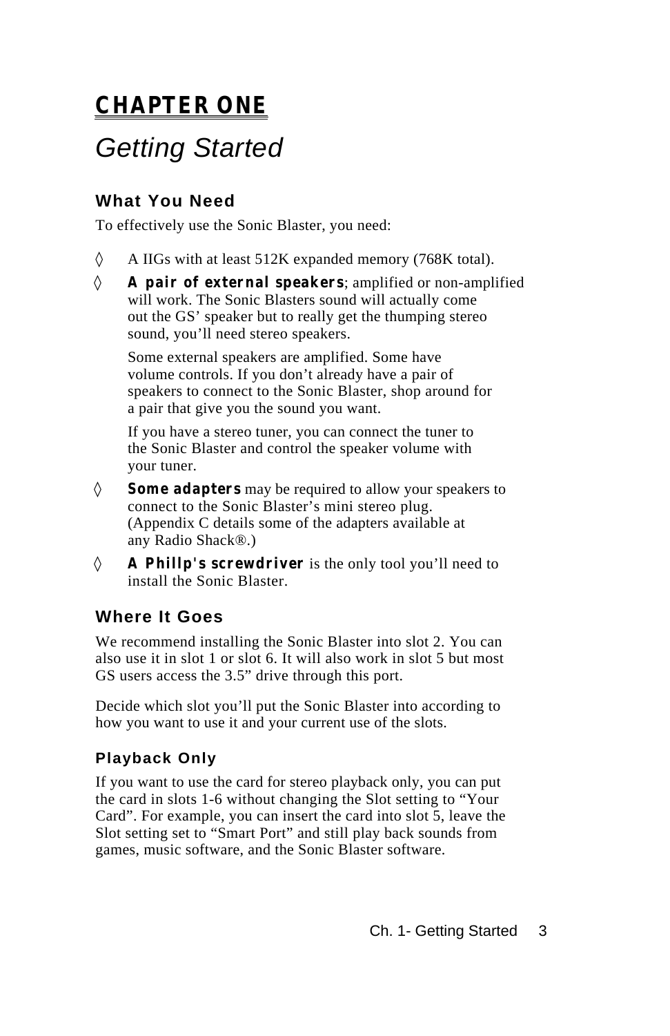# CHAPTER ONE

## *Getting Started*

### What You Need

To effectively use the Sonic Blaster, you need:

◊ A IIGs with at least 512K expanded memory (768K total).

◊ **A pair of external speakers**; amplified or non-amplified will work. The Sonic Blasters sound will actually come out the GS' speaker but to really get the thumping stereo sound, you'll need stereo speakers.

  Some external speakers are amplified. Some have volume controls. If you don't already have a pair of speakers to connect to the Sonic Blaster, shop around for a pair that give you the sound you want.

  If you have a stereo tuner, you can connect the tuner to the Sonic Blaster and control the speaker volume with your tuner.

◊ **Some adapters** may be required to allow your speakers to connect to the Sonic Blaster's mini stereo plug. (Appendix C details some of the adapters available at any Radio Shack®.)

◊ **A Phillp's screwdriver** is the only tool you'll need to install the Sonic Blaster.

### Where It Goes

We recommend installing the Sonic Blaster into slot 2. You can also use it in slot 1 or slot 6. It will also work in slot 5 but most GS users access the 3.5" drive through this port.

Decide which slot you'll put the Sonic Blaster into according to how you want to use it and your current use of the slots.

#### Playback Only

If you want to use the card for stereo playback only, you can put the card in slots 1-6 without changing the Slot setting to "Your Card". For example, you can insert the card into slot 5, leave the Slot setting set to "Smart Port" and still play back sounds from games, music software, and the Sonic Blaster software.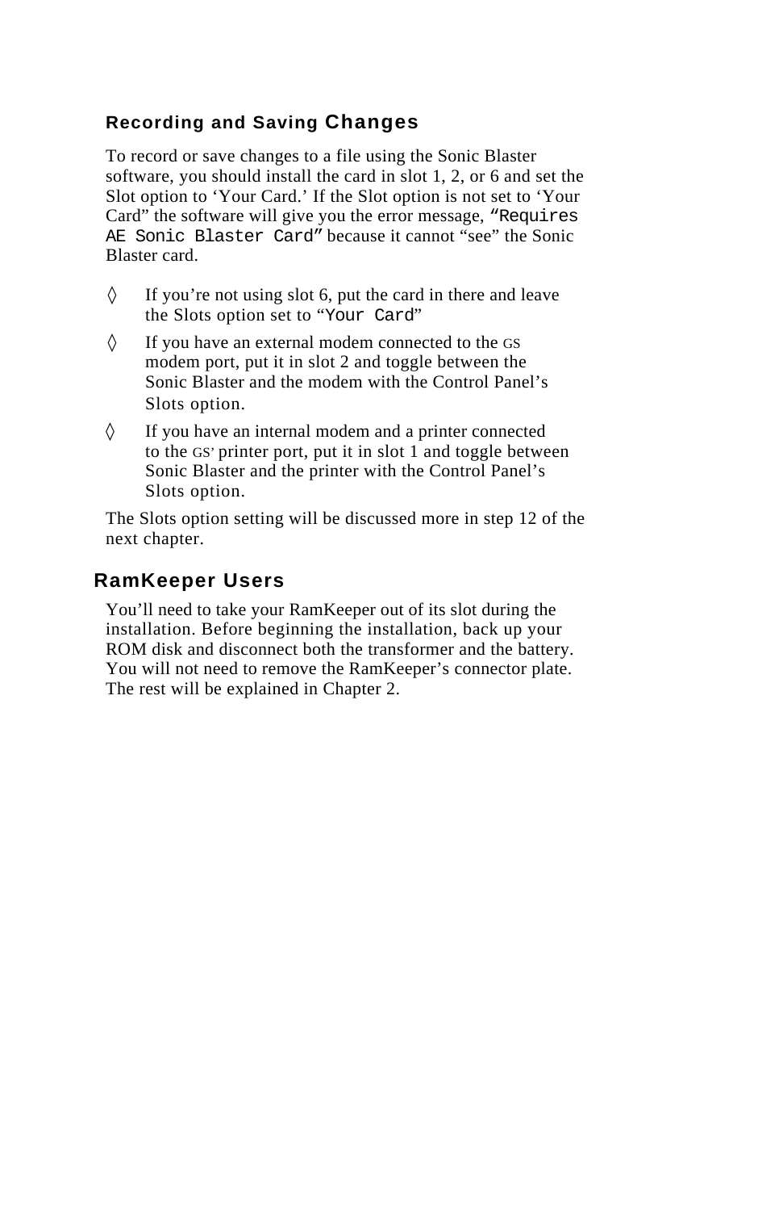### Recording and Saving Changes

To record or save changes to a file using the Sonic Blaster software, you should install the card in slot 1, 2, or 6 and set the Slot option to ‘Your Card.’ If the Slot option is not set to ‘Your Card” the software will give you the error message, `“Requires AE Sonic Blaster Card”` because it cannot “see” the Sonic Blaster card.

◊ If you’re not using slot 6, put the card in there and leave the Slots option set to “`Your Card`”

◊ If you have an external modem connected to the GS modem port, put it in slot 2 and toggle between the Sonic Blaster and the modem with the Control Panel’s Slots option.

◊ If you have an internal modem and a printer connected to the GS’ printer port, put it in slot 1 and toggle between Sonic Blaster and the printer with the Control Panel’s Slots option.

The Slots option setting will be discussed more in step 12 of the next chapter.

## RamKeeper Users

You’ll need to take your RamKeeper out of its slot during the installation. Before beginning the installation, back up your ROM disk and disconnect both the transformer and the battery. You will not need to remove the RamKeeper’s connector plate. The rest will be explained in Chapter 2.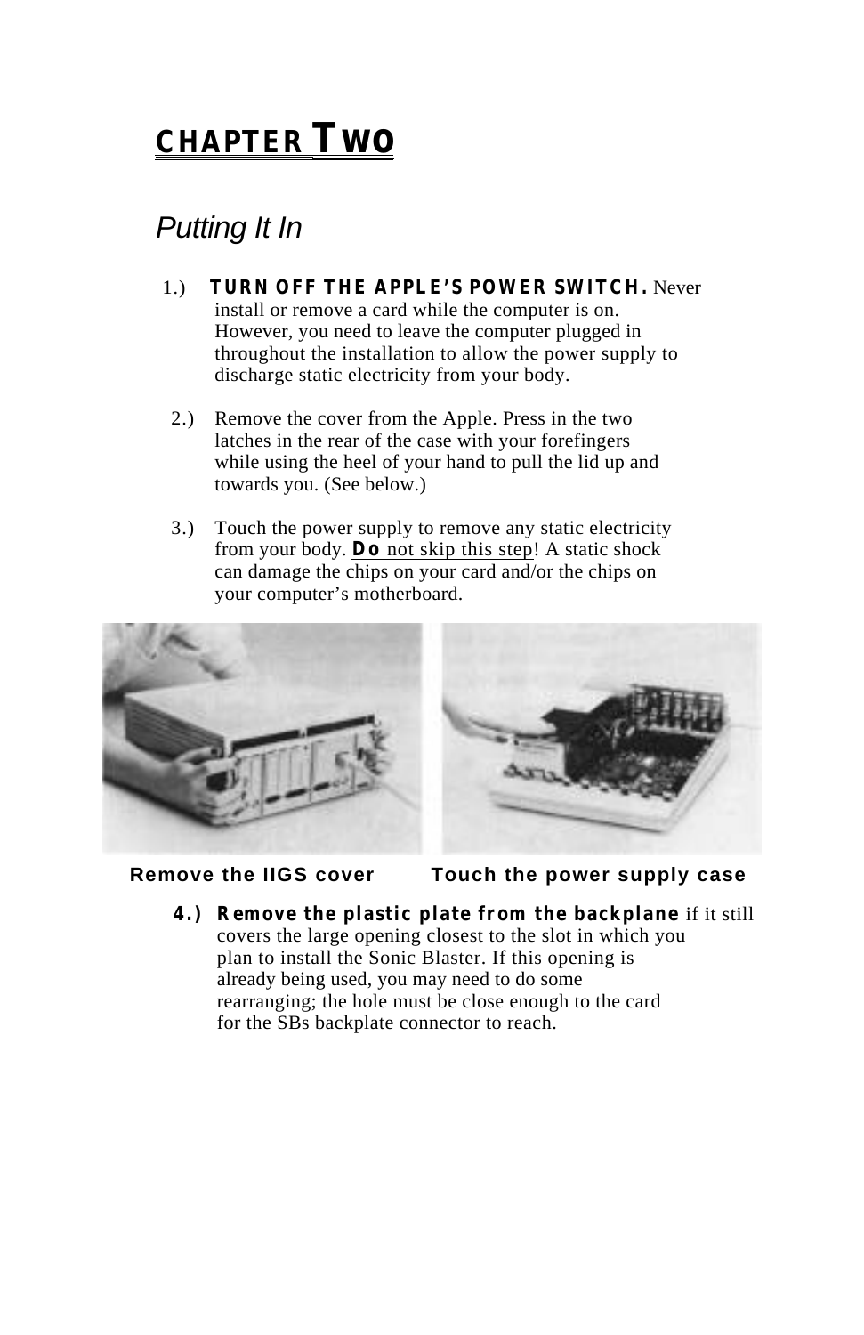# CHAPTER TWO

## *Putting It In*

1.) **TURN OFF THE APPLE'S POWER SWITCH.** Never install or remove a card while the computer is on. However, you need to leave the computer plugged in throughout the installation to allow the power supply to discharge static electricity from your body.

2.) Remove the cover from the Apple. Press in the two latches in the rear of the case with your forefingers while using the heel of your hand to pull the lid up and towards you. (See below.)

3.) Touch the power supply to remove any static electricity from your body. **Do** not skip this step! A static shock can damage the chips on your card and/or the chips on your computer's motherboard.

**Remove the IIGS cover** **Touch the power supply case**

**4.) Remove the plastic plate from the backplane** if it still covers the large opening closest to the slot in which you plan to install the Sonic Blaster. If this opening is already being used, you may need to do some rearranging; the hole must be close enough to the card for the SBs backplate connector to reach.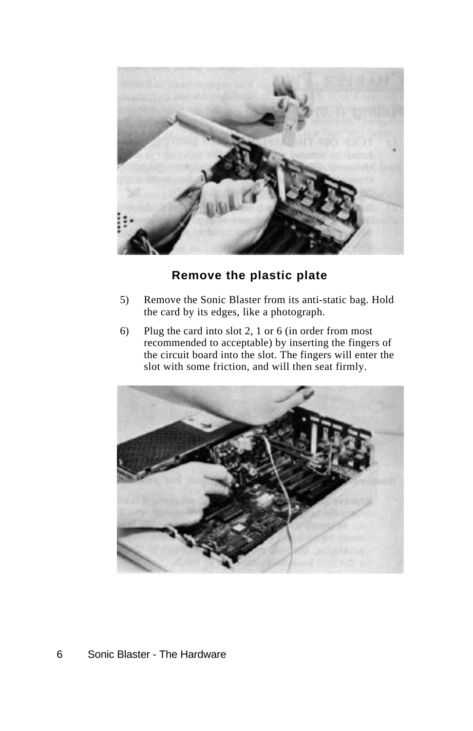**Remove the plastic plate**

5) Remove the Sonic Blaster from its anti-static bag. Hold the card by its edges, like a photograph.

6) Plug the card into slot 2, 1 or 6 (in order from most recommended to acceptable) by inserting the fingers of the circuit board into the slot. The fingers will enter the slot with some friction, and will then seat firmly.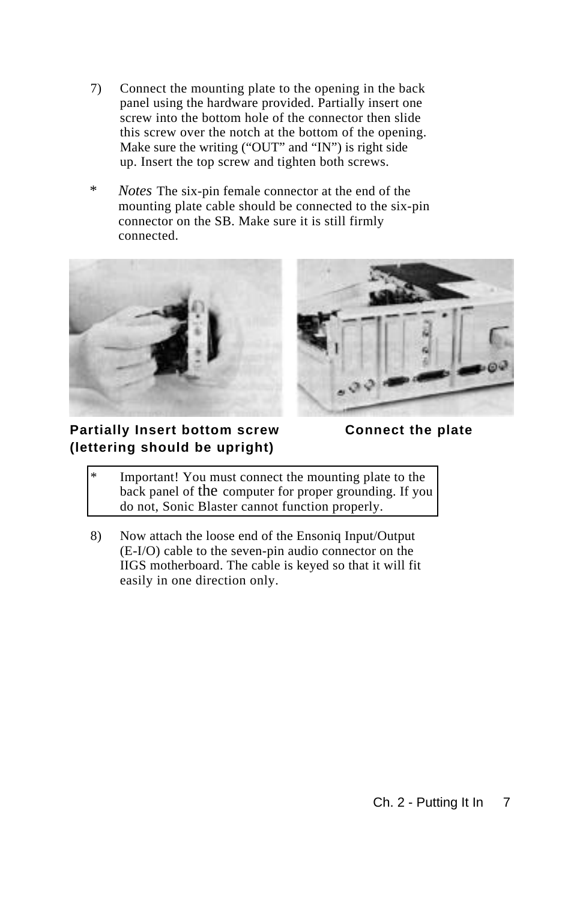7) Connect the mounting plate to the opening in the back panel using the hardware provided. Partially insert one screw into the bottom hole of the connector then slide this screw over the notch at the bottom of the opening. Make sure the writing (“OUT” and “IN”) is right side up. Insert the top screw and tighten both screws.

\* *Notes* The six-pin female connector at the end of the mounting plate cable should be connected to the six-pin connector on the SB. Make sure it is still firmly connected.

**Partially Insert bottom screw (lettering should be upright)**

**Connect the plate**

| * Important! You must connect the mounting plate to the back panel of the computer for proper grounding. If you do not, Sonic Blaster cannot function properly. |
|---|

8) Now attach the loose end of the Ensoniq Input/Output (E-I/O) cable to the seven-pin audio connector on the IIGS motherboard. The cable is keyed so that it will fit easily in one direction only.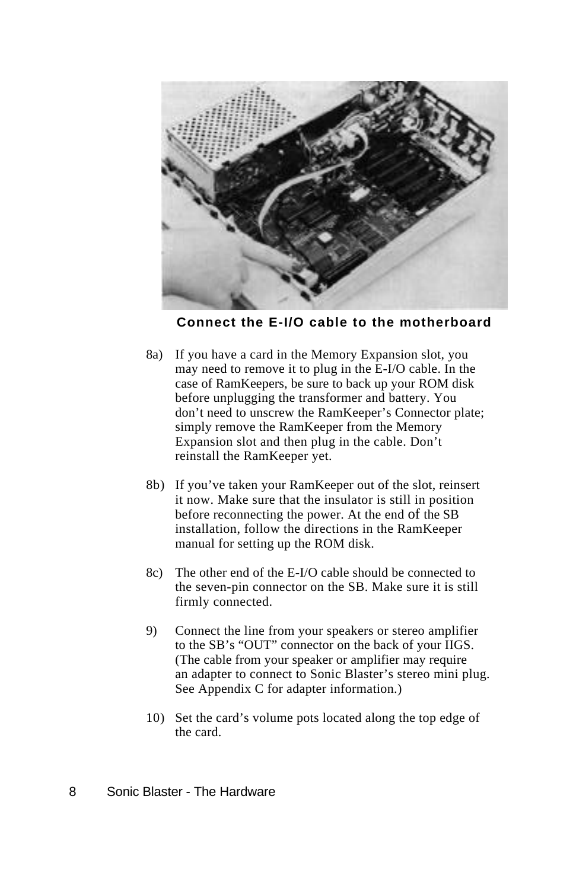**Connect the E-I/O cable to the motherboard**

8a) If you have a card in the Memory Expansion slot, you may need to remove it to plug in the E-I/O cable. In the case of RamKeepers, be sure to back up your ROM disk before unplugging the transformer and battery. You don't need to unscrew the RamKeeper's Connector plate; simply remove the RamKeeper from the Memory Expansion slot and then plug in the cable. Don't reinstall the RamKeeper yet.

8b) If you've taken your RamKeeper out of the slot, reinsert it now. Make sure that the insulator is still in position before reconnecting the power. At the end of the SB installation, follow the directions in the RamKeeper manual for setting up the ROM disk.

8c) The other end of the E-I/O cable should be connected to the seven-pin connector on the SB. Make sure it is still firmly connected.

9) Connect the line from your speakers or stereo amplifier to the SB's "OUT" connector on the back of your IIGS. (The cable from your speaker or amplifier may require an adapter to connect to Sonic Blaster's stereo mini plug. See Appendix C for adapter information.)

10) Set the card's volume pots located along the top edge of the card.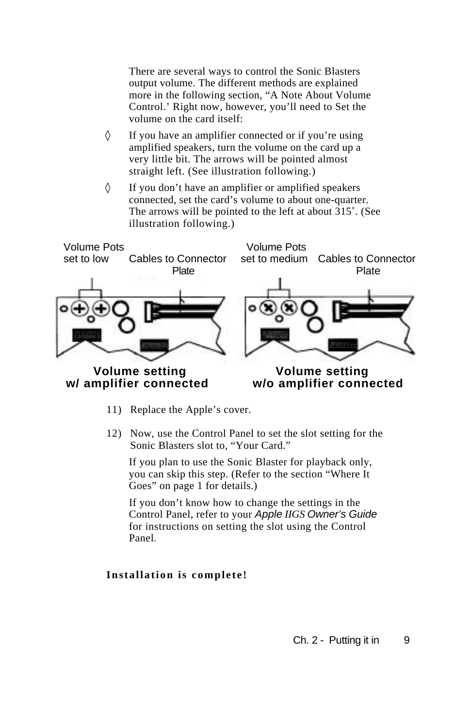There are several ways to control the Sonic Blasters output volume. The different methods are explained more in the following section, "A Note About Volume Control.' Right now, however, you'll need to Set the volume on the card itself:

◊ If you have an amplifier connected or if you're using amplified speakers, turn the volume on the card up a very little bit. The arrows will be pointed almost straight left. (See illustration following.)

◊ If you don't have an amplifier or amplified speakers connected, set the card's volume to about one-quarter. The arrows will be pointed to the left at about 315˚. (See illustration following.)

Volume Pots set to low — Cables to Connector Plate

Volume Pots set to medium — Cables to Connector Plate

**Volume setting w/ amplifier connected**

**Volume setting w/o amplifier connected**

11) Replace the Apple's cover.

12) Now, use the Control Panel to set the slot setting for the Sonic Blasters slot to, "Your Card."

If you plan to use the Sonic Blaster for playback only, you can skip this step. (Refer to the section "Where It Goes" on page 1 for details.)

If you don't know how to change the settings in the Control Panel, refer to your *Apple IIGS Owner's Guide* for instructions on setting the slot using the Control Panel.

**Installation is complete!**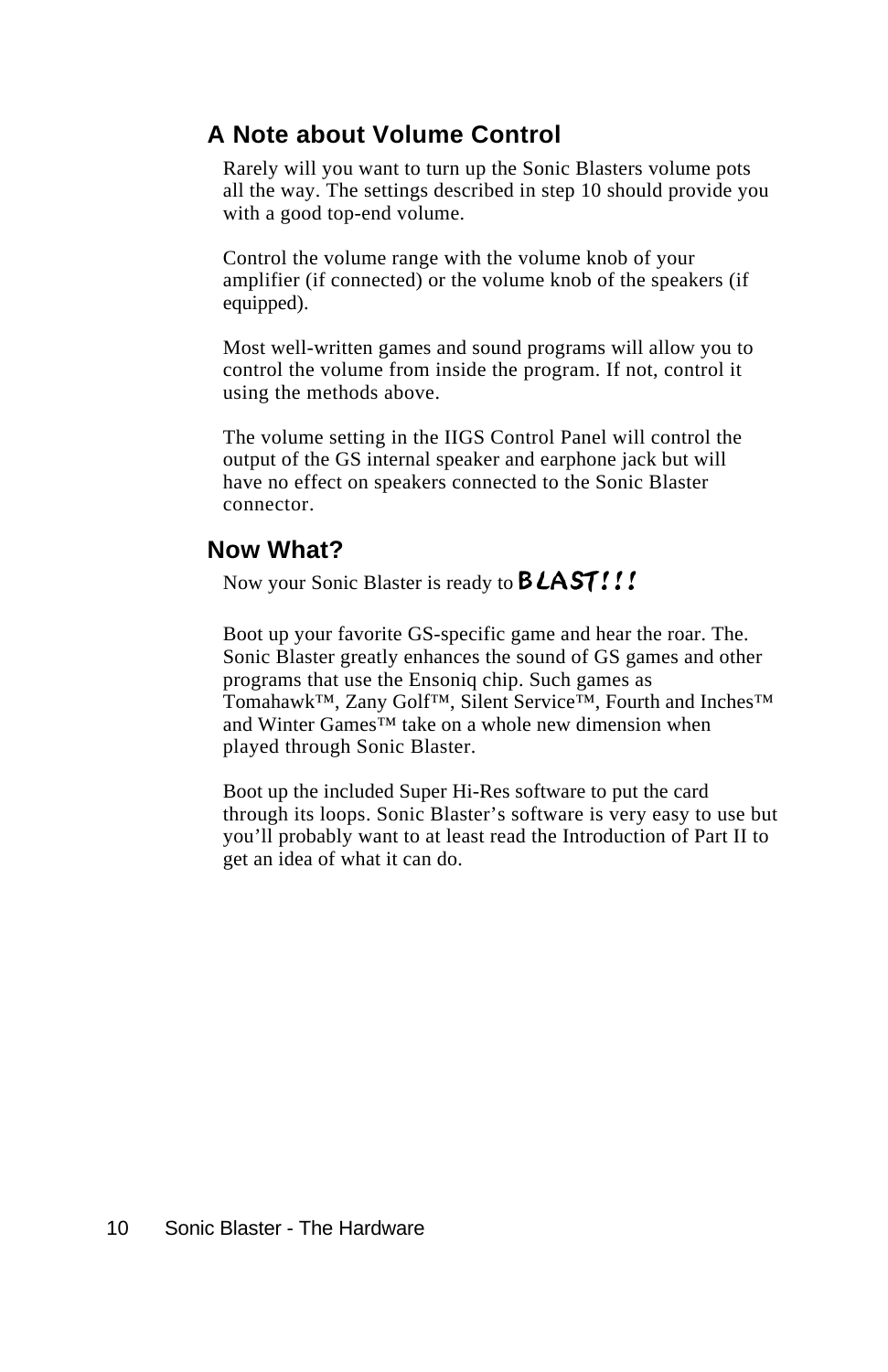## A Note about Volume Control

Rarely will you want to turn up the Sonic Blasters volume pots all the way. The settings described in step 10 should provide you with a good top-end volume.

Control the volume range with the volume knob of your amplifier (if connected) or the volume knob of the speakers (if equipped).

Most well-written games and sound programs will allow you to control the volume from inside the program. If not, control it using the methods above.

The volume setting in the IIGS Control Panel will control the output of the GS internal speaker and earphone jack but will have no effect on speakers connected to the Sonic Blaster connector.

## Now What?

Now your Sonic Blaster is ready to **BLAST!!!**

Boot up your favorite GS-specific game and hear the roar. The. Sonic Blaster greatly enhances the sound of GS games and other programs that use the Ensoniq chip. Such games as Tomahawk™, Zany Golf™, Silent Service™, Fourth and Inches™ and Winter Games™ take on a whole new dimension when played through Sonic Blaster.

Boot up the included Super Hi-Res software to put the card through its loops. Sonic Blaster’s software is very easy to use but you’ll probably want to at least read the Introduction of Part II to get an idea of what it can do.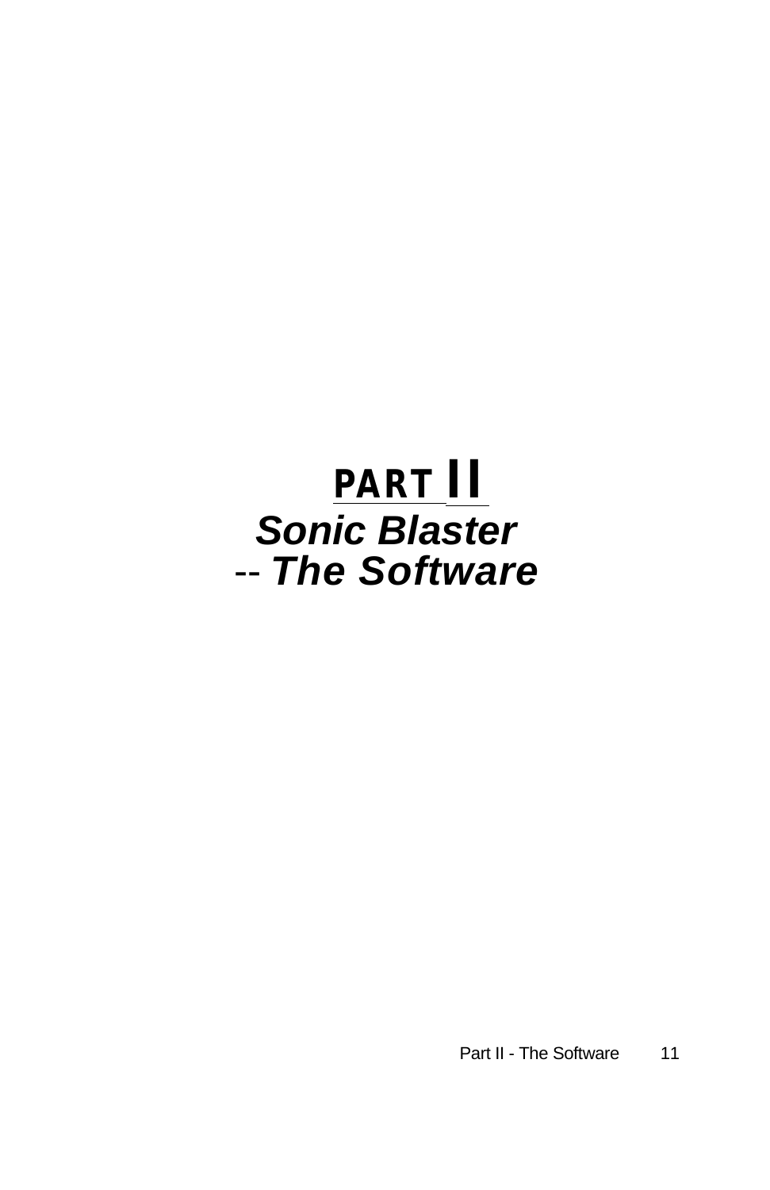# PART II

## *Sonic Blaster*

## -- *The Software*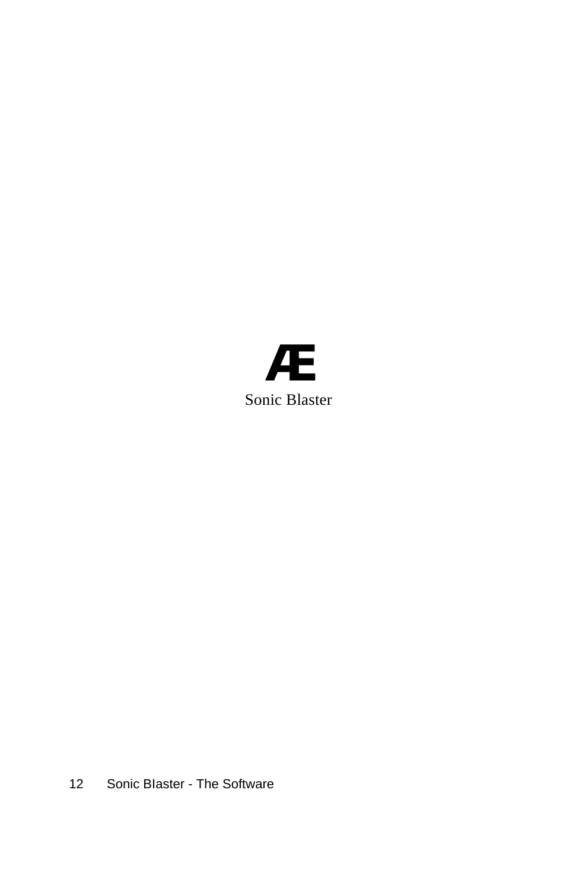Æ

Sonic Blaster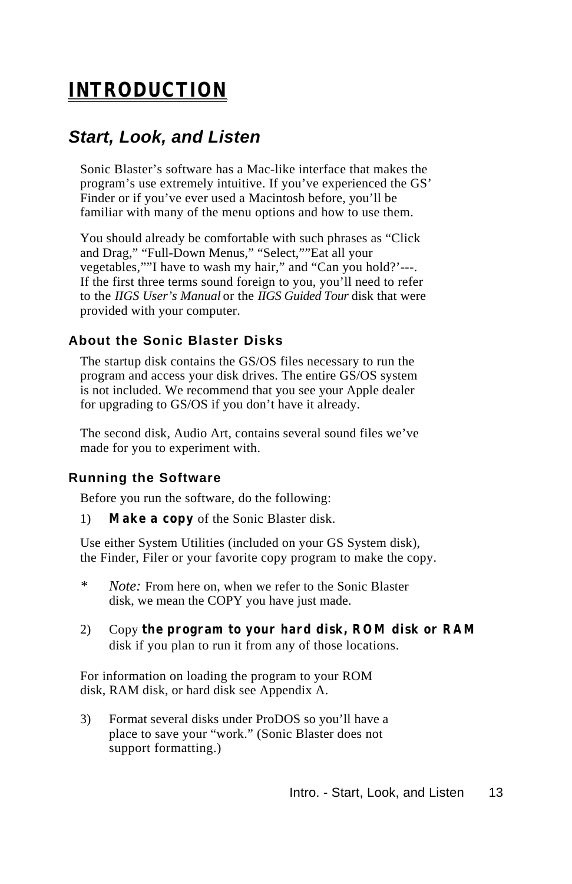# INTRODUCTION

## *Start, Look, and Listen*

Sonic Blaster's software has a Mac-like interface that makes the program's use extremely intuitive. If you've experienced the GS' Finder or if you've ever used a Macintosh before, you'll be familiar with many of the menu options and how to use them.

You should already be comfortable with such phrases as "Click and Drag," "Full-Down Menus," "Select,""Eat all your vegetables,""I have to wash my hair," and "Can you hold?'---. If the first three terms sound foreign to you, you'll need to refer to the *IIGS User's Manual* or the *IIGS Guided Tour* disk that were provided with your computer.

### About the Sonic Blaster Disks

The startup disk contains the GS/OS files necessary to run the program and access your disk drives. The entire GS/OS system is not included. We recommend that you see your Apple dealer for upgrading to GS/OS if you don't have it already.

The second disk, Audio Art, contains several sound files we've made for you to experiment with.

### Running the Software

Before you run the software, do the following:

1) **Make a copy** of the Sonic Blaster disk.

Use either System Utilities (included on your GS System disk), the Finder, Filer or your favorite copy program to make the copy.

* *Note:* From here on, when we refer to the Sonic Blaster disk, we mean the COPY you have just made.

2) Copy **the program to your hard disk, ROM disk or RAM** disk if you plan to run it from any of those locations.

For information on loading the program to your ROM disk, RAM disk, or hard disk see Appendix A.

3) Format several disks under ProDOS so you'll have a place to save your "work." (Sonic Blaster does not support formatting.)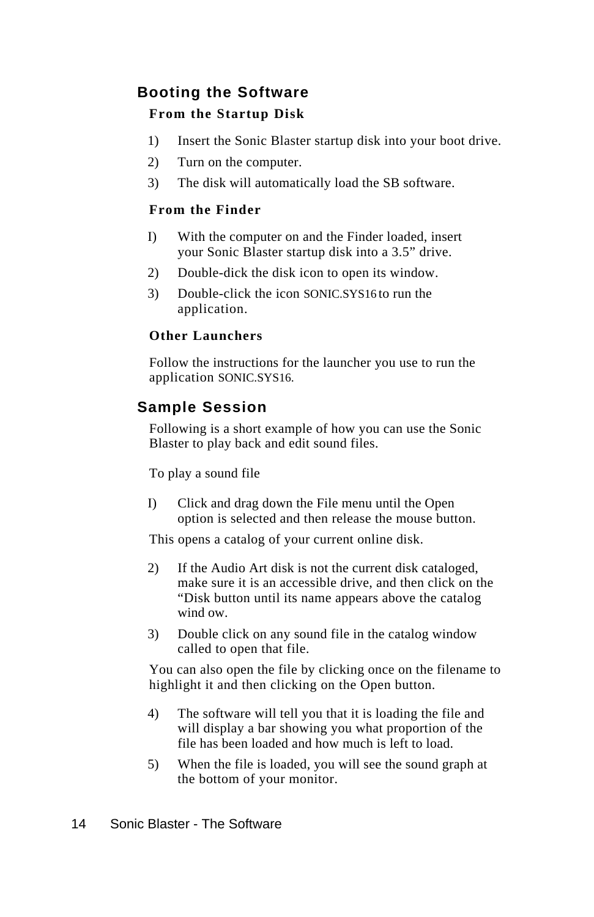## Booting the Software

### From the Startup Disk

1) Insert the Sonic Blaster startup disk into your boot drive.
2) Turn on the computer.
3) The disk will automatically load the SB software.

### From the Finder

I) With the computer on and the Finder loaded, insert your Sonic Blaster startup disk into a 3.5” drive.
2) Double-dick the disk icon to open its window.
3) Double-click the icon SONIC.SYS16 to run the application.

### Other Launchers

Follow the instructions for the launcher you use to run the application SONIC.SYS16.

## Sample Session

Following is a short example of how you can use the Sonic Blaster to play back and edit sound files.

To play a sound file

I) Click and drag down the File menu until the Open option is selected and then release the mouse button.

This opens a catalog of your current online disk.

2) If the Audio Art disk is not the current disk cataloged, make sure it is an accessible drive, and then click on the “Disk button until its name appears above the catalog wind ow.
3) Double click on any sound file in the catalog window called to open that file.

You can also open the file by clicking once on the filename to highlight it and then clicking on the Open button.

4) The software will tell you that it is loading the file and will display a bar showing you what proportion of the file has been loaded and how much is left to load.
5) When the file is loaded, you will see the sound graph at the bottom of your monitor.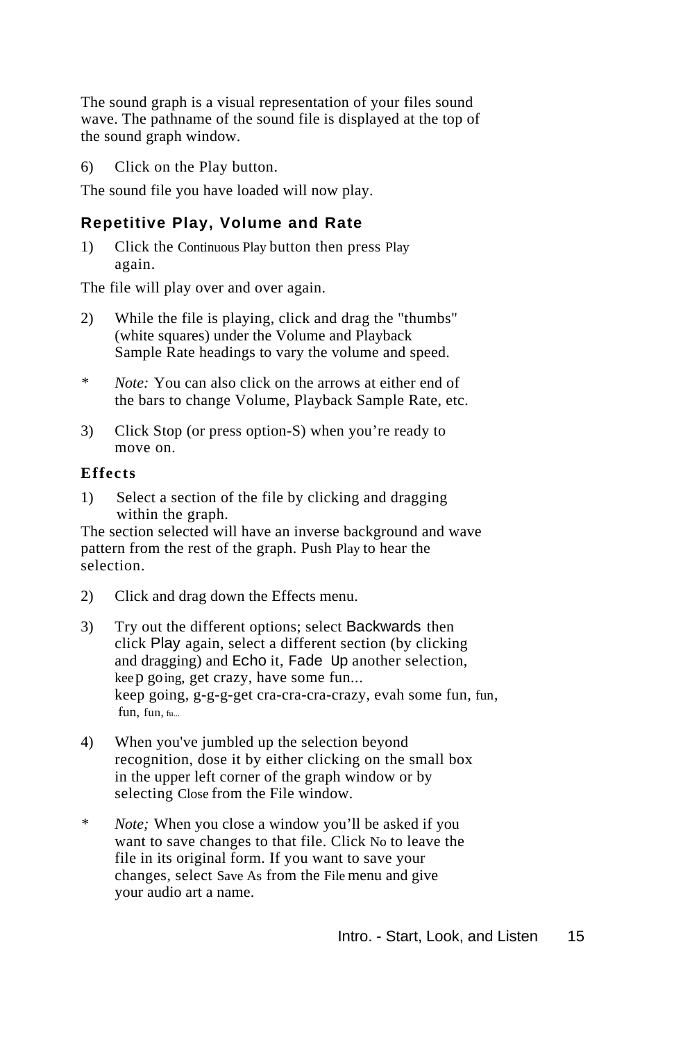The sound graph is a visual representation of your files sound wave. The pathname of the sound file is displayed at the top of the sound graph window.

6) Click on the Play button.

The sound file you have loaded will now play.

### Repetitive Play, Volume and Rate

1) Click the Continuous Play button then press Play again.

The file will play over and over again.

2) While the file is playing, click and drag the "thumbs" (white squares) under the Volume and Playback Sample Rate headings to vary the volume and speed.

* *Note:* You can also click on the arrows at either end of the bars to change Volume, Playback Sample Rate, etc.

3) Click Stop (or press option-S) when you're ready to move on.

### Effects

1) Select a section of the file by clicking and dragging within the graph.

The section selected will have an inverse background and wave pattern from the rest of the graph. Push Play to hear the selection.

2) Click and drag down the Effects menu.

3) Try out the different options; select Backwards then click Play again, select a different section (by clicking and dragging) and Echo it, Fade Up another selection, keep going, get crazy, have some fun...
keep going, g-g-g-get cra-cra-cra-crazy, evah some fun, fun, fun, fun, fu...

4) When you've jumbled up the selection beyond recognition, dose it by either clicking on the small box in the upper left corner of the graph window or by selecting Close from the File window.

* *Note;* When you close a window you'll be asked if you want to save changes to that file. Click No to leave the file in its original form. If you want to save your changes, select Save As from the File menu and give your audio art a name.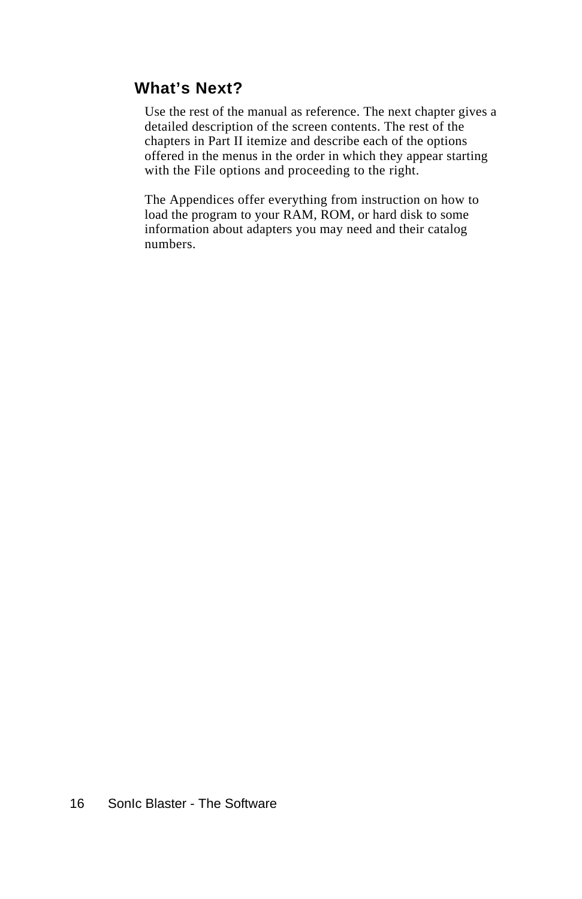## What's Next?

Use the rest of the manual as reference. The next chapter gives a detailed description of the screen contents. The rest of the chapters in Part II itemize and describe each of the options offered in the menus in the order in which they appear starting with the File options and proceeding to the right.

The Appendices offer everything from instruction on how to load the program to your RAM, ROM, or hard disk to some information about adapters you may need and their catalog numbers.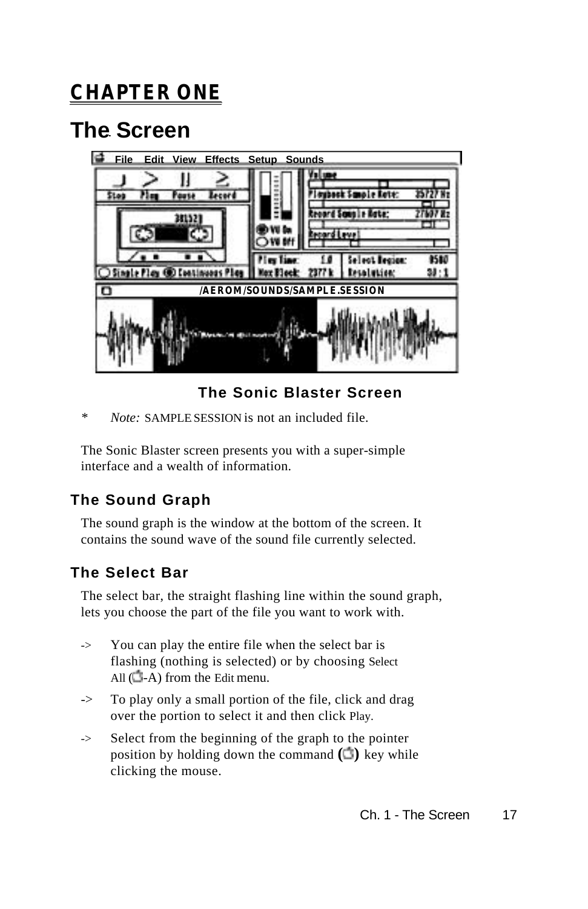# CHAPTER ONE

## The Screen

**The Sonic Blaster Screen**

\* *Note:* SAMPLE SESSION is not an included file.

The Sonic Blaster screen presents you with a super-simple interface and a wealth of information.

### The Sound Graph

The sound graph is the window at the bottom of the screen. It contains the sound wave of the sound file currently selected.

### The Select Bar

The select bar, the straight flashing line within the sound graph, lets you choose the part of the file you want to work with.

-> You can play the entire file when the select bar is flashing (nothing is selected) or by choosing Select All (-A) from the Edit menu.

-> To play only a small portion of the file, click and drag over the portion to select it and then click Play.

-> Select from the beginning of the graph to the pointer position by holding down the command () key while clicking the mouse.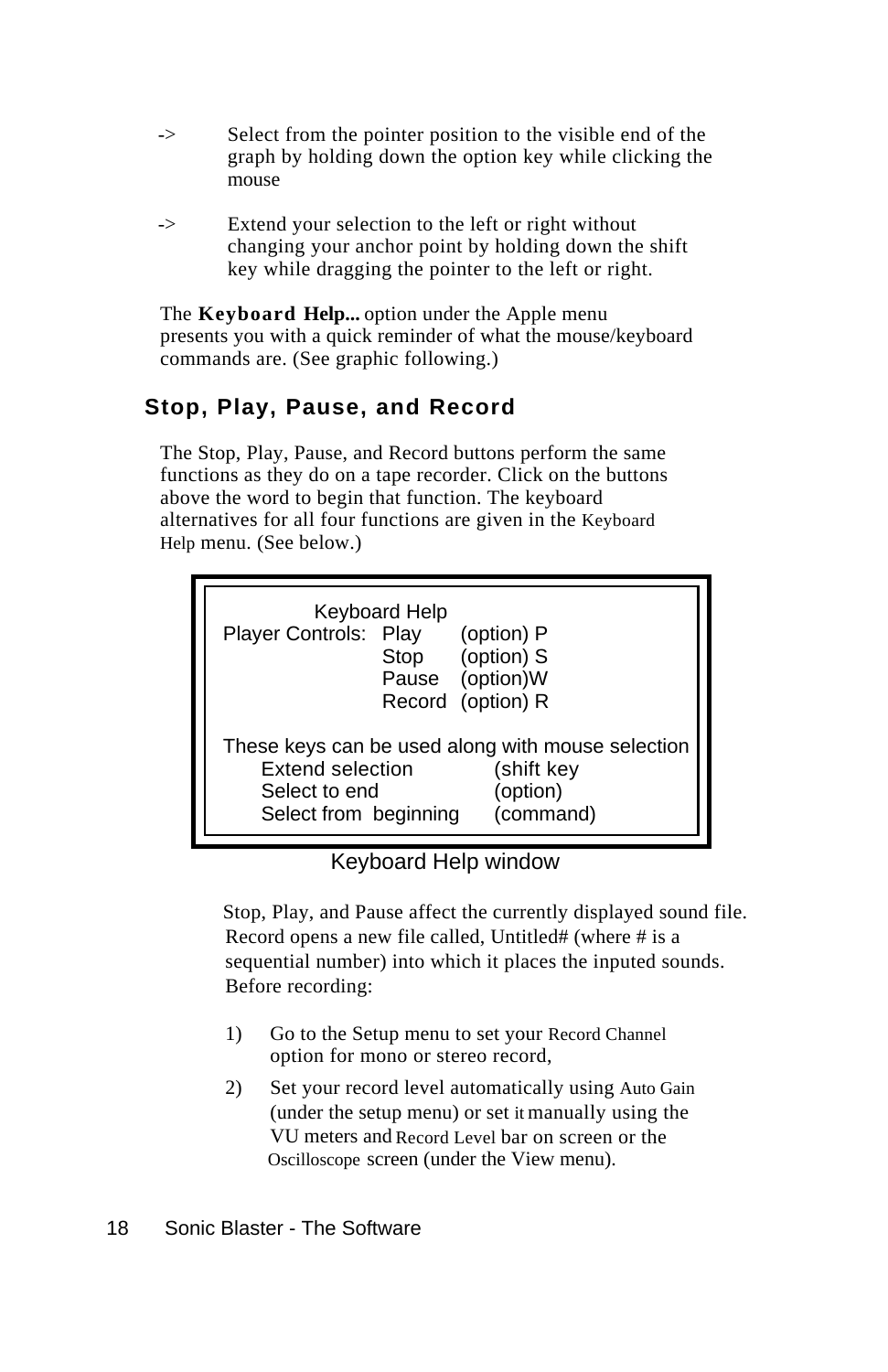-> Select from the pointer position to the visible end of the graph by holding down the option key while clicking the mouse

-> Extend your selection to the left or right without changing your anchor point by holding down the shift key while dragging the pointer to the left or right.

The **Keyboard Help...** option under the Apple menu presents you with a quick reminder of what the mouse/keyboard commands are. (See graphic following.)

## Stop, Play, Pause, and Record

The Stop, Play, Pause, and Record buttons perform the same functions as they do on a tape recorder. Click on the buttons above the word to begin that function. The keyboard alternatives for all four functions are given in the Keyboard Help menu. (See below.)

```
            Keyboard Help
Player Controls:  Play     (option) P
                  Stop     (option) S
                  Pause    (option)W
                  Record   (option) R

These keys can be used along with mouse selection
     Extend selection          (shift key
     Select to end             (option)
     Select from  beginning    (command)
```

Keyboard Help window

Stop, Play, and Pause affect the currently displayed sound file. Record opens a new file called, Untitled# (where # is a sequential number) into which it places the inputed sounds. Before recording:

1) Go to the Setup menu to set your Record Channel option for mono or stereo record,

2) Set your record level automatically using Auto Gain (under the setup menu) or set it manually using the VU meters and Record Level bar on screen or the Oscilloscope screen (under the View menu).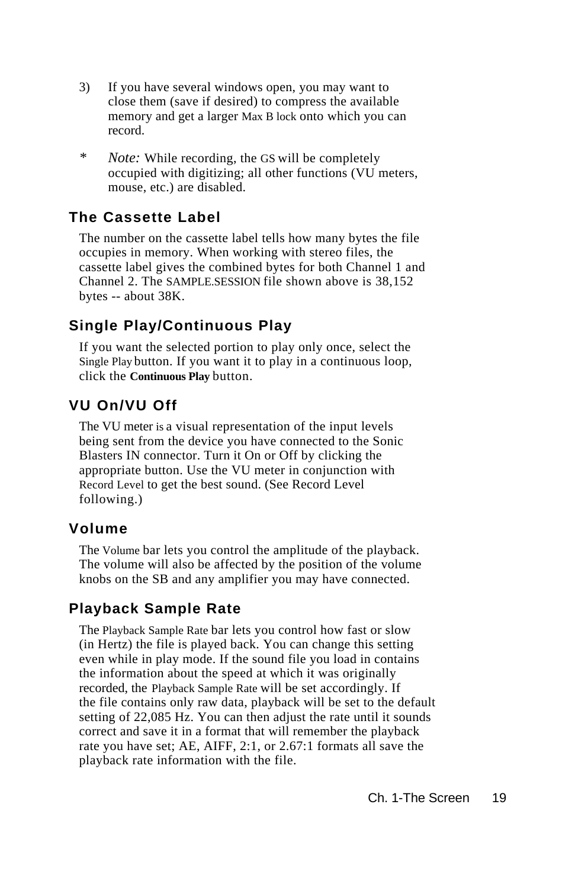3) If you have several windows open, you may want to close them (save if desired) to compress the available memory and get a larger Max B lock onto which you can record.

\* *Note:* While recording, the GS will be completely occupied with digitizing; all other functions (VU meters, mouse, etc.) are disabled.

### The Cassette Label

The number on the cassette label tells how many bytes the file occupies in memory. When working with stereo files, the cassette label gives the combined bytes for both Channel 1 and Channel 2. The SAMPLE.SESSION file shown above is 38,152 bytes -- about 38K.

### Single Play/Continuous Play

If you want the selected portion to play only once, select the Single Play button. If you want it to play in a continuous loop, click the **Continuous Play** button.

### VU On/VU Off

The VU meter is a visual representation of the input levels being sent from the device you have connected to the Sonic Blasters IN connector. Turn it On or Off by clicking the appropriate button. Use the VU meter in conjunction with Record Level to get the best sound. (See Record Level following.)

### Volume

The Volume bar lets you control the amplitude of the playback. The volume will also be affected by the position of the volume knobs on the SB and any amplifier you may have connected.

### Playback Sample Rate

The Playback Sample Rate bar lets you control how fast or slow (in Hertz) the file is played back. You can change this setting even while in play mode. If the sound file you load in contains the information about the speed at which it was originally recorded, the Playback Sample Rate will be set accordingly. If the file contains only raw data, playback will be set to the default setting of 22,085 Hz. You can then adjust the rate until it sounds correct and save it in a format that will remember the playback rate you have set; AE, AIFF, 2:1, or 2.67:1 formats all save the playback rate information with the file.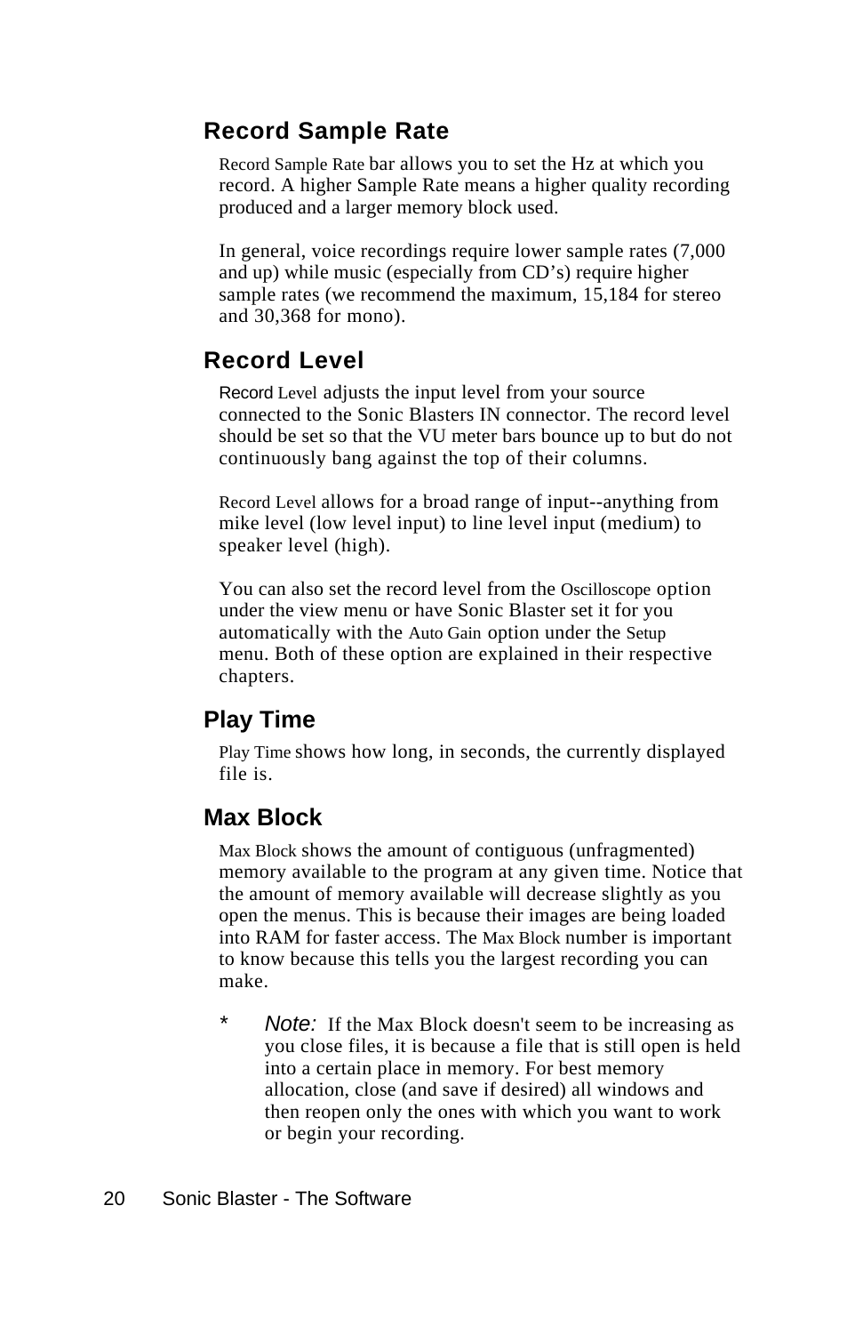## Record Sample Rate

Record Sample Rate bar allows you to set the Hz at which you record. A higher Sample Rate means a higher quality recording produced and a larger memory block used.

In general, voice recordings require lower sample rates (7,000 and up) while music (especially from CD's) require higher sample rates (we recommend the maximum, 15,184 for stereo and 30,368 for mono).

## Record Level

Record Level adjusts the input level from your source connected to the Sonic Blasters IN connector. The record level should be set so that the VU meter bars bounce up to but do not continuously bang against the top of their columns.

Record Level allows for a broad range of input--anything from mike level (low level input) to line level input (medium) to speaker level (high).

You can also set the record level from the Oscilloscope option under the view menu or have Sonic Blaster set it for you automatically with the Auto Gain option under the Setup menu. Both of these option are explained in their respective chapters.

## Play Time

Play Time shows how long, in seconds, the currently displayed file is.

## Max Block

Max Block shows the amount of contiguous (unfragmented) memory available to the program at any given time. Notice that the amount of memory available will decrease slightly as you open the menus. This is because their images are being loaded into RAM for faster access. The Max Block number is important to know because this tells you the largest recording you can make.

* *Note:* If the Max Block doesn't seem to be increasing as you close files, it is because a file that is still open is held into a certain place in memory. For best memory allocation, close (and save if desired) all windows and then reopen only the ones with which you want to work or begin your recording.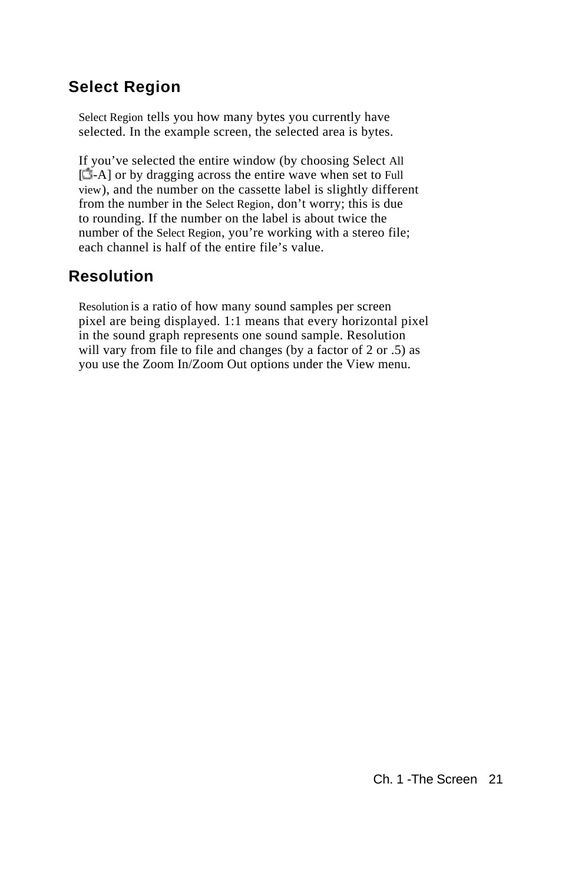## Select Region

Select Region tells you how many bytes you currently have selected. In the example screen, the selected area is bytes.

If you’ve selected the entire window (by choosing Select All [-A] or by dragging across the entire wave when set to Full view), and the number on the cassette label is slightly different from the number in the Select Region, don’t worry; this is due to rounding. If the number on the label is about twice the number of the Select Region, you’re working with a stereo file; each channel is half of the entire file’s value.

## Resolution

Resolution is a ratio of how many sound samples per screen pixel are being displayed. 1:1 means that every horizontal pixel in the sound graph represents one sound sample. Resolution will vary from file to file and changes (by a factor of 2 or .5) as you use the Zoom In/Zoom Out options under the View menu.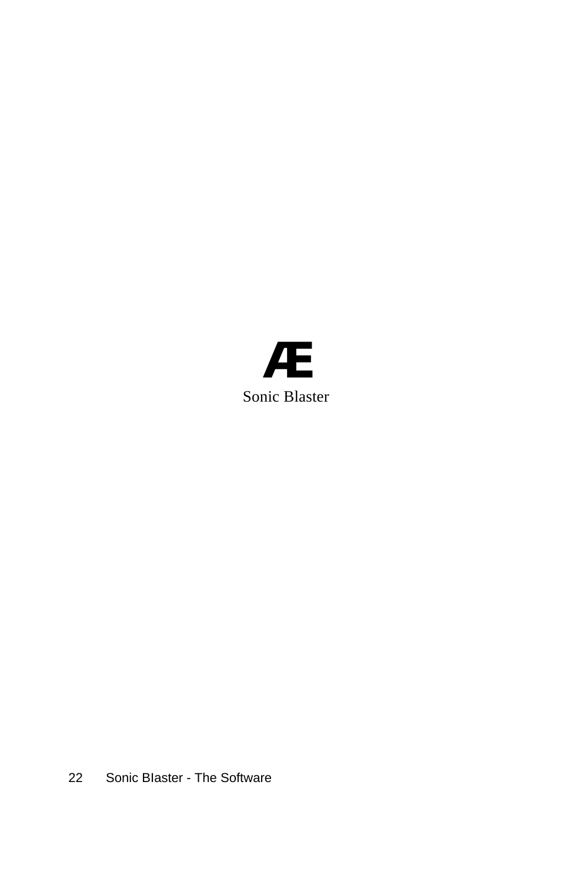Æ

Sonic Blaster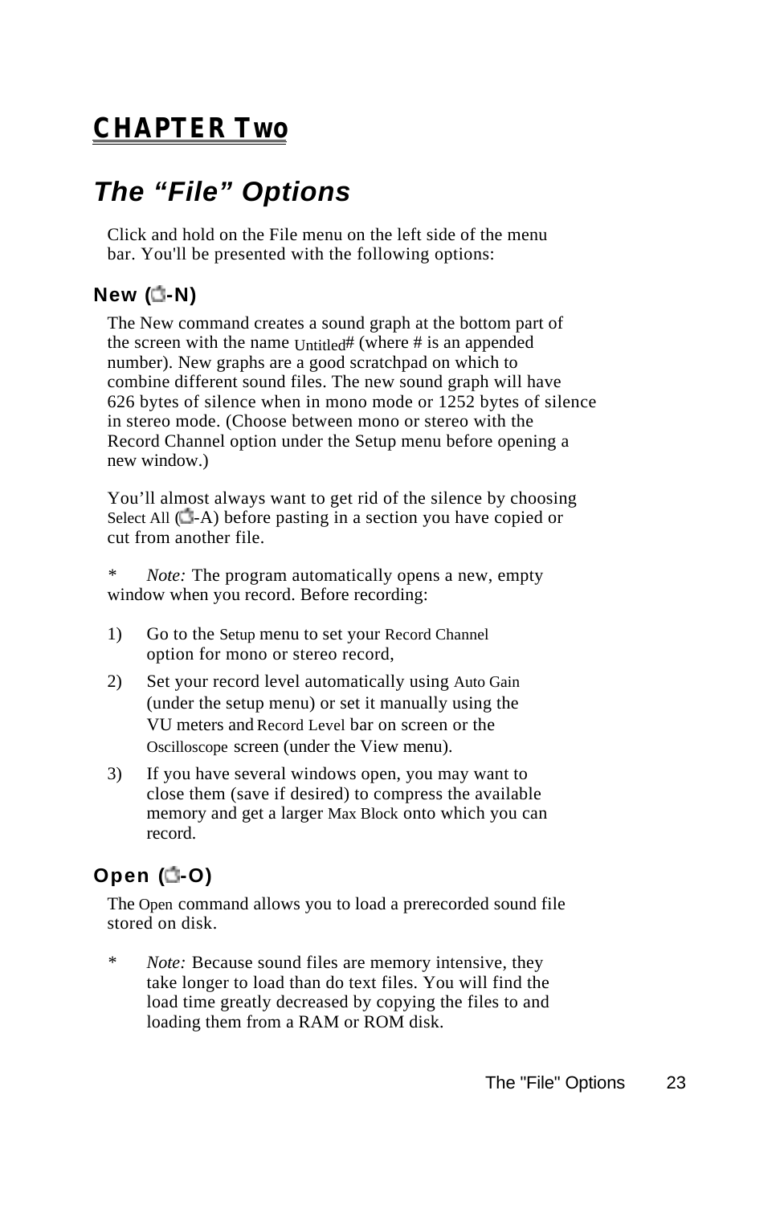# CHAPTER Two

## The “File” Options

Click and hold on the File menu on the left side of the menu bar. You'll be presented with the following options:

### New (⌘-N)

The New command creates a sound graph at the bottom part of the screen with the name Untitled# (where # is an appended number). New graphs are a good scratchpad on which to combine different sound files. The new sound graph will have 626 bytes of silence when in mono mode or 1252 bytes of silence in stereo mode. (Choose between mono or stereo with the Record Channel option under the Setup menu before opening a new window.)

You’ll almost always want to get rid of the silence by choosing Select All (⌘-A) before pasting in a section you have copied or cut from another file.

* *Note:* The program automatically opens a new, empty window when you record. Before recording:

1) Go to the Setup menu to set your Record Channel option for mono or stereo record,
2) Set your record level automatically using Auto Gain (under the setup menu) or set it manually using the VU meters and Record Level bar on screen or the Oscilloscope screen (under the View menu).
3) If you have several windows open, you may want to close them (save if desired) to compress the available memory and get a larger Max Block onto which you can record.

### Open (⌘-O)

The Open command allows you to load a prerecorded sound file stored on disk.

* *Note:* Because sound files are memory intensive, they take longer to load than do text files. You will find the load time greatly decreased by copying the files to and loading them from a RAM or ROM disk.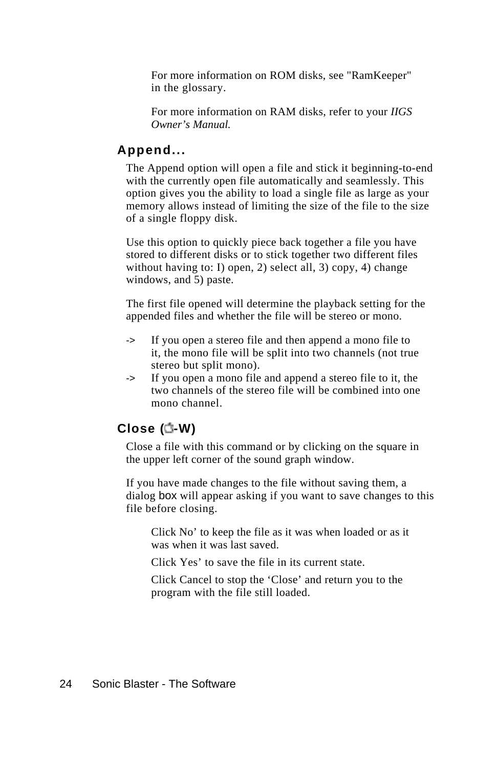For more information on ROM disks, see "RamKeeper" in the glossary.

For more information on RAM disks, refer to your *IIGS Owner's Manual.*

### Append...

The Append option will open a file and stick it beginning-to-end with the currently open file automatically and seamlessly. This option gives you the ability to load a single file as large as your memory allows instead of limiting the size of the file to the size of a single floppy disk.

Use this option to quickly piece back together a file you have stored to different disks or to stick together two different files without having to: I) open, 2) select all, 3) copy, 4) change windows, and 5) paste.

The first file opened will determine the playback setting for the appended files and whether the file will be stereo or mono.

-> If you open a stereo file and then append a mono file to it, the mono file will be split into two channels (not true stereo but split mono).

-> If you open a mono file and append a stereo file to it, the two channels of the stereo file will be combined into one mono channel.

### Close (-W)

Close a file with this command or by clicking on the square in the upper left corner of the sound graph window.

If you have made changes to the file without saving them, a dialog box will appear asking if you want to save changes to this file before closing.

Click No' to keep the file as it was when loaded or as it was when it was last saved.

Click Yes' to save the file in its current state.

Click Cancel to stop the 'Close' and return you to the program with the file still loaded.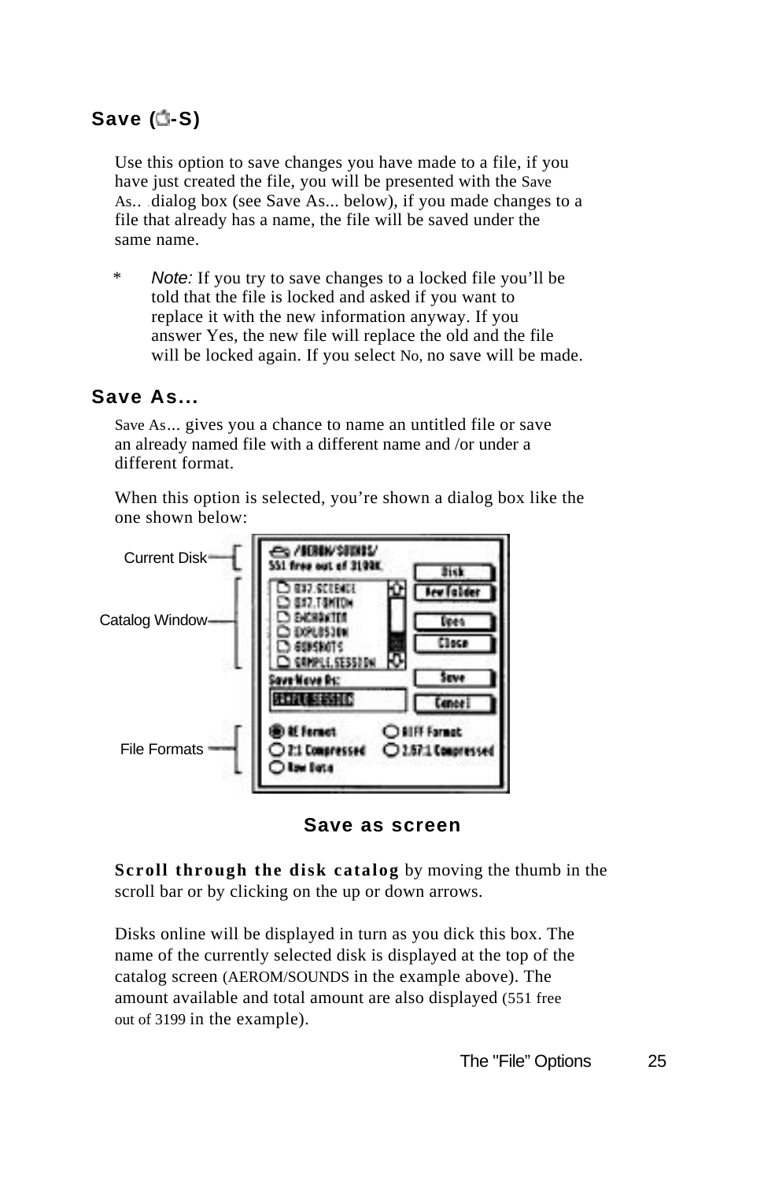## Save (⌘-S)

Use this option to save changes you have made to a file, if you have just created the file, you will be presented with the Save As.. .dialog box (see Save As... below), if you made changes to a file that already has a name, the file will be saved under the same name.

\* *Note:* If you try to save changes to a locked file you'll be told that the file is locked and asked if you want to replace it with the new information anyway. If you answer Yes, the new file will replace the old and the file will be locked again. If you select No, no save will be made.

## Save As...

Save As... gives you a chance to name an untitled file or save an already named file with a different name and /or under a different format.

When this option is selected, you're shown a dialog box like the one shown below:

Current Disk

Catalog Window

File Formats

**Save as screen**

**Scroll through the disk catalog** by moving the thumb in the scroll bar or by clicking on the up or down arrows.

Disks online will be displayed in turn as you dick this box. The name of the currently selected disk is displayed at the top of the catalog screen (AEROM/SOUNDS in the example above). The amount available and total amount are also displayed (551 free out of 3199 in the example).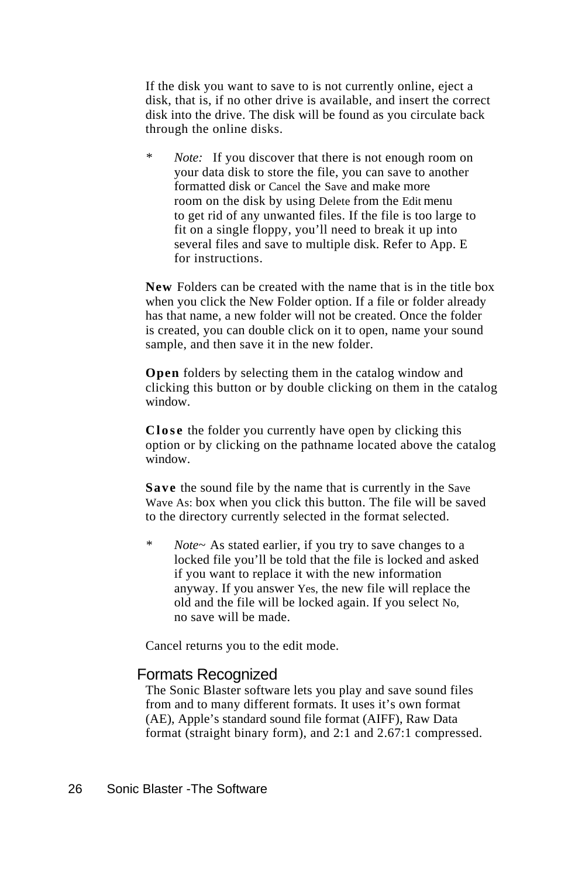If the disk you want to save to is not currently online, eject a disk, that is, if no other drive is available, and insert the correct disk into the drive. The disk will be found as you circulate back through the online disks.

\* *Note:* If you discover that there is not enough room on your data disk to store the file, you can save to another formatted disk or Cancel the Save and make more room on the disk by using Delete from the Edit menu to get rid of any unwanted files. If the file is too large to fit on a single floppy, you'll need to break it up into several files and save to multiple disk. Refer to App. E for instructions.

**New** Folders can be created with the name that is in the title box when you click the New Folder option. If a file or folder already has that name, a new folder will not be created. Once the folder is created, you can double click on it to open, name your sound sample, and then save it in the new folder.

**Open** folders by selecting them in the catalog window and clicking this button or by double clicking on them in the catalog window.

**Close** the folder you currently have open by clicking this option or by clicking on the pathname located above the catalog window.

**Save** the sound file by the name that is currently in the Save Wave As: box when you click this button. The file will be saved to the directory currently selected in the format selected.

\* *Note~* As stated earlier, if you try to save changes to a locked file you'll be told that the file is locked and asked if you want to replace it with the new information anyway. If you answer Yes, the new file will replace the old and the file will be locked again. If you select No, no save will be made.

Cancel returns you to the edit mode.

## Formats Recognized

The Sonic Blaster software lets you play and save sound files from and to many different formats. It uses it's own format (AE), Apple's standard sound file format (AIFF), Raw Data format (straight binary form), and 2:1 and 2.67:1 compressed.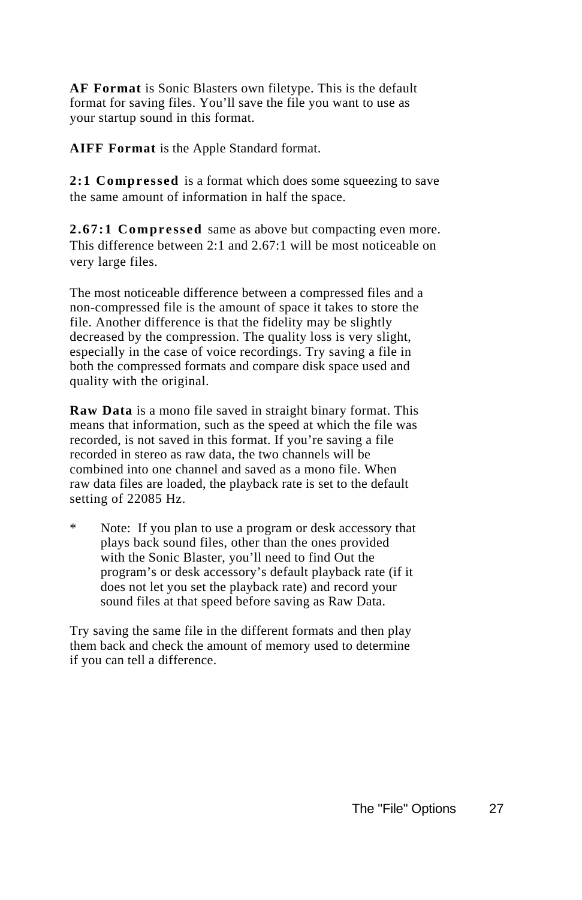**AF Format** is Sonic Blasters own filetype. This is the default format for saving files. You’ll save the file you want to use as your startup sound in this format.

**AIFF Format** is the Apple Standard format.

**2:1 Compressed** is a format which does some squeezing to save the same amount of information in half the space.

**2.67:1 Compressed** same as above but compacting even more. This difference between 2:1 and 2.67:1 will be most noticeable on very large files.

The most noticeable difference between a compressed files and a non-compressed file is the amount of space it takes to store the file. Another difference is that the fidelity may be slightly decreased by the compression. The quality loss is very slight, especially in the case of voice recordings. Try saving a file in both the compressed formats and compare disk space used and quality with the original.

**Raw Data** is a mono file saved in straight binary format. This means that information, such as the speed at which the file was recorded, is not saved in this format. If you’re saving a file recorded in stereo as raw data, the two channels will be combined into one channel and saved as a mono file. When raw data files are loaded, the playback rate is set to the default setting of 22085 Hz.

\* Note: If you plan to use a program or desk accessory that plays back sound files, other than the ones provided with the Sonic Blaster, you’ll need to find Out the program’s or desk accessory’s default playback rate (if it does not let you set the playback rate) and record your sound files at that speed before saving as Raw Data.

Try saving the same file in the different formats and then play them back and check the amount of memory used to determine if you can tell a difference.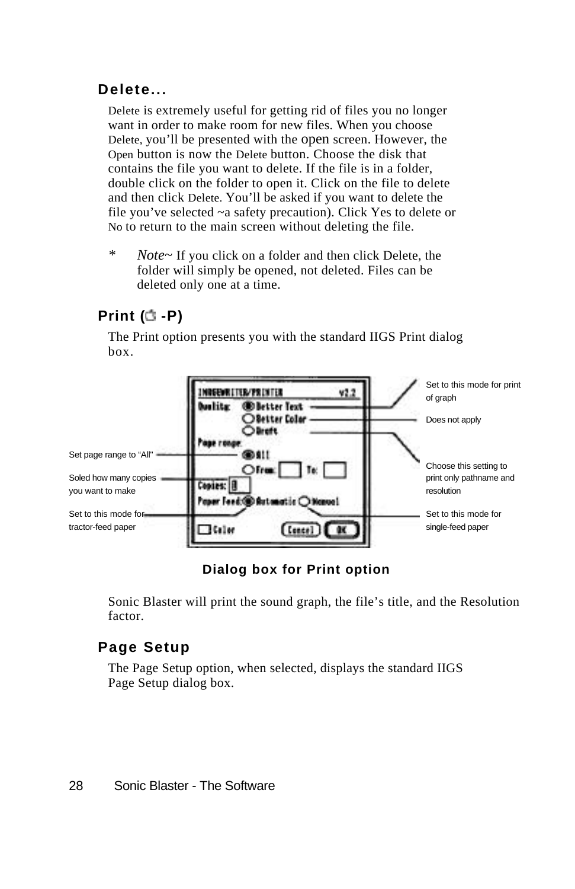### Delete...

Delete is extremely useful for getting rid of files you no longer want in order to make room for new files. When you choose Delete, you'll be presented with the open screen. However, the Open button is now the Delete button. Choose the disk that contains the file you want to delete. If the file is in a folder, double click on the folder to open it. Click on the file to delete and then click Delete. You'll be asked if you want to delete the file you've selected ~a safety precaution). Click Yes to delete or No to return to the main screen without deleting the file.

\* *Note~* If you click on a folder and then click Delete, the folder will simply be opened, not deleted. Files can be deleted only one at a time.

### Print ( -P)

The Print option presents you with the standard IIGS Print dialog box.

Set to this mode for print of graph

Does not apply

Set page range to "All"

Choose this setting to print only pathname and resolution

Soled how many copies you want to make

Set to this mode for tractor-feed paper

Set to this mode for single-feed paper

**Dialog box for Print option**

Sonic Blaster will print the sound graph, the file's title, and the Resolution factor.

### Page Setup

The Page Setup option, when selected, displays the standard IIGS Page Setup dialog box.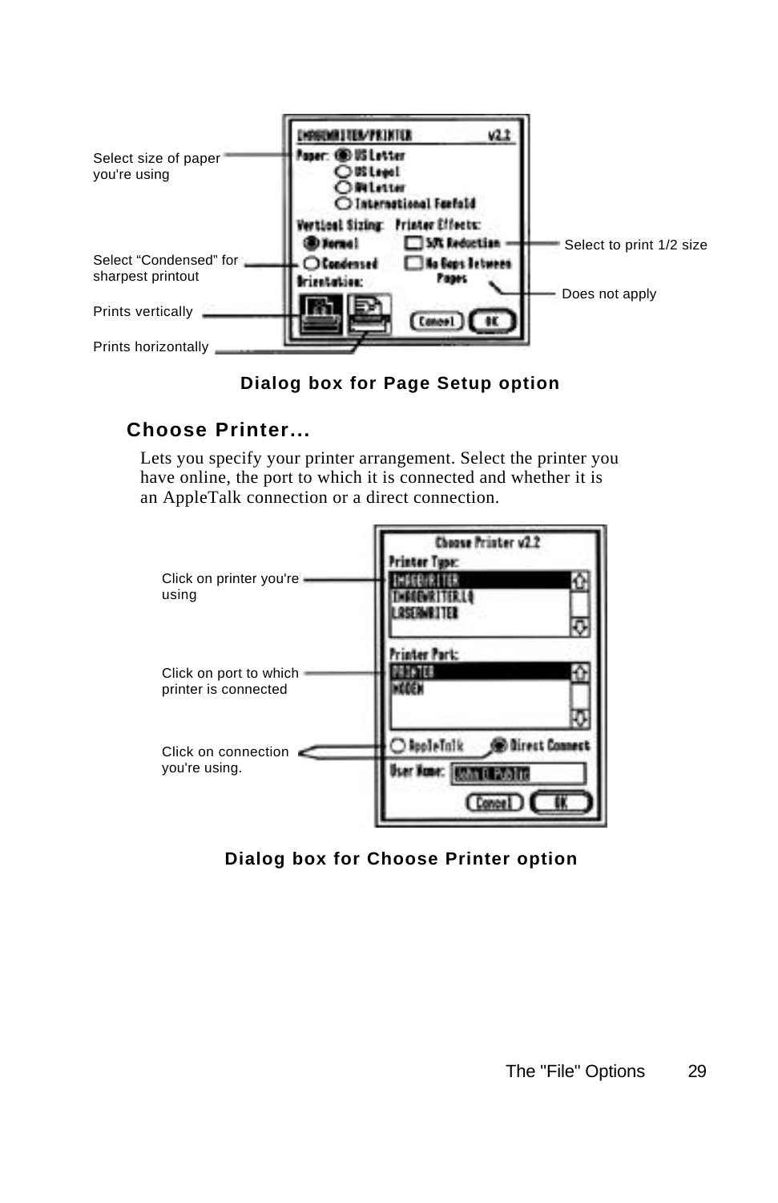Select size of paper you're using

Select "Condensed" for sharpest printout

Prints vertically

Prints horizontally

Select to print 1/2 size

Does not apply

**Dialog box for Page Setup option**

### Choose Printer...

Lets you specify your printer arrangement. Select the printer you have online, the port to which it is connected and whether it is an AppleTalk connection or a direct connection.

Click on printer you're using

Click on port to which printer is connected

Click on connection you're using.

**Dialog box for Choose Printer option**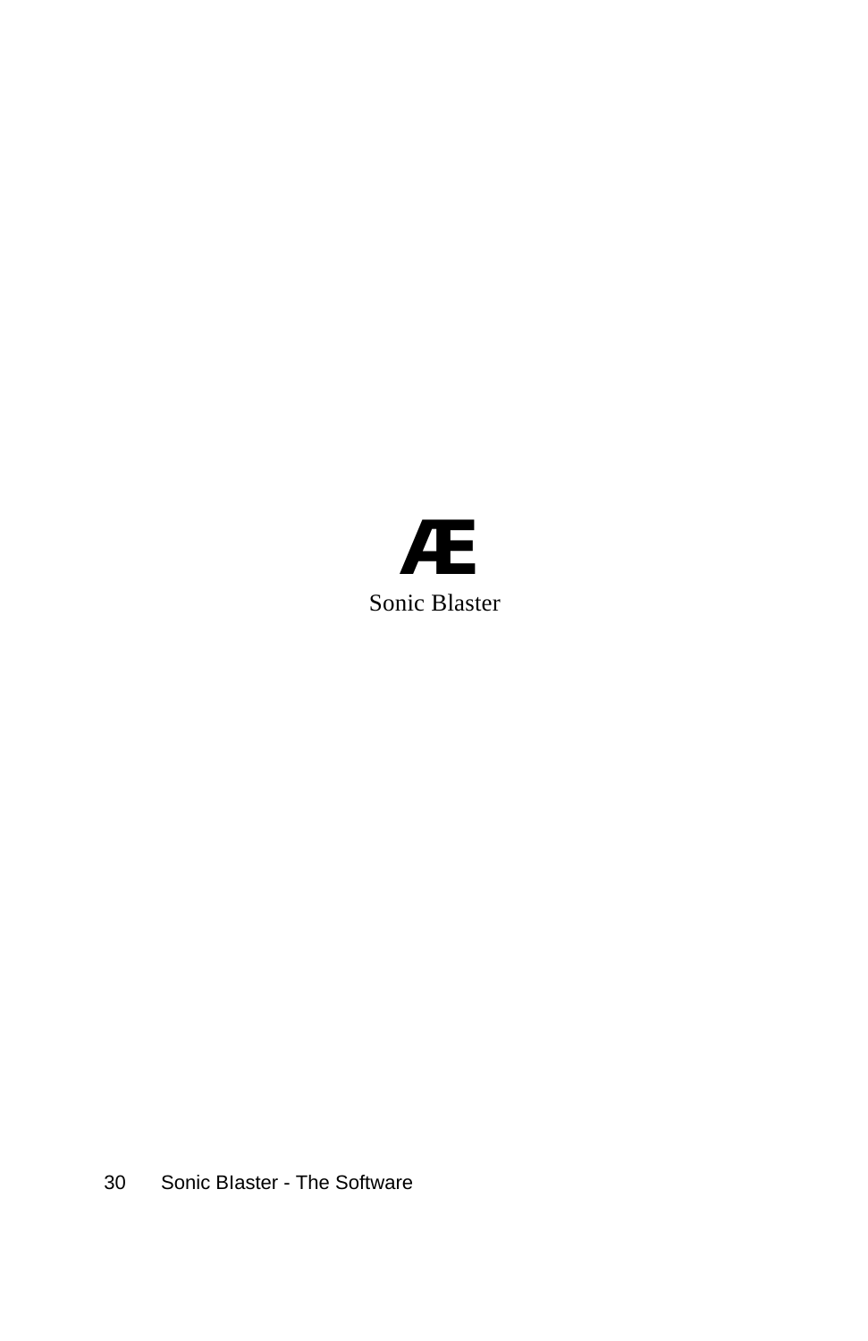Æ

Sonic Blaster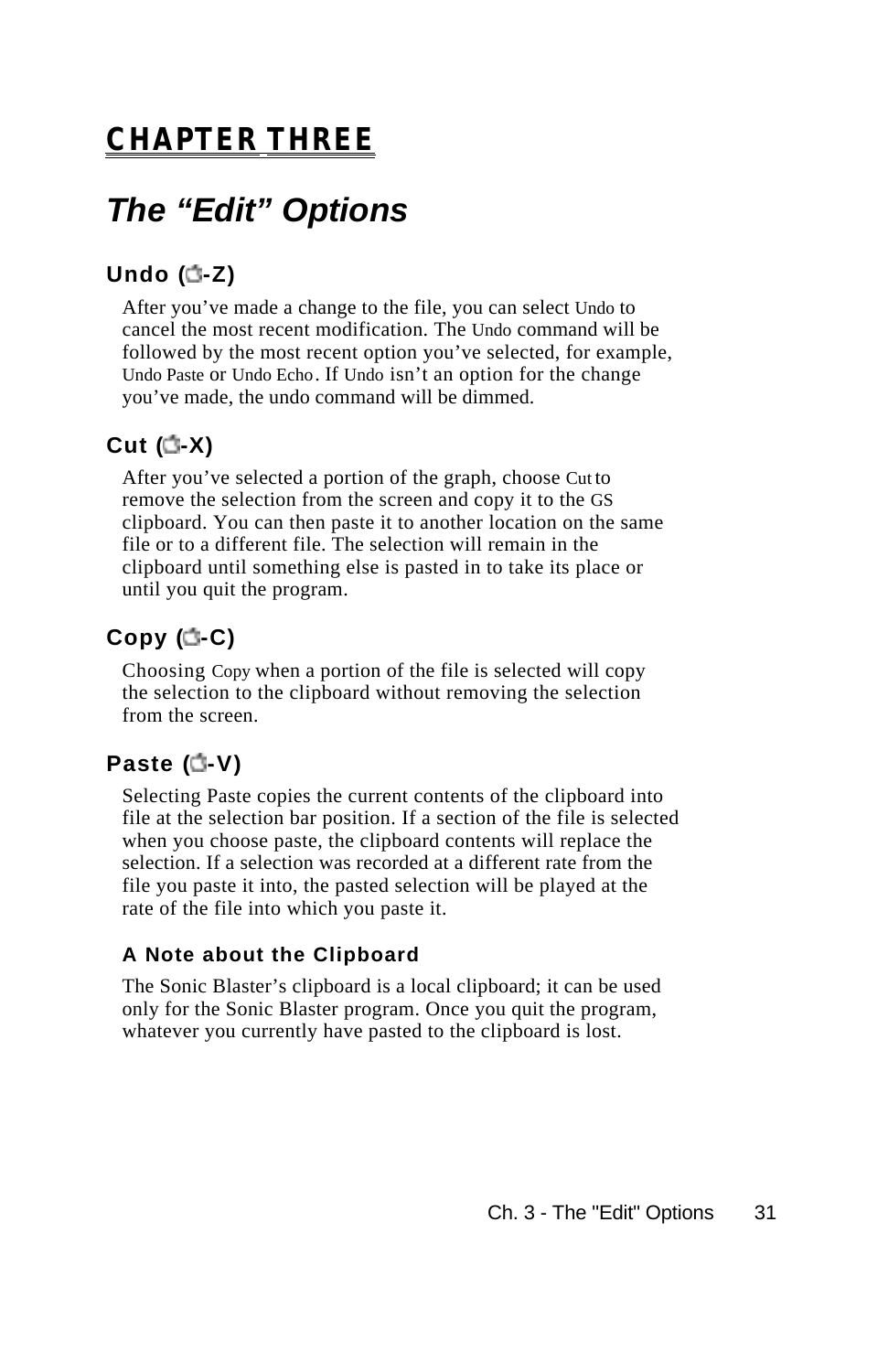# CHAPTER THREE

## The “Edit” Options

### Undo (⌘-Z)

After you’ve made a change to the file, you can select Undo to cancel the most recent modification. The Undo command will be followed by the most recent option you’ve selected, for example, Undo Paste or Undo Echo. If Undo isn’t an option for the change you’ve made, the undo command will be dimmed.

### Cut (⌘-X)

After you’ve selected a portion of the graph, choose Cut to remove the selection from the screen and copy it to the GS clipboard. You can then paste it to another location on the same file or to a different file. The selection will remain in the clipboard until something else is pasted in to take its place or until you quit the program.

### Copy (⌘-C)

Choosing Copy when a portion of the file is selected will copy the selection to the clipboard without removing the selection from the screen.

### Paste (⌘-V)

Selecting Paste copies the current contents of the clipboard into file at the selection bar position. If a section of the file is selected when you choose paste, the clipboard contents will replace the selection. If a selection was recorded at a different rate from the file you paste it into, the pasted selection will be played at the rate of the file into which you paste it.

#### A Note about the Clipboard

The Sonic Blaster’s clipboard is a local clipboard; it can be used only for the Sonic Blaster program. Once you quit the program, whatever you currently have pasted to the clipboard is lost.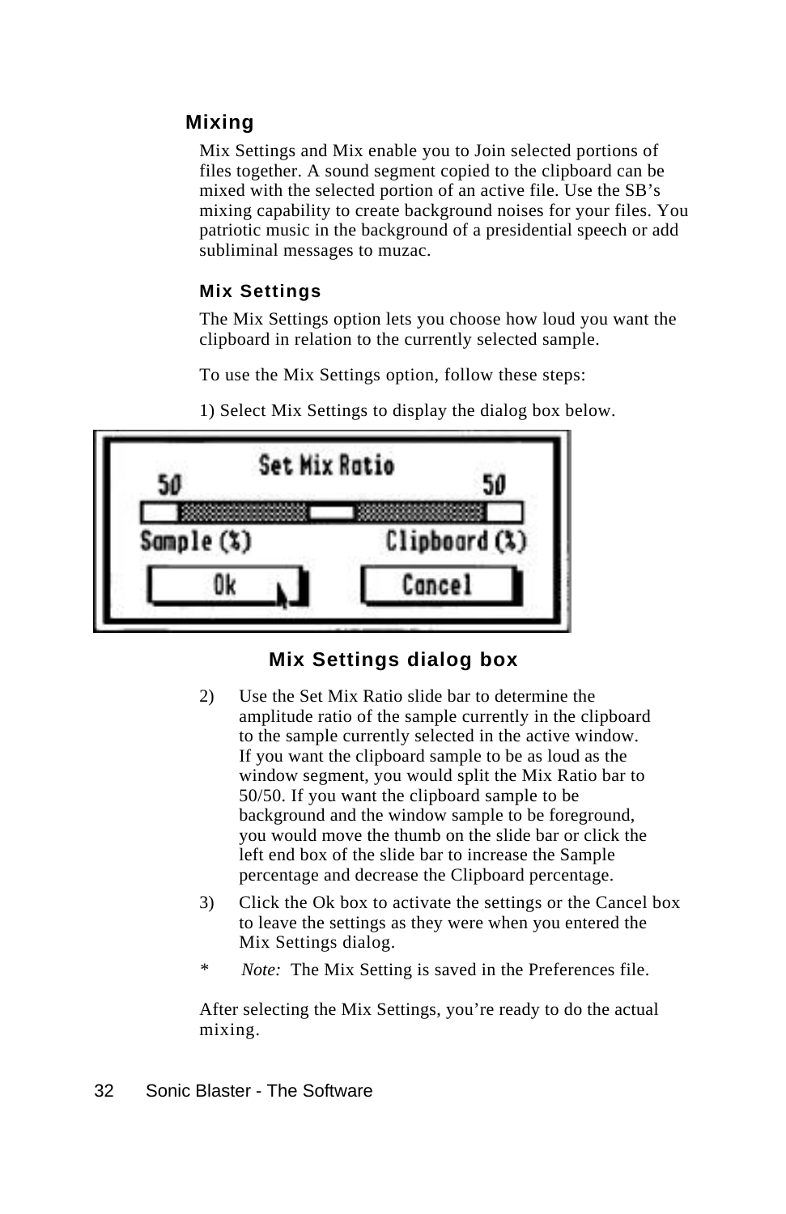## Mixing

Mix Settings and Mix enable you to Join selected portions of files together. A sound segment copied to the clipboard can be mixed with the selected portion of an active file. Use the SB's mixing capability to create background noises for your files. You patriotic music in the background of a presidential speech or add subliminal messages to muzac.

### Mix Settings

The Mix Settings option lets you choose how loud you want the clipboard in relation to the currently selected sample.

To use the Mix Settings option, follow these steps:

1) Select Mix Settings to display the dialog box below.

**Mix Settings dialog box**

2) Use the Set Mix Ratio slide bar to determine the amplitude ratio of the sample currently in the clipboard to the sample currently selected in the active window. If you want the clipboard sample to be as loud as the window segment, you would split the Mix Ratio bar to 50/50. If you want the clipboard sample to be background and the window sample to be foreground, you would move the thumb on the slide bar or click the left end box of the slide bar to increase the Sample percentage and decrease the Clipboard percentage.

3) Click the Ok box to activate the settings or the Cancel box to leave the settings as they were when you entered the Mix Settings dialog.

\* *Note:* The Mix Setting is saved in the Preferences file.

After selecting the Mix Settings, you're ready to do the actual mixing.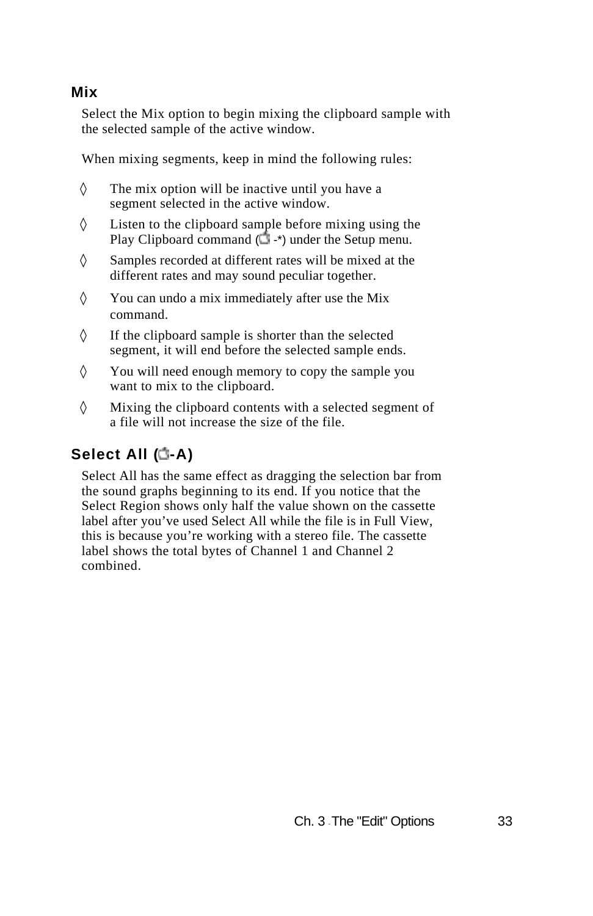### Mix

Select the Mix option to begin mixing the clipboard sample with the selected sample of the active window.

When mixing segments, keep in mind the following rules:

◊ The mix option will be inactive until you have a segment selected in the active window.

◊ Listen to the clipboard sample before mixing using the Play Clipboard command ( -*) under the Setup menu.

◊ Samples recorded at different rates will be mixed at the different rates and may sound peculiar together.

◊ You can undo a mix immediately after use the Mix command.

◊ If the clipboard sample is shorter than the selected segment, it will end before the selected sample ends.

◊ You will need enough memory to copy the sample you want to mix to the clipboard.

◊ Mixing the clipboard contents with a selected segment of a file will not increase the size of the file.

### Select All ( -A)

Select All has the same effect as dragging the selection bar from the sound graphs beginning to its end. If you notice that the Select Region shows only half the value shown on the cassette label after you've used Select All while the file is in Full View, this is because you're working with a stereo file. The cassette label shows the total bytes of Channel 1 and Channel 2 combined.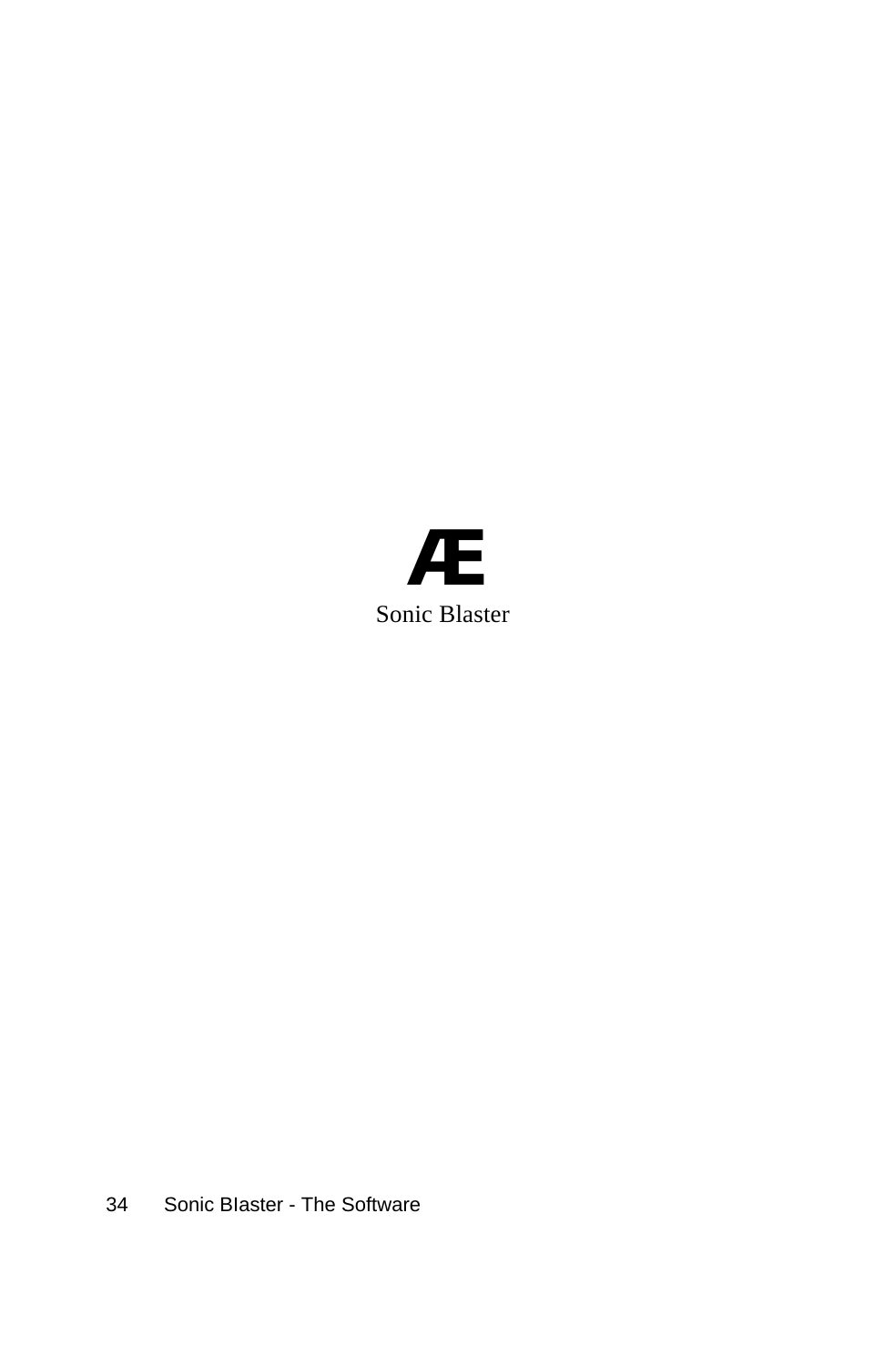Æ

Sonic Blaster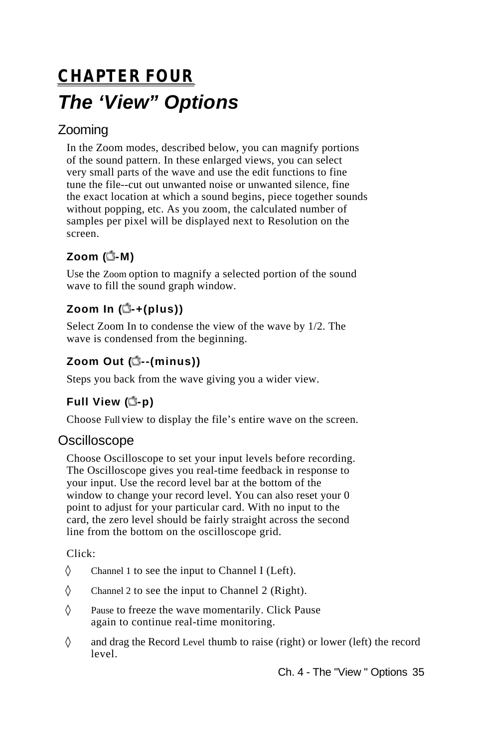# CHAPTER FOUR

# *The ‘View” Options*

## Zooming

In the Zoom modes, described below, you can magnify portions of the sound pattern. In these enlarged views, you can select very small parts of the wave and use the edit functions to fine tune the file--cut out unwanted noise or unwanted silence, fine the exact location at which a sound begins, piece together sounds without popping, etc. As you zoom, the calculated number of samples per pixel will be displayed next to Resolution on the screen.

### Zoom (-M)

Use the Zoom option to magnify a selected portion of the sound wave to fill the sound graph window.

### Zoom In (-+(plus))

Select Zoom In to condense the view of the wave by 1/2. The wave is condensed from the beginning.

### Zoom Out (--(minus))

Steps you back from the wave giving you a wider view.

### Full View (-p)

Choose Full view to display the file’s entire wave on the screen.

## Oscilloscope

Choose Oscilloscope to set your input levels before recording. The Oscilloscope gives you real-time feedback in response to your input. Use the record level bar at the bottom of the window to change your record level. You can also reset your 0 point to adjust for your particular card. With no input to the card, the zero level should be fairly straight across the second line from the bottom on the oscilloscope grid.

Click:

◊ Channel 1 to see the input to Channel I (Left).

◊ Channel 2 to see the input to Channel 2 (Right).

◊ Pause to freeze the wave momentarily. Click Pause again to continue real-time monitoring.

◊ and drag the Record Level thumb to raise (right) or lower (left) the record level.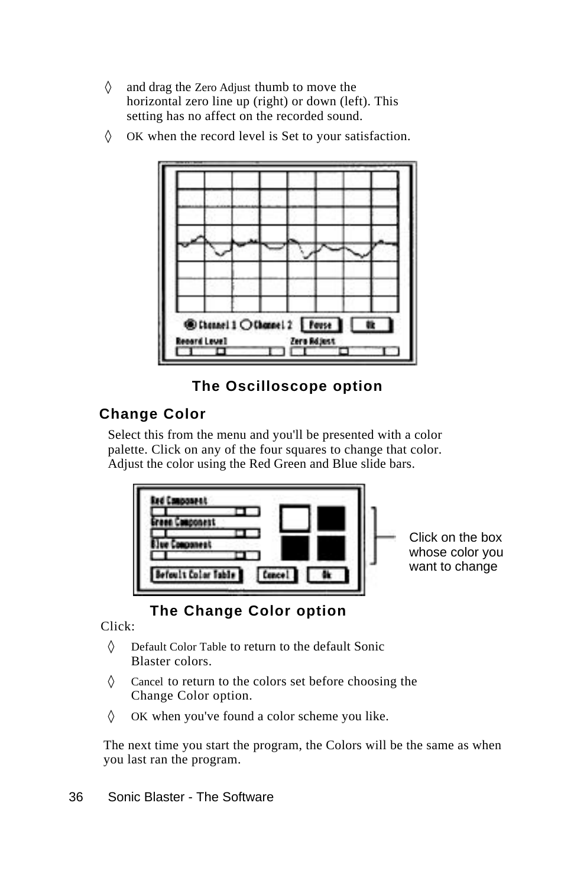◊ and drag the Zero Adjust thumb to move the horizontal zero line up (right) or down (left). This setting has no affect on the recorded sound.

◊ OK when the record level is Set to your satisfaction.

**The Oscilloscope option**

### Change Color

Select this from the menu and you'll be presented with a color palette. Click on any of the four squares to change that color. Adjust the color using the Red Green and Blue slide bars.

Click on the box whose color you want to change

**The Change Color option**

Click:

◊ Default Color Table to return to the default Sonic Blaster colors.

◊ Cancel to return to the colors set before choosing the Change Color option.

◊ OK when you've found a color scheme you like.

The next time you start the program, the Colors will be the same as when you last ran the program.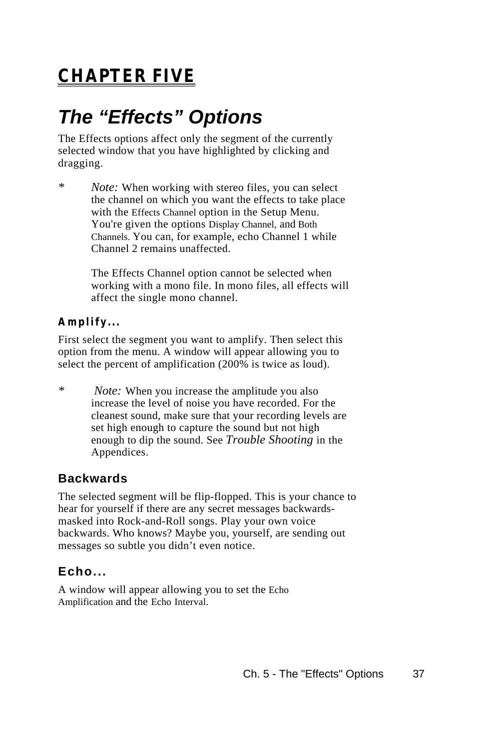# CHAPTER FIVE

## *The "Effects" Options*

The Effects options affect only the segment of the currently selected window that you have highlighted by clicking and dragging.

\* *Note:* When working with stereo files, you can select the channel on which you want the effects to take place with the Effects Channel option in the Setup Menu. You're given the options Display Channel, and Both Channels. You can, for example, echo Channel 1 while Channel 2 remains unaffected.

The Effects Channel option cannot be selected when working with a mono file. In mono files, all effects will affect the single mono channel.

### Amplify...

First select the segment you want to amplify. Then select this option from the menu. A window will appear allowing you to select the percent of amplification (200% is twice as loud).

\* *Note:* When you increase the amplitude you also increase the level of noise you have recorded. For the cleanest sound, make sure that your recording levels are set high enough to capture the sound but not high enough to dip the sound. See *Trouble Shooting* in the Appendices.

### Backwards

The selected segment will be flip-flopped. This is your chance to hear for yourself if there are any secret messages backwards-masked into Rock-and-Roll songs. Play your own voice backwards. Who knows? Maybe you, yourself, are sending out messages so subtle you didn't even notice.

### Echo...

A window will appear allowing you to set the Echo Amplification and the Echo Interval.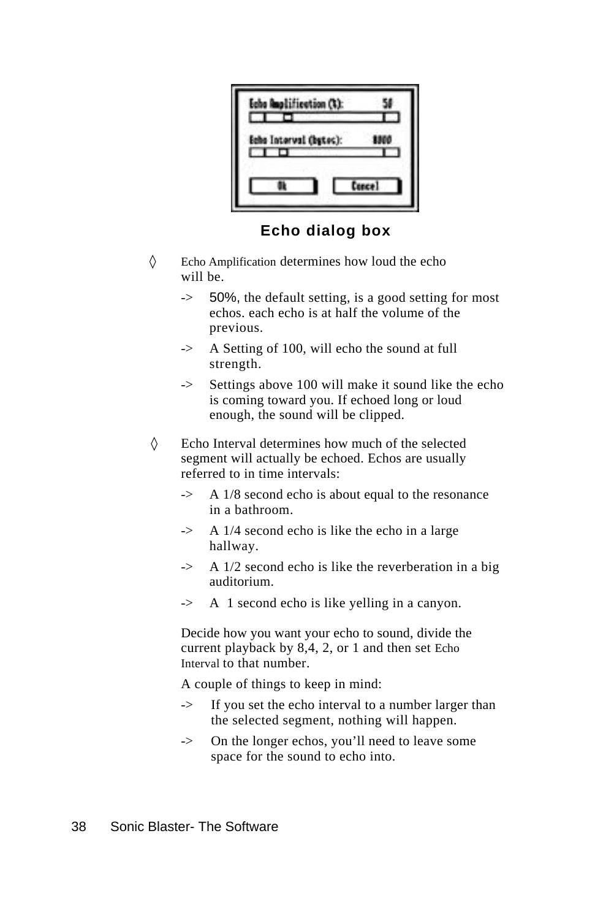**Echo dialog box**

◊ Echo Amplification determines how loud the echo will be.

- -> 50%, the default setting, is a good setting for most echos. each echo is at half the volume of the previous.
- -> A Setting of 100, will echo the sound at full strength.
- -> Settings above 100 will make it sound like the echo is coming toward you. If echoed long or loud enough, the sound will be clipped.

◊ Echo Interval determines how much of the selected segment will actually be echoed. Echos are usually referred to in time intervals:

- -> A 1/8 second echo is about equal to the resonance in a bathroom.
- -> A 1/4 second echo is like the echo in a large hallway.
- -> A 1/2 second echo is like the reverberation in a big auditorium.
- -> A 1 second echo is like yelling in a canyon.

Decide how you want your echo to sound, divide the current playback by 8,4, 2, or 1 and then set Echo Interval to that number.

A couple of things to keep in mind:

- -> If you set the echo interval to a number larger than the selected segment, nothing will happen.
- -> On the longer echos, you'll need to leave some space for the sound to echo into.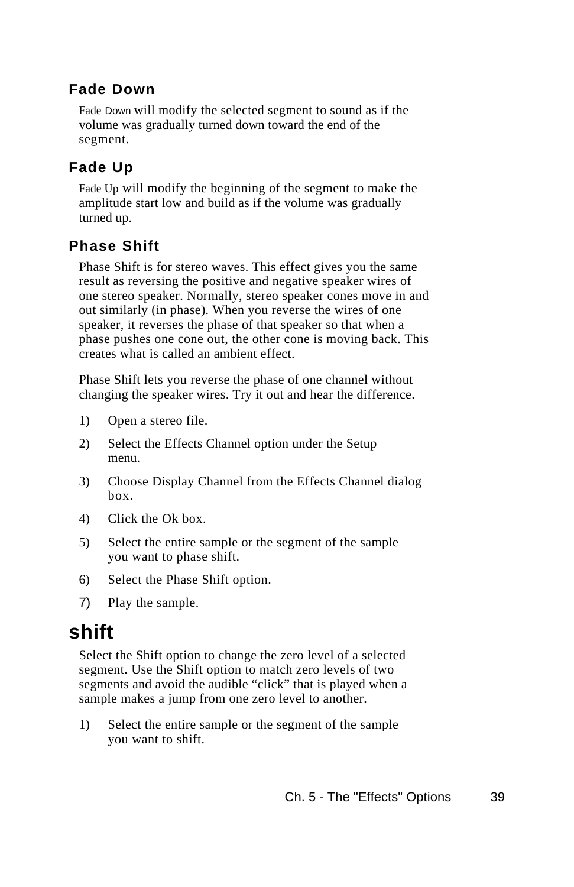### Fade Down

Fade Down will modify the selected segment to sound as if the volume was gradually turned down toward the end of the segment.

### Fade Up

Fade Up will modify the beginning of the segment to make the amplitude start low and build as if the volume was gradually turned up.

### Phase Shift

Phase Shift is for stereo waves. This effect gives you the same result as reversing the positive and negative speaker wires of one stereo speaker. Normally, stereo speaker cones move in and out similarly (in phase). When you reverse the wires of one speaker, it reverses the phase of that speaker so that when a phase pushes one cone out, the other cone is moving back. This creates what is called an ambient effect.

Phase Shift lets you reverse the phase of one channel without changing the speaker wires. Try it out and hear the difference.

1) Open a stereo file.
2) Select the Effects Channel option under the Setup menu.
3) Choose Display Channel from the Effects Channel dialog box.
4) Click the Ok box.
5) Select the entire sample or the segment of the sample you want to phase shift.
6) Select the Phase Shift option.
7) Play the sample.

## shift

Select the Shift option to change the zero level of a selected segment. Use the Shift option to match zero levels of two segments and avoid the audible “click” that is played when a sample makes a jump from one zero level to another.

1) Select the entire sample or the segment of the sample you want to shift.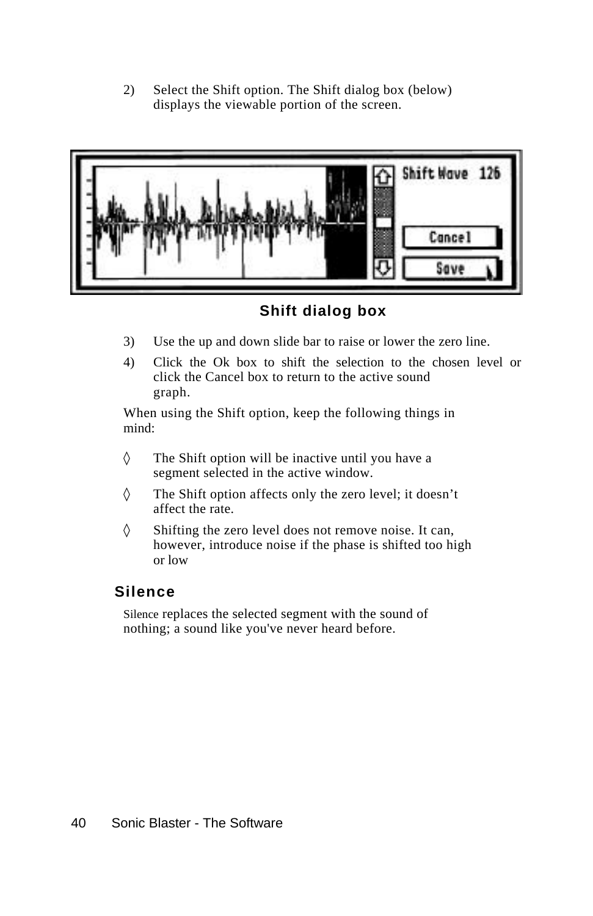2) Select the Shift option. The Shift dialog box (below) displays the viewable portion of the screen.

**Shift dialog box**

3) Use the up and down slide bar to raise or lower the zero line.
4) Click the Ok box to shift the selection to the chosen level or click the Cancel box to return to the active sound graph.

When using the Shift option, keep the following things in mind:

◊ The Shift option will be inactive until you have a segment selected in the active window.

◊ The Shift option affects only the zero level; it doesn't affect the rate.

◊ Shifting the zero level does not remove noise. It can, however, introduce noise if the phase is shifted too high or low

## Silence

Silence replaces the selected segment with the sound of nothing; a sound like you've never heard before.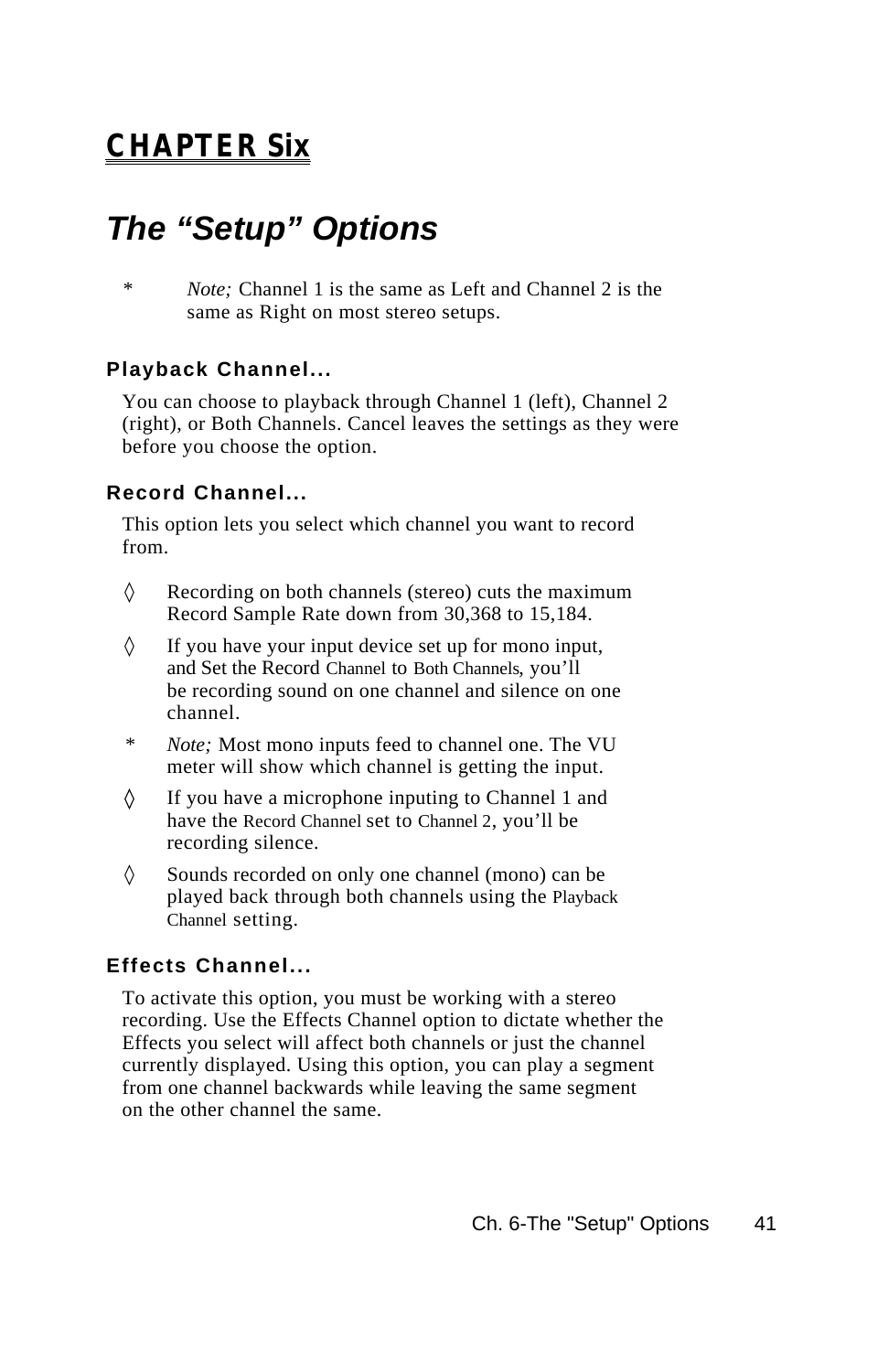# CHAPTER Six

## The “Setup” Options

\* *Note;* Channel 1 is the same as Left and Channel 2 is the same as Right on most stereo setups.

### Playback Channel...

You can choose to playback through Channel 1 (left), Channel 2 (right), or Both Channels. Cancel leaves the settings as they were before you choose the option.

### Record Channel...

This option lets you select which channel you want to record from.

◊ Recording on both channels (stereo) cuts the maximum Record Sample Rate down from 30,368 to 15,184.

◊ If you have your input device set up for mono input, and Set the Record Channel to Both Channels, you’ll be recording sound on one channel and silence on one channel.

\* *Note;* Most mono inputs feed to channel one. The VU meter will show which channel is getting the input.

◊ If you have a microphone inputing to Channel 1 and have the Record Channel set to Channel 2, you’ll be recording silence.

◊ Sounds recorded on only one channel (mono) can be played back through both channels using the Playback Channel setting.

### Effects Channel...

To activate this option, you must be working with a stereo recording. Use the Effects Channel option to dictate whether the Effects you select will affect both channels or just the channel currently displayed. Using this option, you can play a segment from one channel backwards while leaving the same segment on the other channel the same.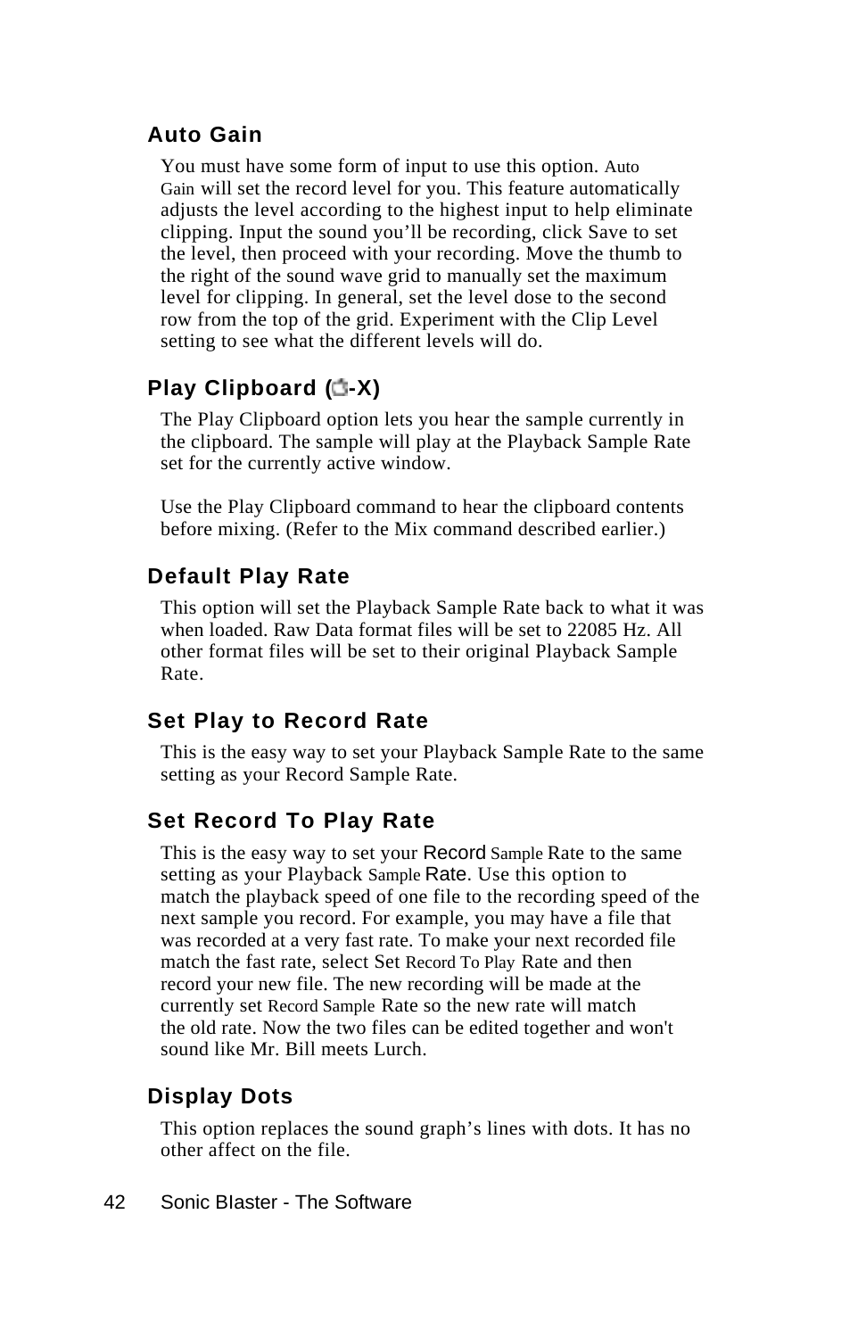### Auto Gain

You must have some form of input to use this option. Auto Gain will set the record level for you. This feature automatically adjusts the level according to the highest input to help eliminate clipping. Input the sound you'll be recording, click Save to set the level, then proceed with your recording. Move the thumb to the right of the sound wave grid to manually set the maximum level for clipping. In general, set the level dose to the second row from the top of the grid. Experiment with the Clip Level setting to see what the different levels will do.

### Play Clipboard (⌘-X)

The Play Clipboard option lets you hear the sample currently in the clipboard. The sample will play at the Playback Sample Rate set for the currently active window.

Use the Play Clipboard command to hear the clipboard contents before mixing. (Refer to the Mix command described earlier.)

### Default Play Rate

This option will set the Playback Sample Rate back to what it was when loaded. Raw Data format files will be set to 22085 Hz. All other format files will be set to their original Playback Sample Rate.

### Set Play to Record Rate

This is the easy way to set your Playback Sample Rate to the same setting as your Record Sample Rate.

### Set Record To Play Rate

This is the easy way to set your Record Sample Rate to the same setting as your Playback Sample Rate. Use this option to match the playback speed of one file to the recording speed of the next sample you record. For example, you may have a file that was recorded at a very fast rate. To make your next recorded file match the fast rate, select Set Record To Play Rate and then record your new file. The new recording will be made at the currently set Record Sample Rate so the new rate will match the old rate. Now the two files can be edited together and won't sound like Mr. Bill meets Lurch.

### Display Dots

This option replaces the sound graph's lines with dots. It has no other affect on the file.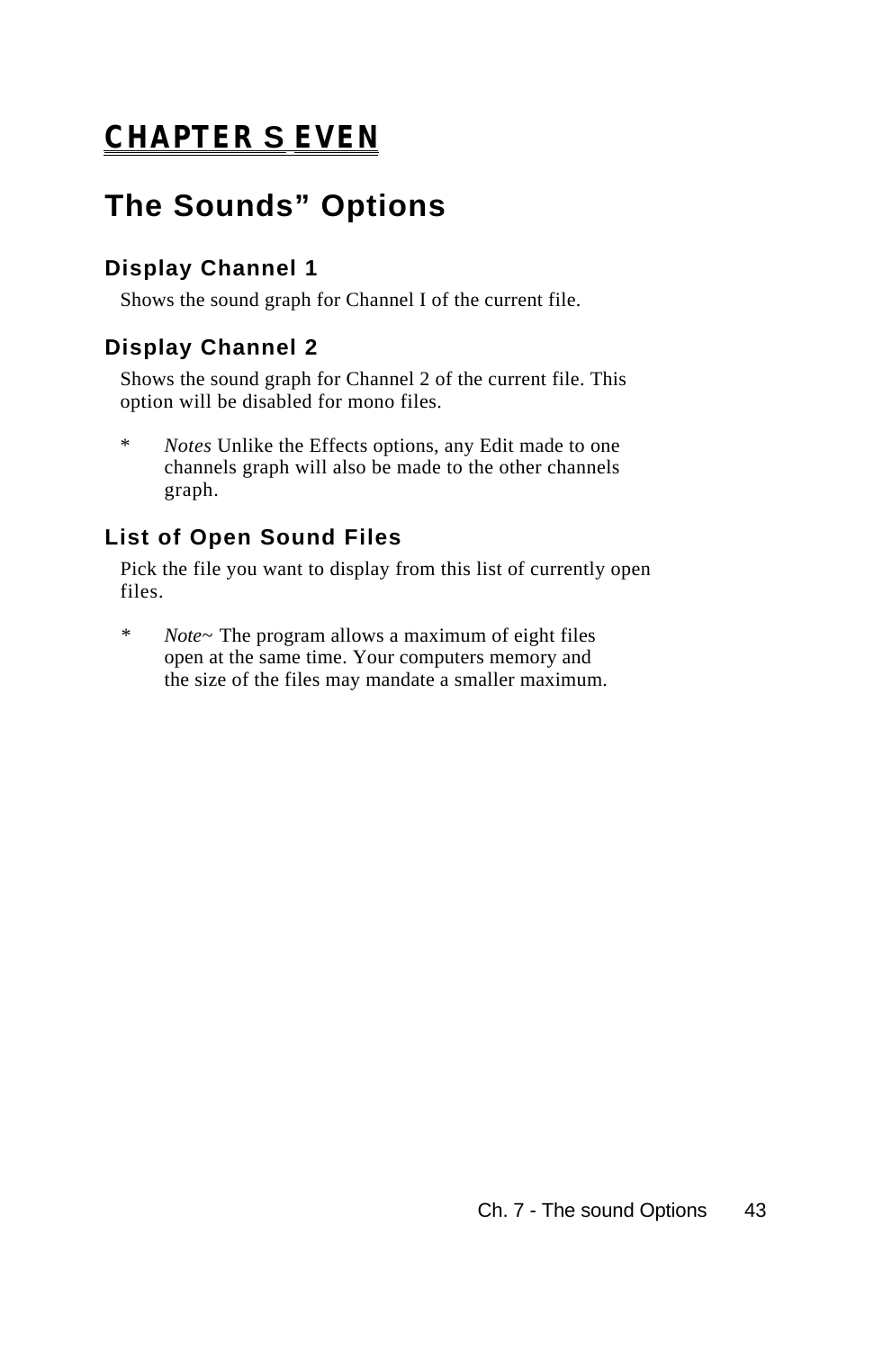# CHAPTER S EVEN

## The Sounds” Options

### Display Channel 1

Shows the sound graph for Channel I of the current file.

### Display Channel 2

Shows the sound graph for Channel 2 of the current file. This option will be disabled for mono files.

* *Notes* Unlike the Effects options, any Edit made to one channels graph will also be made to the other channels graph.

### List of Open Sound Files

Pick the file you want to display from this list of currently open files.

* *Note~* The program allows a maximum of eight files open at the same time. Your computers memory and the size of the files may mandate a smaller maximum.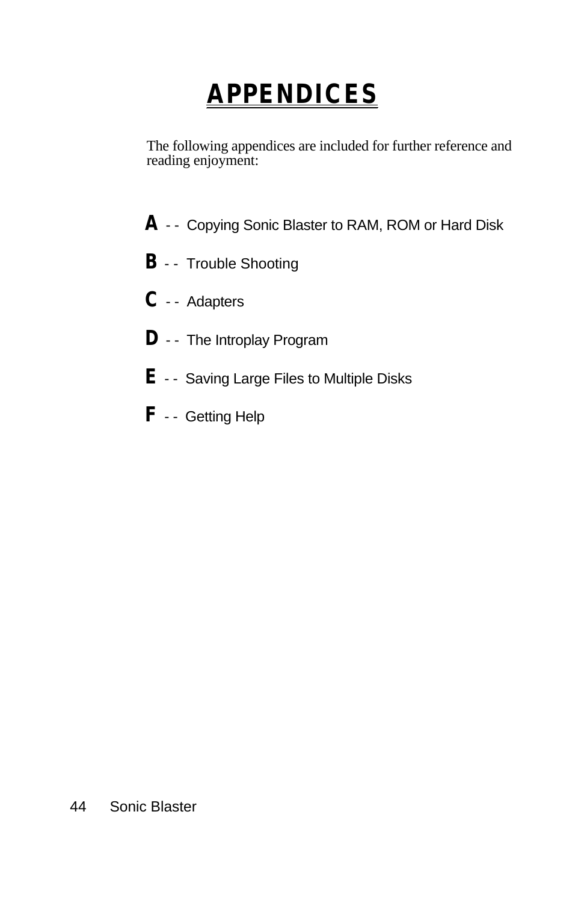# APPENDICES

The following appendices are included for further reference and reading enjoyment:

**A** - - Copying Sonic Blaster to RAM, ROM or Hard Disk

**B** - - Trouble Shooting

**C** - - Adapters

**D** - - The Introplay Program

**E** - - Saving Large Files to Multiple Disks

**F** - - Getting Help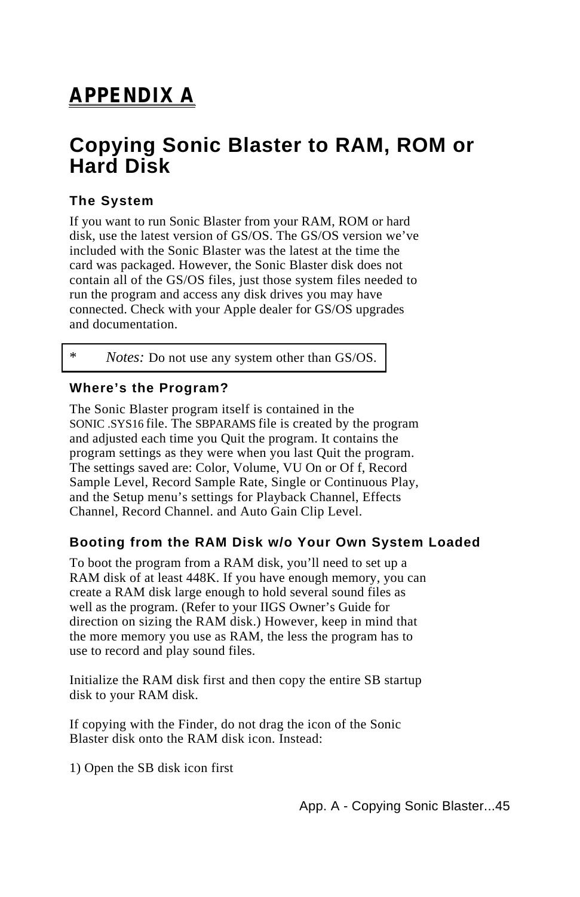# APPENDIX A

## Copying Sonic Blaster to RAM, ROM or Hard Disk

### The System

If you want to run Sonic Blaster from your RAM, ROM or hard disk, use the latest version of GS/OS. The GS/OS version we've included with the Sonic Blaster was the latest at the time the card was packaged. However, the Sonic Blaster disk does not contain all of the GS/OS files, just those system files needed to run the program and access any disk drives you may have connected. Check with your Apple dealer for GS/OS upgrades and documentation.

| * | *Notes:* Do not use any system other than GS/OS. |
|---|---|

### Where's the Program?

The Sonic Blaster program itself is contained in the SONIC .SYS16 file. The SBPARAMS file is created by the program and adjusted each time you Quit the program. It contains the program settings as they were when you last Quit the program. The settings saved are: Color, Volume, VU On or Of f, Record Sample Level, Record Sample Rate, Single or Continuous Play, and the Setup menu's settings for Playback Channel, Effects Channel, Record Channel. and Auto Gain Clip Level.

### Booting from the RAM Disk w/o Your Own System Loaded

To boot the program from a RAM disk, you'll need to set up a RAM disk of at least 448K. If you have enough memory, you can create a RAM disk large enough to hold several sound files as well as the program. (Refer to your IIGS Owner's Guide for direction on sizing the RAM disk.) However, keep in mind that the more memory you use as RAM, the less the program has to use to record and play sound files.

Initialize the RAM disk first and then copy the entire SB startup disk to your RAM disk.

If copying with the Finder, do not drag the icon of the Sonic Blaster disk onto the RAM disk icon. Instead:

1) Open the SB disk icon first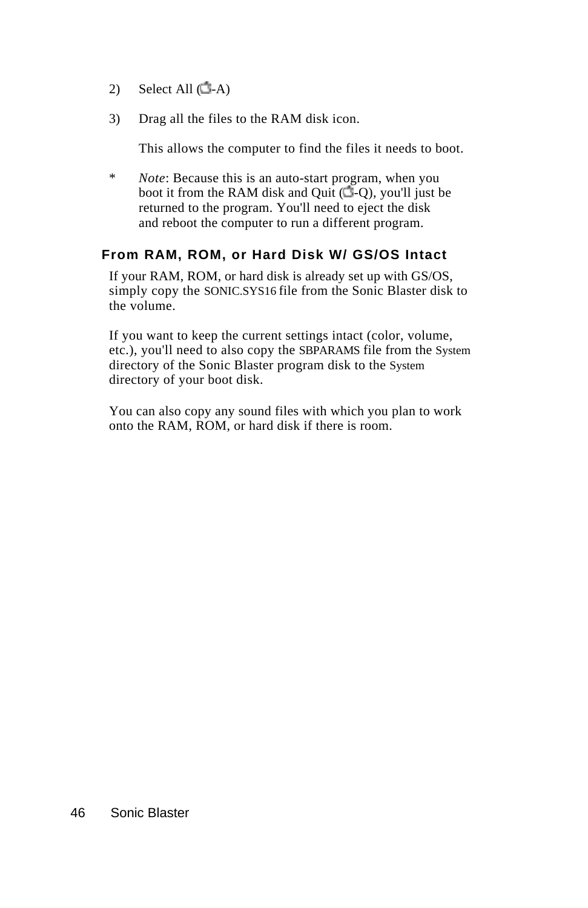2) Select All (-A)

3) Drag all the files to the RAM disk icon.

   This allows the computer to find the files it needs to boot.

\* *Note*: Because this is an auto-start program, when you boot it from the RAM disk and Quit (-Q), you'll just be returned to the program. You'll need to eject the disk and reboot the computer to run a different program.

### From RAM, ROM, or Hard Disk W/ GS/OS Intact

If your RAM, ROM, or hard disk is already set up with GS/OS, simply copy the SONIC.SYS16 file from the Sonic Blaster disk to the volume.

If you want to keep the current settings intact (color, volume, etc.), you'll need to also copy the SBPARAMS file from the System directory of the Sonic Blaster program disk to the System directory of your boot disk.

You can also copy any sound files with which you plan to work onto the RAM, ROM, or hard disk if there is room.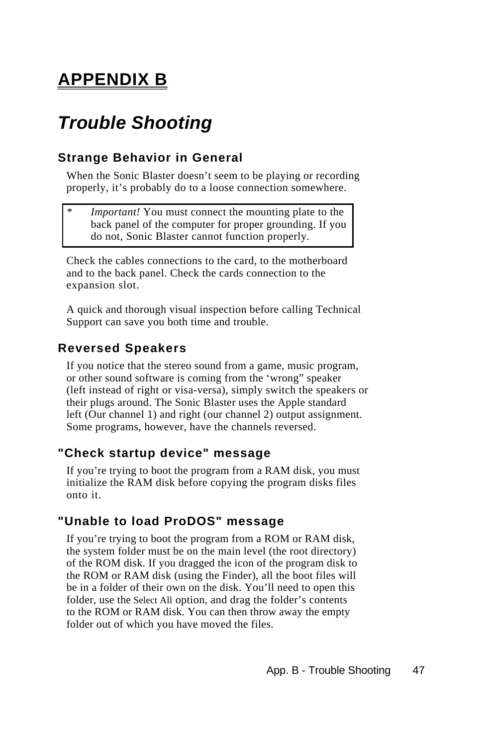# APPENDIX B

## *Trouble Shooting*

### Strange Behavior in General

When the Sonic Blaster doesn't seem to be playing or recording properly, it's probably do to a loose connection somewhere.

> * *Important!* You must connect the mounting plate to the back panel of the computer for proper grounding. If you do not, Sonic Blaster cannot function properly.

Check the cables connections to the card, to the motherboard and to the back panel. Check the cards connection to the expansion slot.

A quick and thorough visual inspection before calling Technical Support can save you both time and trouble.

### Reversed Speakers

If you notice that the stereo sound from a game, music program, or other sound software is coming from the 'wrong" speaker (left instead of right or visa-versa), simply switch the speakers or their plugs around. The Sonic Blaster uses the Apple standard left (Our channel 1) and right (our channel 2) output assignment. Some programs, however, have the channels reversed.

### "Check startup device" message

If you're trying to boot the program from a RAM disk, you must initialize the RAM disk before copying the program disks files onto it.

### "Unable to load ProDOS" message

If you're trying to boot the program from a ROM or RAM disk, the system folder must be on the main level (the root directory) of the ROM disk. If you dragged the icon of the program disk to the ROM or RAM disk (using the Finder), all the boot files will be in a folder of their own on the disk. You'll need to open this folder, use the Select All option, and drag the folder's contents to the ROM or RAM disk. You can then throw away the empty folder out of which you have moved the files.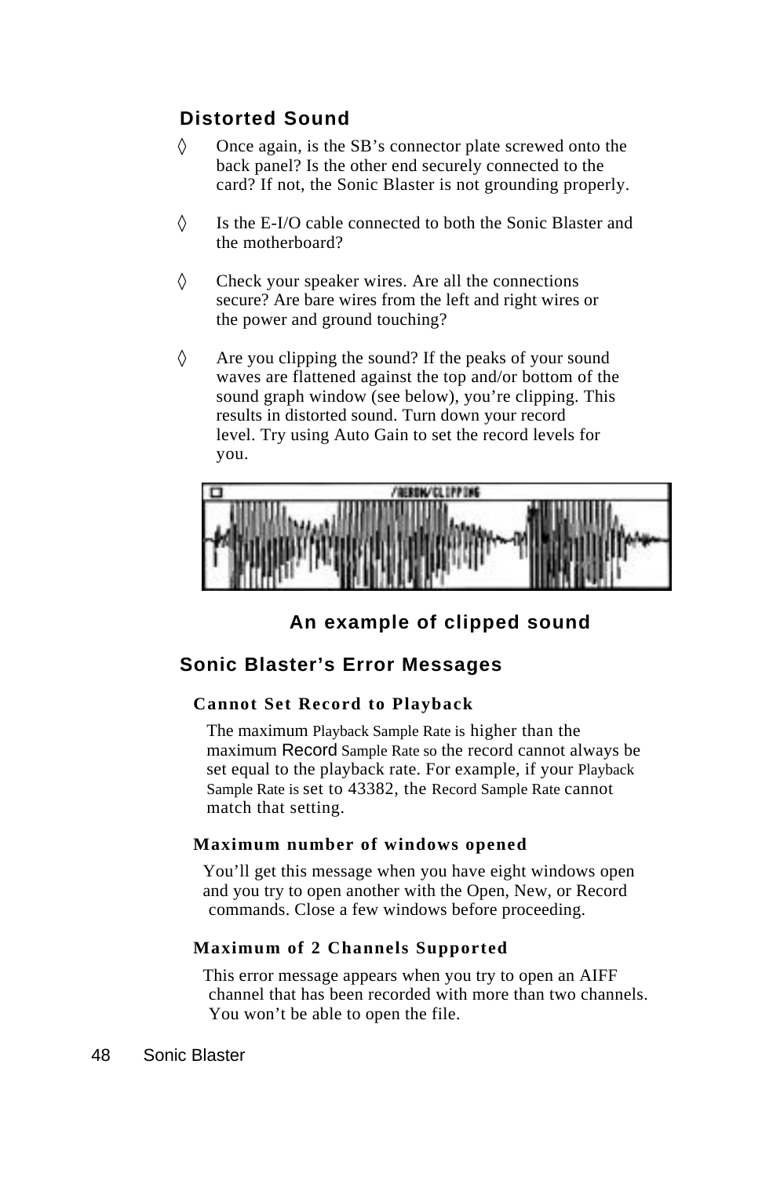## Distorted Sound

◊ Once again, is the SB's connector plate screwed onto the back panel? Is the other end securely connected to the card? If not, the Sonic Blaster is not grounding properly.

◊ Is the E-I/O cable connected to both the Sonic Blaster and the motherboard?

◊ Check your speaker wires. Are all the connections secure? Are bare wires from the left and right wires or the power and ground touching?

◊ Are you clipping the sound? If the peaks of your sound waves are flattened against the top and/or bottom of the sound graph window (see below), you're clipping. This results in distorted sound. Turn down your record level. Try using Auto Gain to set the record levels for you.

**An example of clipped sound**

## Sonic Blaster's Error Messages

### Cannot Set Record to Playback

The maximum Playback Sample Rate is higher than the maximum Record Sample Rate so the record cannot always be set equal to the playback rate. For example, if your Playback Sample Rate is set to 43382, the Record Sample Rate cannot match that setting.

### Maximum number of windows opened

You'll get this message when you have eight windows open and you try to open another with the Open, New, or Record commands. Close a few windows before proceeding.

### Maximum of 2 Channels Supported

This error message appears when you try to open an AIFF channel that has been recorded with more than two channels. You won't be able to open the file.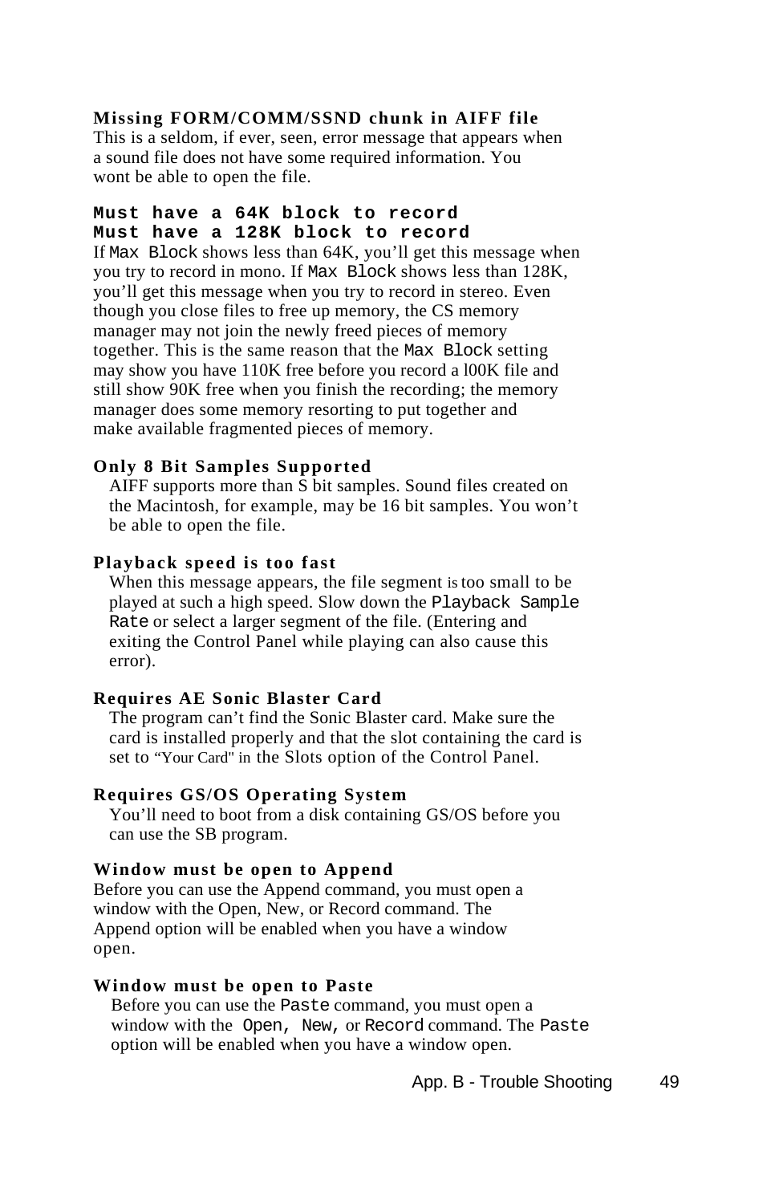**Missing FORM/COMM/SSND chunk in AIFF file**
This is a seldom, if ever, seen, error message that appears when a sound file does not have some required information. You wont be able to open the file.

**`Must have a 64K block to record`**
**`Must have a 128K block to record`**
If `Max Block` shows less than 64K, you'll get this message when you try to record in mono. If `Max Block` shows less than 128K, you'll get this message when you try to record in stereo. Even though you close files to free up memory, the CS memory manager may not join the newly freed pieces of memory together. This is the same reason that the `Max Block` setting may show you have 110K free before you record a l00K file and still show 90K free when you finish the recording; the memory manager does some memory resorting to put together and make available fragmented pieces of memory.

**Only 8 Bit Samples Supported**
AIFF supports more than S bit samples. Sound files created on the Macintosh, for example, may be 16 bit samples. You won't be able to open the file.

**Playback speed is too fast**
When this message appears, the file segment is too small to be played at such a high speed. Slow down the `Playback Sample Rate` or select a larger segment of the file. (Entering and exiting the Control Panel while playing can also cause this error).

**Requires AE Sonic Blaster Card**
The program can't find the Sonic Blaster card. Make sure the card is installed properly and that the slot containing the card is set to "Your Card" in the Slots option of the Control Panel.

**Requires GS/OS Operating System**
You'll need to boot from a disk containing GS/OS before you can use the SB program.

**Window must be open to Append**
Before you can use the Append command, you must open a window with the Open, New, or Record command. The Append option will be enabled when you have a window open.

**Window must be open to Paste**
Before you can use the `Paste` command, you must open a window with the `Open, New,` or `Record` command. The `Paste` option will be enabled when you have a window open.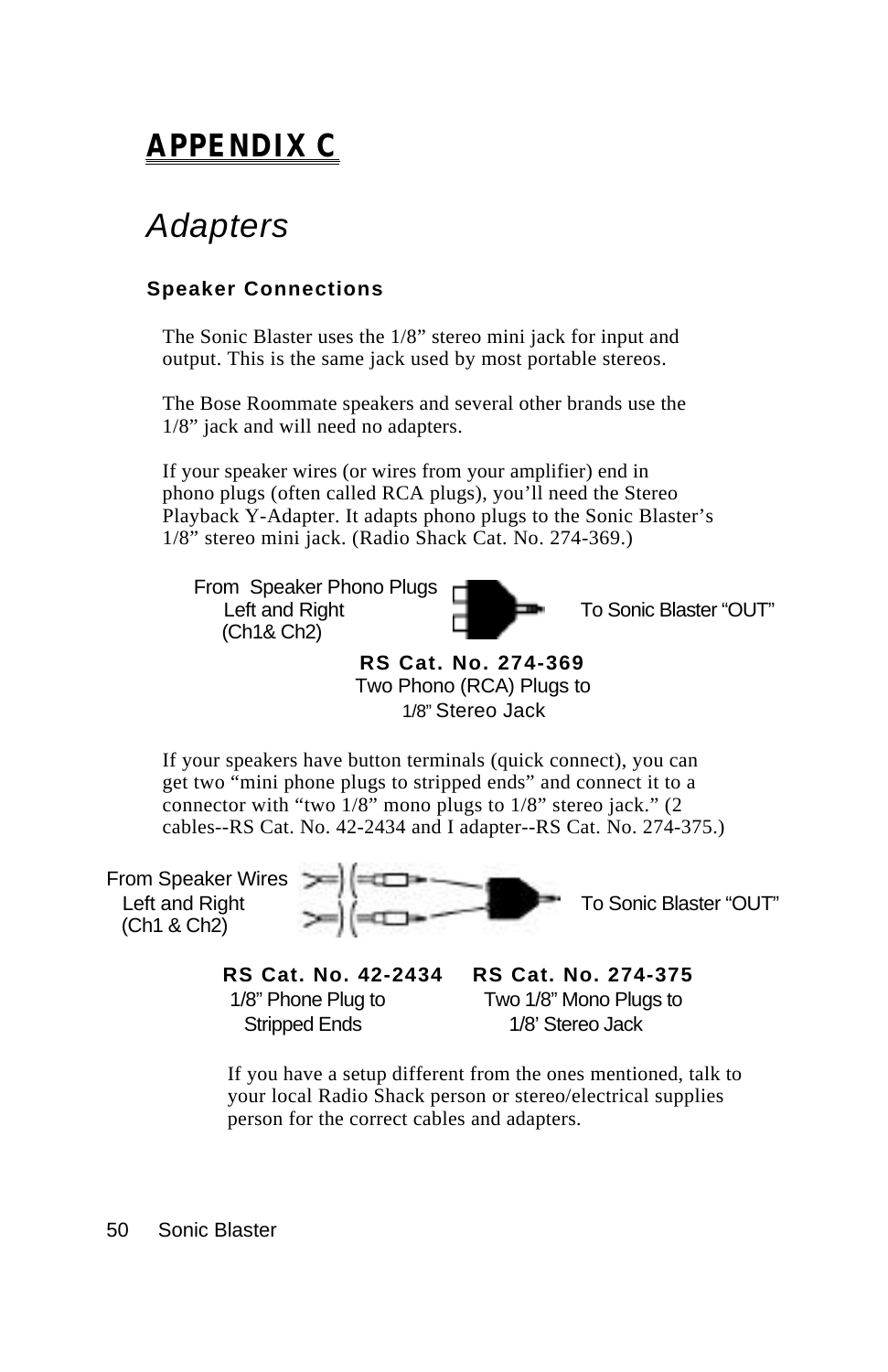## APPENDIX C

# *Adapters*

### Speaker Connections

The Sonic Blaster uses the 1/8” stereo mini jack for input and output. This is the same jack used by most portable stereos.

The Bose Roommate speakers and several other brands use the 1/8” jack and will need no adapters.

If your speaker wires (or wires from your amplifier) end in phono plugs (often called RCA plugs), you’ll need the Stereo Playback Y-Adapter. It adapts phono plugs to the Sonic Blaster’s 1/8” stereo mini jack. (Radio Shack Cat. No. 274-369.)

From Speaker Phono Plugs
Left and Right
(Ch1& Ch2)

To Sonic Blaster “OUT”

**RS Cat. No. 274-369**
Two Phono (RCA) Plugs to
1/8” Stereo Jack

If your speakers have button terminals (quick connect), you can get two “mini phone plugs to stripped ends” and connect it to a connector with “two 1/8” mono plugs to 1/8” stereo jack.” (2 cables--RS Cat. No. 42-2434 and I adapter--RS Cat. No. 274-375.)

From Speaker Wires
Left and Right
(Ch1 & Ch2)

To Sonic Blaster “OUT”

**RS Cat. No. 42-2434**
1/8” Phone Plug to
Stripped Ends

**RS Cat. No. 274-375**
Two 1/8” Mono Plugs to
1/8’ Stereo Jack

If you have a setup different from the ones mentioned, talk to your local Radio Shack person or stereo/electrical supplies person for the correct cables and adapters.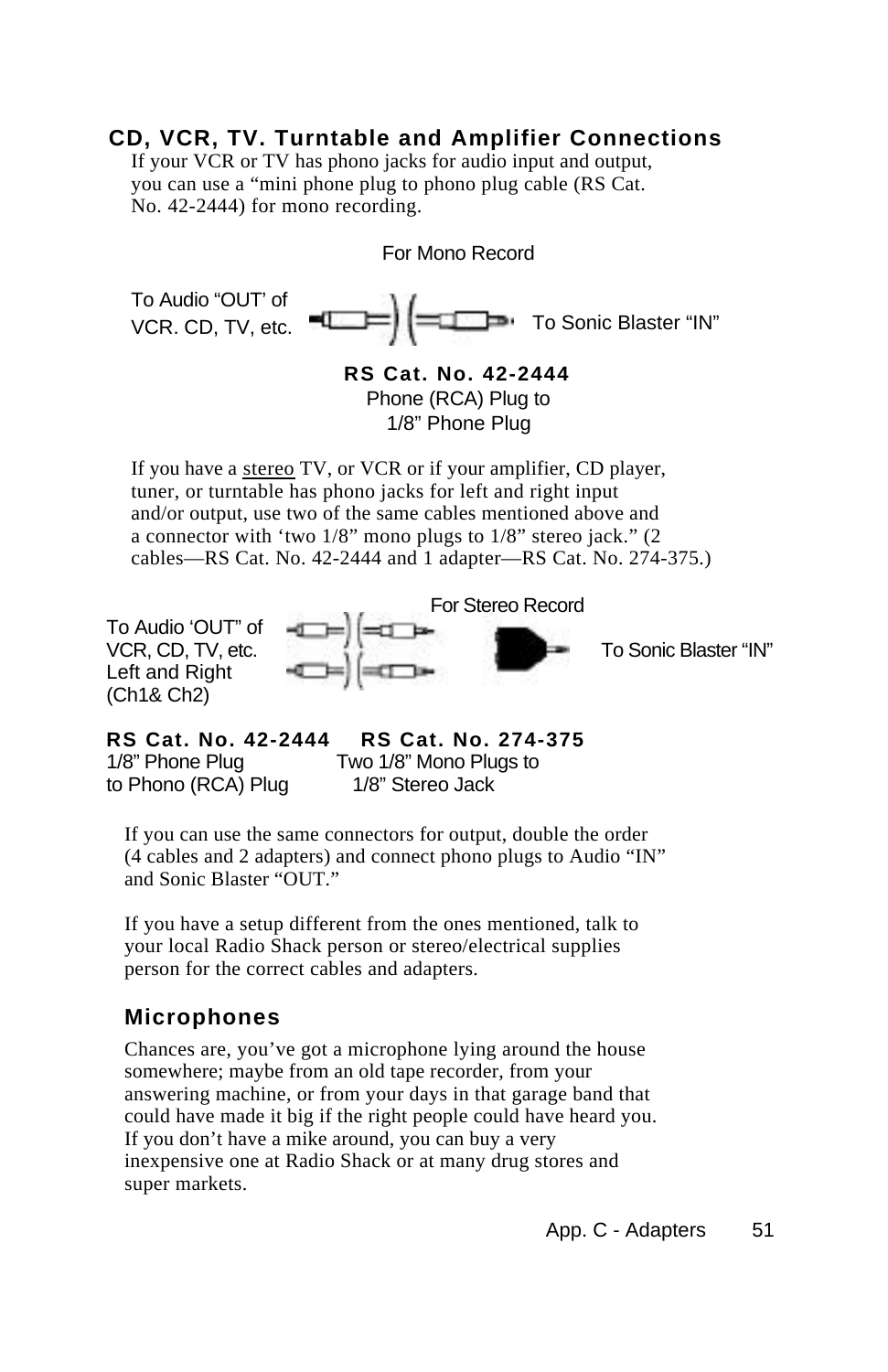## CD, VCR, TV. Turntable and Amplifier Connections

If your VCR or TV has phono jacks for audio input and output, you can use a “mini phone plug to phono plug cable (RS Cat. No. 42-2444) for mono recording.

For Mono Record

To Audio “OUT’ of VCR. CD, TV, etc. To Sonic Blaster “IN”

**RS Cat. No. 42-2444**
Phone (RCA) Plug to
1/8” Phone Plug

If you have a <u>stereo</u> TV, or VCR or if your amplifier, CD player, tuner, or turntable has phono jacks for left and right input and/or output, use two of the same cables mentioned above and a connector with ‘two 1/8” mono plugs to 1/8” stereo jack.” (2 cables—RS Cat. No. 42-2444 and 1 adapter—RS Cat. No. 274-375.)

For Stereo Record

To Audio ‘OUT” of VCR, CD, TV, etc. Left and Right (Ch1& Ch2) To Sonic Blaster “IN”

**RS Cat. No. 42-2444**
1/8” Phone Plug
to Phono (RCA) Plug

**RS Cat. No. 274-375**
Two 1/8” Mono Plugs to
1/8” Stereo Jack

If you can use the same connectors for output, double the order (4 cables and 2 adapters) and connect phono plugs to Audio “IN” and Sonic Blaster “OUT.”

If you have a setup different from the ones mentioned, talk to your local Radio Shack person or stereo/electrical supplies person for the correct cables and adapters.

### Microphones

Chances are, you’ve got a microphone lying around the house somewhere; maybe from an old tape recorder, from your answering machine, or from your days in that garage band that could have made it big if the right people could have heard you. If you don’t have a mike around, you can buy a very inexpensive one at Radio Shack or at many drug stores and super markets.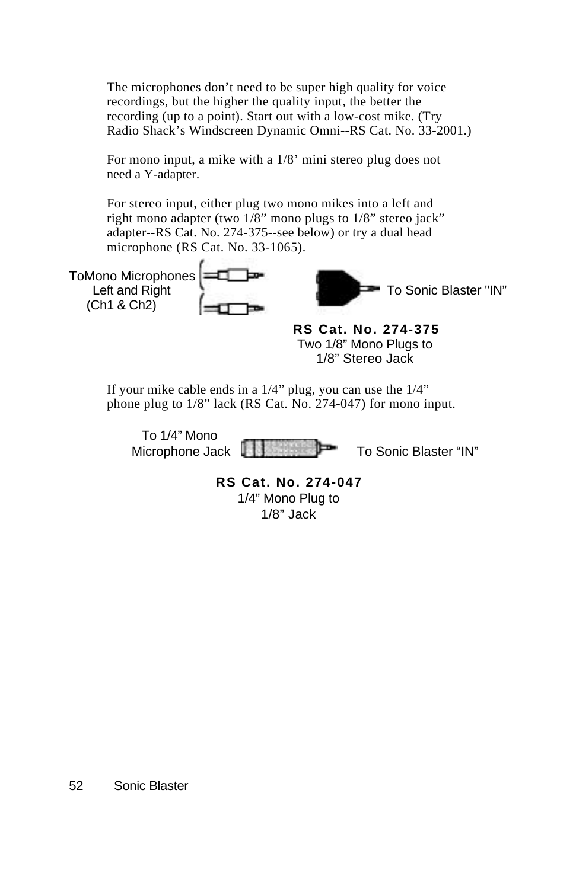The microphones don’t need to be super high quality for voice recordings, but the higher the quality input, the better the recording (up to a point). Start out with a low-cost mike. (Try Radio Shack’s Windscreen Dynamic Omni--RS Cat. No. 33-2001.)

For mono input, a mike with a 1/8’ mini stereo plug does not need a Y-adapter.

For stereo input, either plug two mono mikes into a left and right mono adapter (two 1/8” mono plugs to 1/8” stereo jack” adapter--RS Cat. No. 274-375--see below) or try a dual head microphone (RS Cat. No. 33-1065).

ToMono Microphones Left and Right (Ch1 & Ch2)

To Sonic Blaster "IN”

**RS Cat. No. 274-375**
Two 1/8” Mono Plugs to 1/8” Stereo Jack

If your mike cable ends in a 1/4” plug, you can use the 1/4” phone plug to 1/8” lack (RS Cat. No. 274-047) for mono input.

To 1/4” Mono Microphone Jack

To Sonic Blaster “IN”

**RS Cat. No. 274-047**
1/4” Mono Plug to 1/8” Jack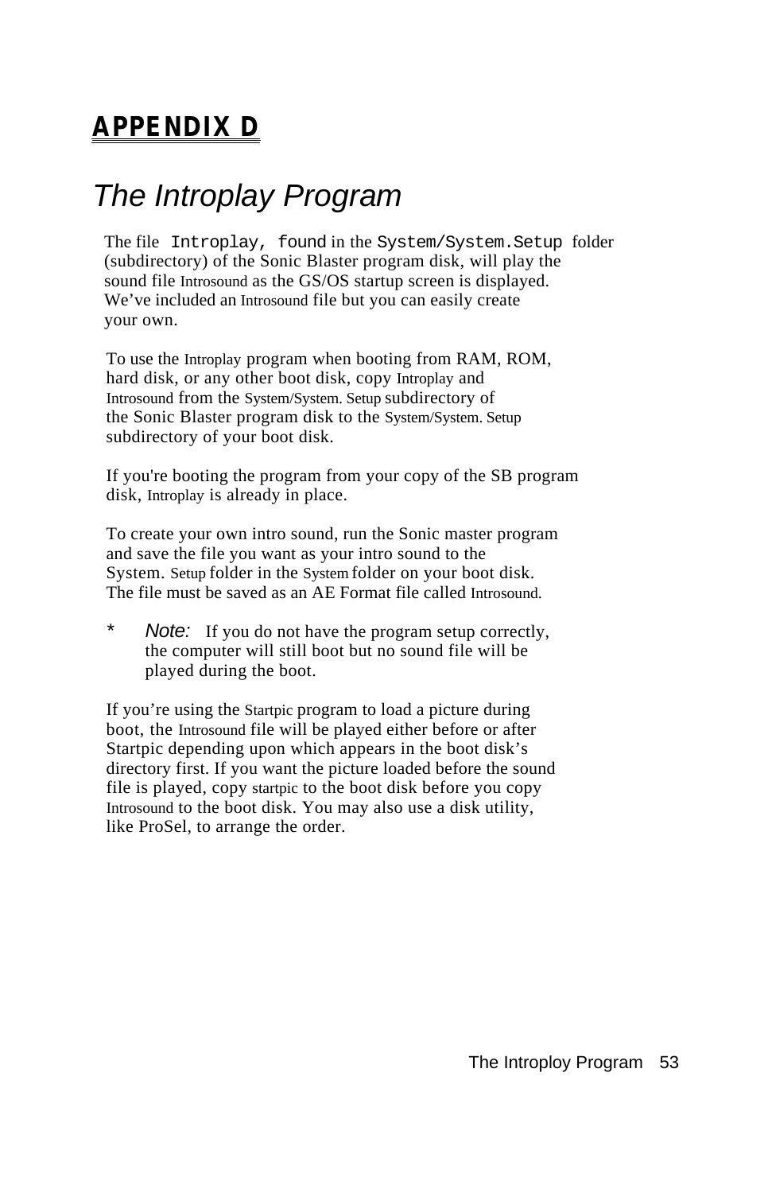# APPENDIX D

## The Introplay Program

The file Introplay, found in the System/System.Setup folder (subdirectory) of the Sonic Blaster program disk, will play the sound file Introsound as the GS/OS startup screen is displayed. We've included an Introsound file but you can easily create your own.

To use the Introplay program when booting from RAM, ROM, hard disk, or any other boot disk, copy Introplay and Introsound from the System/System. Setup subdirectory of the Sonic Blaster program disk to the System/System. Setup subdirectory of your boot disk.

If you're booting the program from your copy of the SB program disk, Introplay is already in place.

To create your own intro sound, run the Sonic master program and save the file you want as your intro sound to the System. Setup folder in the System folder on your boot disk. The file must be saved as an AE Format file called Introsound.

\* *Note:* If you do not have the program setup correctly, the computer will still boot but no sound file will be played during the boot.

If you're using the Startpic program to load a picture during boot, the Introsound file will be played either before or after Startpic depending upon which appears in the boot disk's directory first. If you want the picture loaded before the sound file is played, copy startpic to the boot disk before you copy Introsound to the boot disk. You may also use a disk utility, like ProSel, to arrange the order.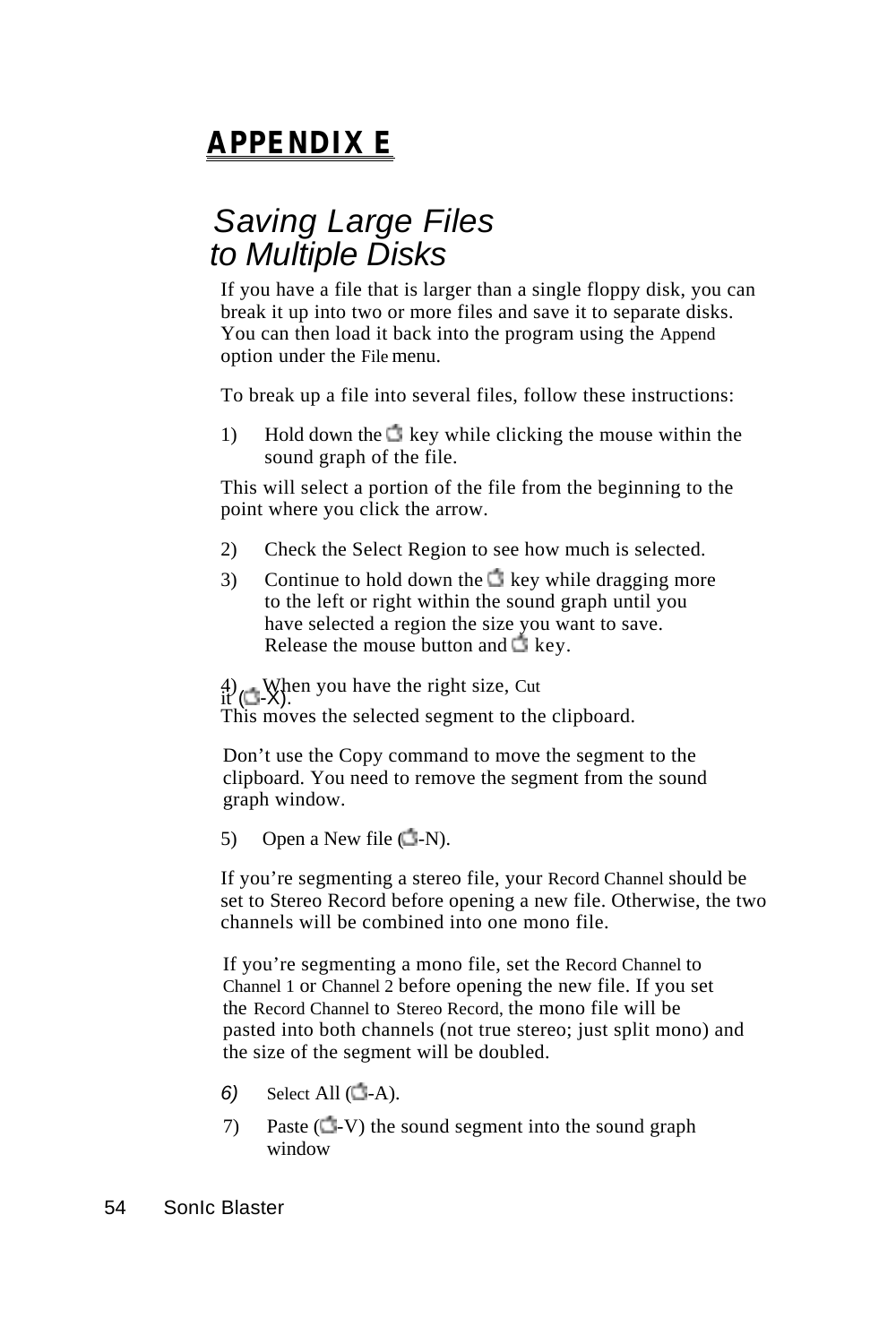# APPENDIX E

## Saving Large Files to Multiple Disks

If you have a file that is larger than a single floppy disk, you can break it up into two or more files and save it to separate disks. You can then load it back into the program using the Append option under the File menu.

To break up a file into several files, follow these instructions:

1) Hold down the  key while clicking the mouse within the sound graph of the file.

This will select a portion of the file from the beginning to the point where you click the arrow.

2) Check the Select Region to see how much is selected.

3) Continue to hold down the  key while dragging more to the left or right within the sound graph until you have selected a region the size you want to save. Release the mouse button and  key.

4) When you have the right size, Cut it (-X).

This moves the selected segment to the clipboard.

Don't use the Copy command to move the segment to the clipboard. You need to remove the segment from the sound graph window.

5) Open a New file (-N).

If you're segmenting a stereo file, your Record Channel should be set to Stereo Record before opening a new file. Otherwise, the two channels will be combined into one mono file.

If you're segmenting a mono file, set the Record Channel to Channel 1 or Channel 2 before opening the new file. If you set the Record Channel to Stereo Record, the mono file will be pasted into both channels (not true stereo; just split mono) and the size of the segment will be doubled.

6) Select All (-A).

7) Paste (-V) the sound segment into the sound graph window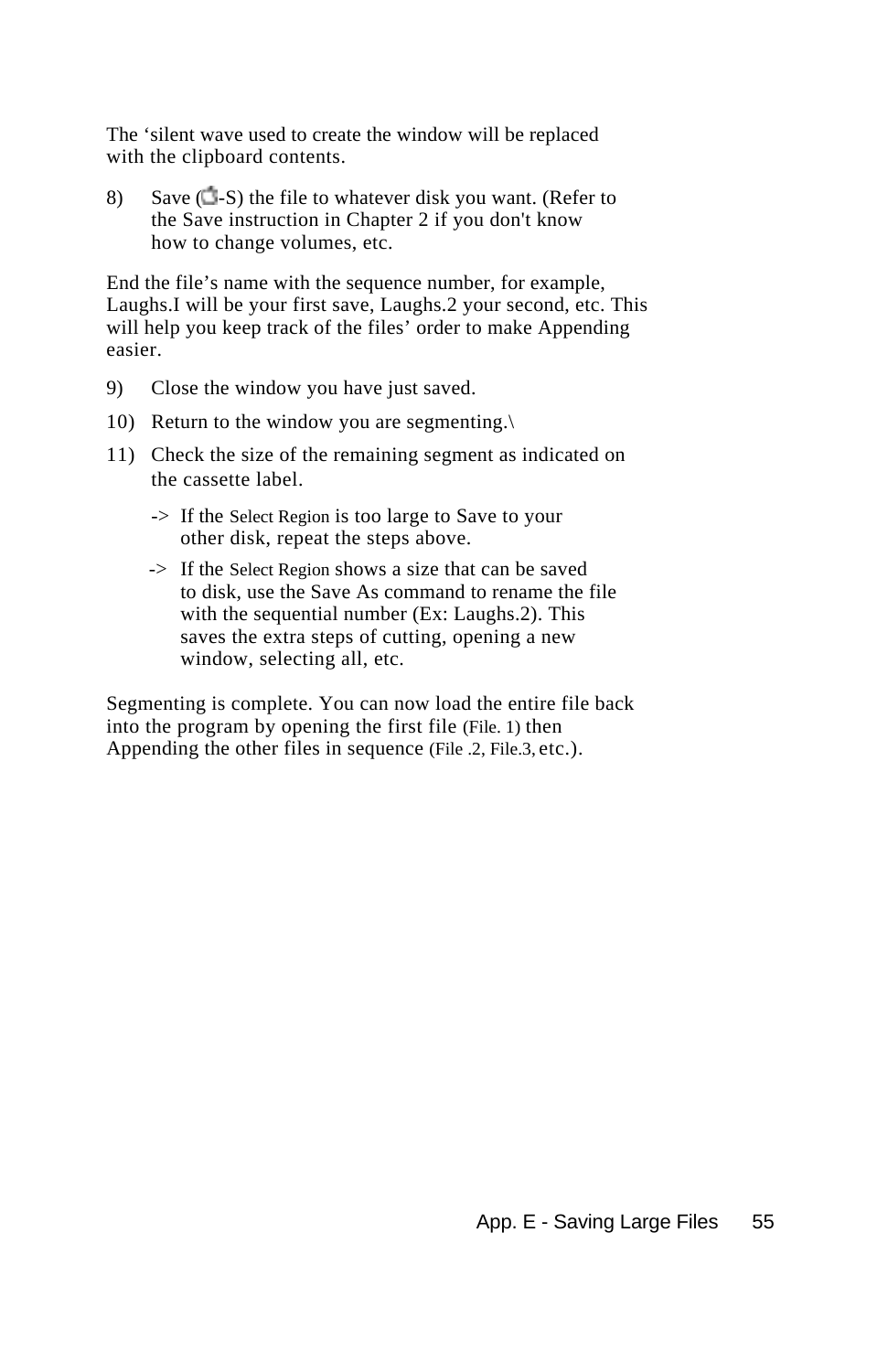The ‘silent wave used to create the window will be replaced with the clipboard contents.

8) Save (⌘-S) the file to whatever disk you want. (Refer to the Save instruction in Chapter 2 if you don't know how to change volumes, etc.

End the file’s name with the sequence number, for example, Laughs.I will be your first save, Laughs.2 your second, etc. This will help you keep track of the files’ order to make Appending easier.

9) Close the window you have just saved.

10) Return to the window you are segmenting.\

11) Check the size of the remaining segment as indicated on the cassette label.

   -> If the Select Region is too large to Save to your other disk, repeat the steps above.

   -> If the Select Region shows a size that can be saved to disk, use the Save As command to rename the file with the sequential number (Ex: Laughs.2). This saves the extra steps of cutting, opening a new window, selecting all, etc.

Segmenting is complete. You can now load the entire file back into the program by opening the first file (File. 1) then Appending the other files in sequence (File .2, File.3, etc.).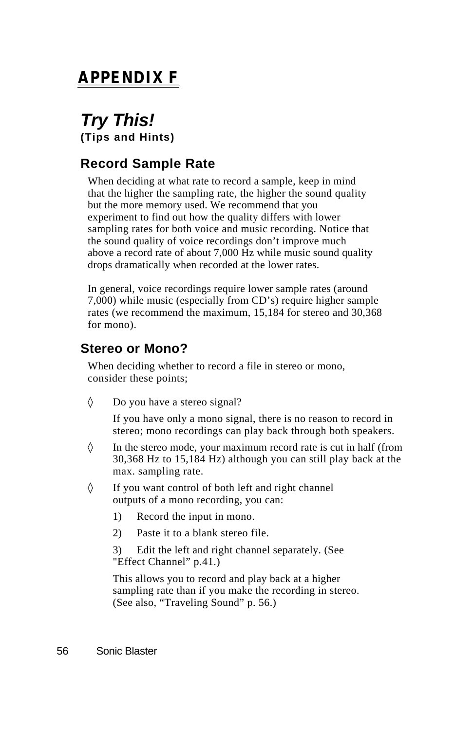# APPENDIX F

## *Try This!*

**(Tips and Hints)**

### Record Sample Rate

When deciding at what rate to record a sample, keep in mind that the higher the sampling rate, the higher the sound quality but the more memory used. We recommend that you experiment to find out how the quality differs with lower sampling rates for both voice and music recording. Notice that the sound quality of voice recordings don't improve much above a record rate of about 7,000 Hz while music sound quality drops dramatically when recorded at the lower rates.

In general, voice recordings require lower sample rates (around 7,000) while music (especially from CD's) require higher sample rates (we recommend the maximum, 15,184 for stereo and 30,368 for mono).

### Stereo or Mono?

When deciding whether to record a file in stereo or mono, consider these points;

◊ Do you have a stereo signal?

  If you have only a mono signal, there is no reason to record in stereo; mono recordings can play back through both speakers.

◊ In the stereo mode, your maximum record rate is cut in half (from 30,368 Hz to 15,184 Hz) although you can still play back at the max. sampling rate.

◊ If you want control of both left and right channel outputs of a mono recording, you can:

  1) Record the input in mono.

  2) Paste it to a blank stereo file.

  3) Edit the left and right channel separately. (See "Effect Channel" p.41.)

  This allows you to record and play back at a higher sampling rate than if you make the recording in stereo. (See also, "Traveling Sound" p. 56.)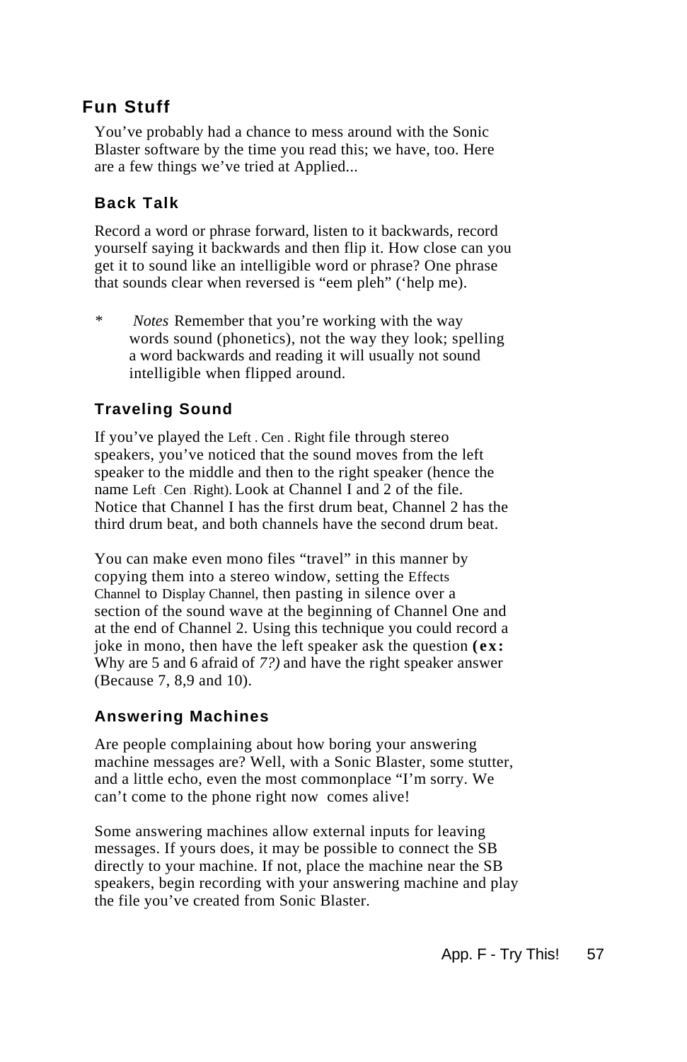## Fun Stuff

You've probably had a chance to mess around with the Sonic Blaster software by the time you read this; we have, too. Here are a few things we've tried at Applied...

### Back Talk

Record a word or phrase forward, listen to it backwards, record yourself saying it backwards and then flip it. How close can you get it to sound like an intelligible word or phrase? One phrase that sounds clear when reversed is "eem pleh" ('help me).

* *Notes* Remember that you're working with the way words sound (phonetics), not the way they look; spelling a word backwards and reading it will usually not sound intelligible when flipped around.

### Traveling Sound

If you've played the Left . Cen . Right file through stereo speakers, you've noticed that the sound moves from the left speaker to the middle and then to the right speaker (hence the name Left . Cen . Right). Look at Channel I and 2 of the file. Notice that Channel I has the first drum beat, Channel 2 has the third drum beat, and both channels have the second drum beat.

You can make even mono files "travel" in this manner by copying them into a stereo window, setting the Effects Channel to Display Channel, then pasting in silence over a section of the sound wave at the beginning of Channel One and at the end of Channel 2. Using this technique you could record a joke in mono, then have the left speaker ask the question **(ex:** Why are 5 and 6 afraid of *7?)* and have the right speaker answer (Because 7, 8,9 and 10).

### Answering Machines

Are people complaining about how boring your answering machine messages are? Well, with a Sonic Blaster, some stutter, and a little echo, even the most commonplace "I'm sorry. We can't come to the phone right now  comes alive!

Some answering machines allow external inputs for leaving messages. If yours does, it may be possible to connect the SB directly to your machine. If not, place the machine near the SB speakers, begin recording with your answering machine and play the file you've created from Sonic Blaster.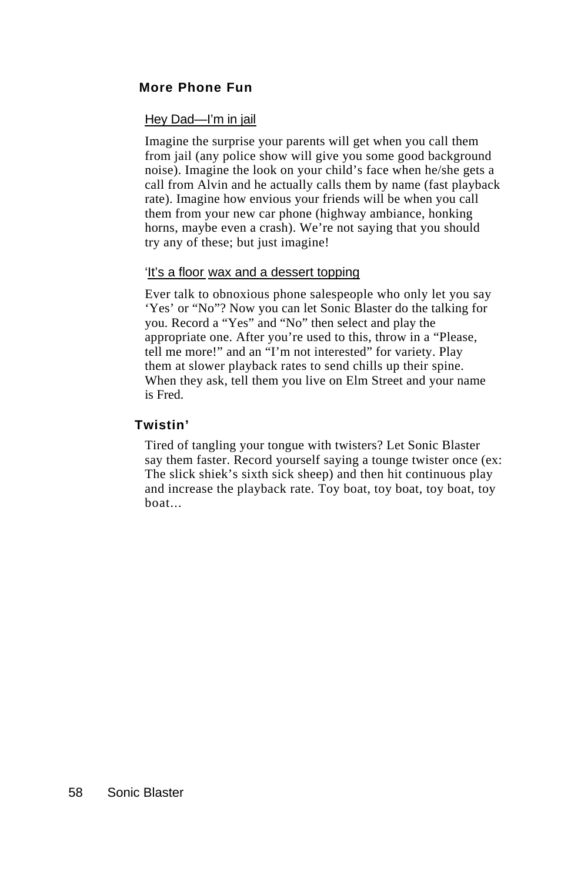## More Phone Fun

### Hey Dad—I'm in jail

Imagine the surprise your parents will get when you call them from jail (any police show will give you some good background noise). Imagine the look on your child's face when he/she gets a call from Alvin and he actually calls them by name (fast playback rate). Imagine how envious your friends will be when you call them from your new car phone (highway ambiance, honking horns, maybe even a crash). We're not saying that you should try any of these; but just imagine!

### 'It's a floor wax and a dessert topping

Ever talk to obnoxious phone salespeople who only let you say 'Yes' or "No"? Now you can let Sonic Blaster do the talking for you. Record a "Yes" and "No" then select and play the appropriate one. After you're used to this, throw in a "Please, tell me more!" and an "I'm not interested" for variety. Play them at slower playback rates to send chills up their spine. When they ask, tell them you live on Elm Street and your name is Fred.

## Twistin'

Tired of tangling your tongue with twisters? Let Sonic Blaster say them faster. Record yourself saying a tounge twister once (ex: The slick shiek's sixth sick sheep) and then hit continuous play and increase the playback rate. Toy boat, toy boat, toy boat, toy boat...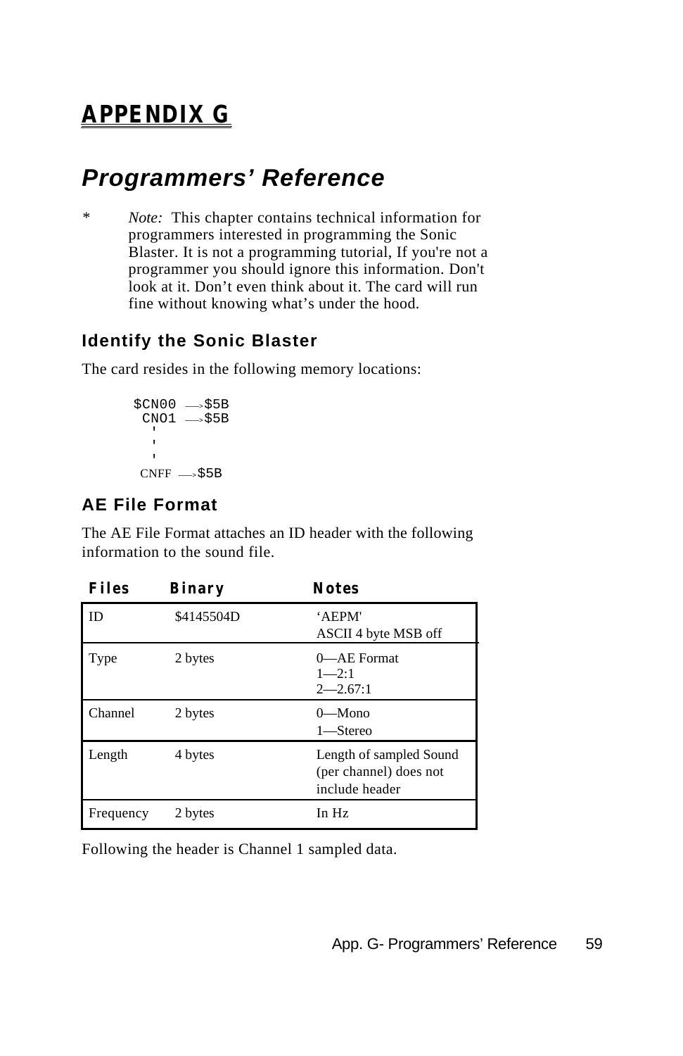# APPENDIX G

## *Programmers' Reference*

\* *Note:* This chapter contains technical information for programmers interested in programming the Sonic Blaster. It is not a programming tutorial, If you're not a programmer you should ignore this information. Don't look at it. Don't even think about it. The card will run fine without knowing what's under the hood.

### Identify the Sonic Blaster

The card resides in the following memory locations:

```
$CN00 —>$5B
 CNO1 —>$5B
   '
   '
   '
 CNFF —>$5B
```

### AE File Format

The AE File Format attaches an ID header with the following information to the sound file.

| Files | Binary | Notes |
|---|---|---|
| ID | $4145504D | 'AEPM'<br>ASCII 4 byte MSB off |
| Type | 2 bytes | 0—AE Format<br>1—2:1<br>2—2.67:1 |
| Channel | 2 bytes | 0—Mono<br>1—Stereo |
| Length | 4 bytes | Length of sampled Sound (per channel) does not include header |
| Frequency | 2 bytes | In Hz |

Following the header is Channel 1 sampled data.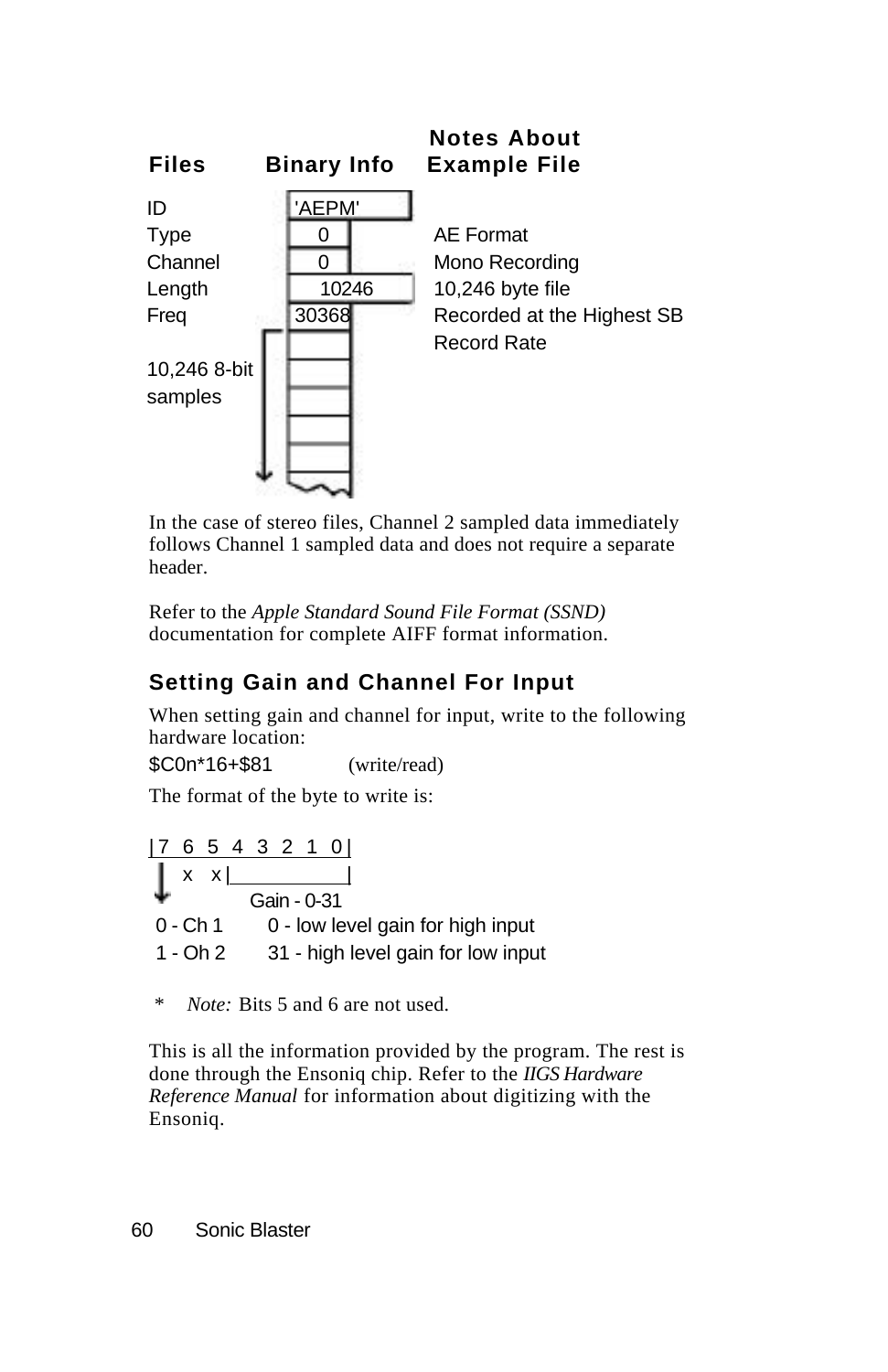| Files | Binary Info | Notes About Example File |
| --- | --- | --- |
| ID | 'AEPM' | |
| Type | 0 | AE Format |
| Channel | 0 | Mono Recording |
| Length | 10246 | 10,246 byte file |
| Freq | 30368 | Recorded at the Highest SB Record Rate |
| 10,246 8-bit samples | | |

In the case of stereo files, Channel 2 sampled data immediately follows Channel 1 sampled data and does not require a separate header.

Refer to the *Apple Standard Sound File Format (SSND)* documentation for complete AIFF format information.

### Setting Gain and Channel For Input

When setting gain and channel for input, write to the following hardware location:

$C0n*16+$81 (write/read)

The format of the byte to write is:

```
|7  6  5  4  3  2  1  0|
 |   x  x |____________|
 v           Gain - 0-31
0 - Ch 1     0 - low level gain for high input
1 - Oh 2     31 - high level gain for low input
```

\* *Note:* Bits 5 and 6 are not used.

This is all the information provided by the program. The rest is done through the Ensoniq chip. Refer to the *IIGS Hardware Reference Manual* for information about digitizing with the Ensoniq.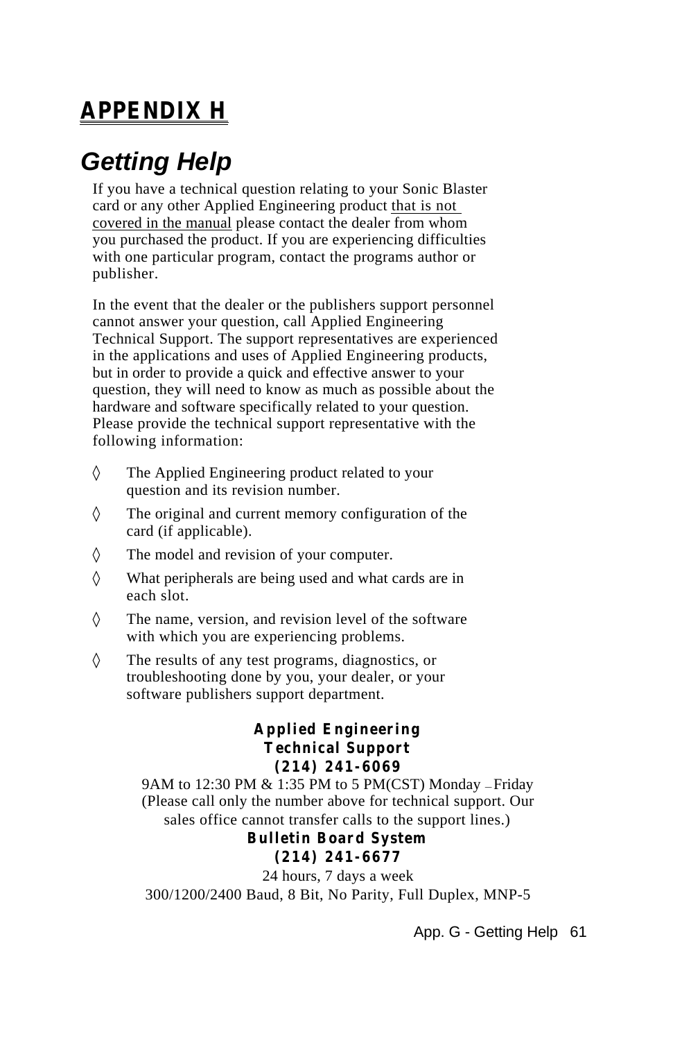# APPENDIX H

## *Getting Help*

If you have a technical question relating to your Sonic Blaster card or any other Applied Engineering product <u>that is not covered in the manual</u> please contact the dealer from whom you purchased the product. If you are experiencing difficulties with one particular program, contact the programs author or publisher.

In the event that the dealer or the publishers support personnel cannot answer your question, call Applied Engineering Technical Support. The support representatives are experienced in the applications and uses of Applied Engineering products, but in order to provide a quick and effective answer to your question, they will need to know as much as possible about the hardware and software specifically related to your question. Please provide the technical support representative with the following information:

◊ The Applied Engineering product related to your question and its revision number.

◊ The original and current memory configuration of the card (if applicable).

◊ The model and revision of your computer.

◊ What peripherals are being used and what cards are in each slot.

◊ The name, version, and revision level of the software with which you are experiencing problems.

◊ The results of any test programs, diagnostics, or troubleshooting done by you, your dealer, or your software publishers support department.

**Applied Engineering**
**Technical Support**
**(214) 241-6069**
9AM to 12:30 PM & 1:35 PM to 5 PM(CST) Monday – Friday
(Please call only the number above for technical support. Our sales office cannot transfer calls to the support lines.)
**Bulletin Board System**
**(214) 241-6677**
24 hours, 7 days a week
300/1200/2400 Baud, 8 Bit, No Parity, Full Duplex, MNP-5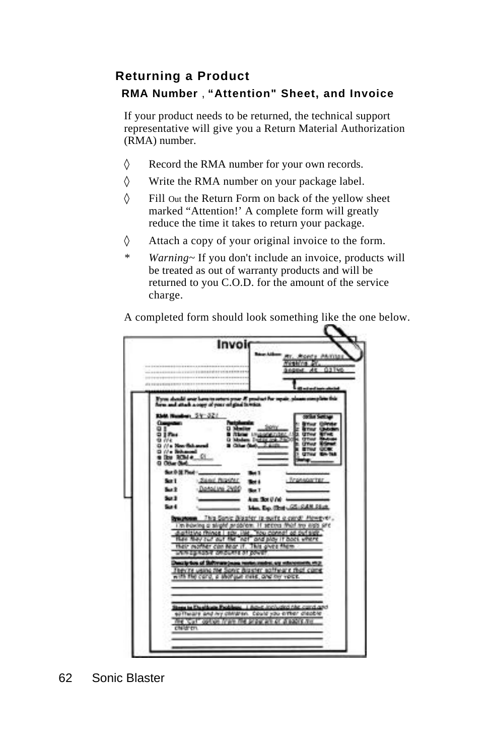## Returning a Product

### RMA Number , "Attention" Sheet, and Invoice

If your product needs to be returned, the technical support representative will give you a Return Material Authorization (RMA) number.

◊ Record the RMA number for your own records.

◊ Write the RMA number on your package label.

◊ Fill Out the Return Form on back of the yellow sheet marked "Attention!' A complete form will greatly reduce the time it takes to return your package.

◊ Attach a copy of your original invoice to the form.

\* *Warning~* If you don't include an invoice, products will be treated as out of warranty products and will be returned to you C.O.D. for the amount of the service charge.

A completed form should look something like the one below.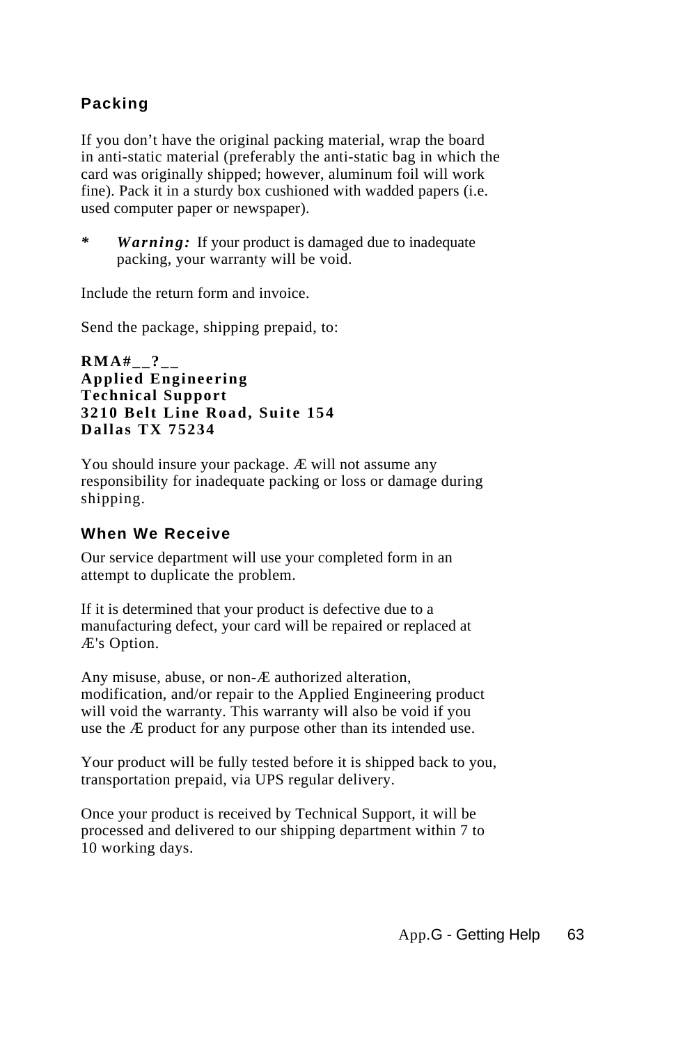## Packing

If you don’t have the original packing material, wrap the board in anti-static material (preferably the anti-static bag in which the card was originally shipped; however, aluminum foil will work fine). Pack it in a sturdy box cushioned with wadded papers (i.e. used computer paper or newspaper).

* ***Warning:*** If your product is damaged due to inadequate packing, your warranty will be void.

Include the return form and invoice.

Send the package, shipping prepaid, to:

**RMA#__?__**
**Applied Engineering**
**Technical Support**
**3210 Belt Line Road, Suite 154**
**Dallas TX 75234**

You should insure your package. Æ will not assume any responsibility for inadequate packing or loss or damage during shipping.

## When We Receive

Our service department will use your completed form in an attempt to duplicate the problem.

If it is determined that your product is defective due to a manufacturing defect, your card will be repaired or replaced at Æ's Option.

Any misuse, abuse, or non-Æ authorized alteration, modification, and/or repair to the Applied Engineering product will void the warranty. This warranty will also be void if you use the Æ product for any purpose other than its intended use.

Your product will be fully tested before it is shipped back to you, transportation prepaid, via UPS regular delivery.

Once your product is received by Technical Support, it will be processed and delivered to our shipping department within 7 to 10 working days.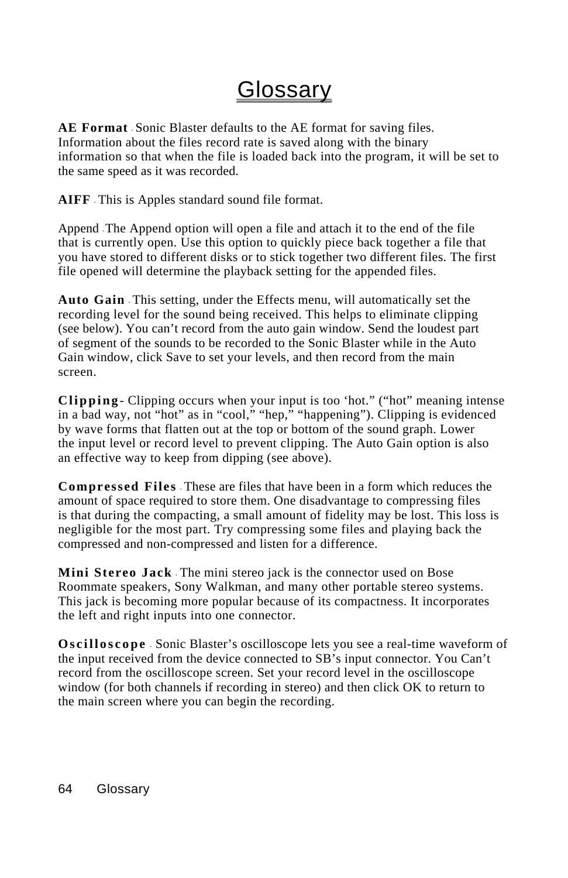# Glossary

**AE Format** - Sonic Blaster defaults to the AE format for saving files. Information about the files record rate is saved along with the binary information so that when the file is loaded back into the program, it will be set to the same speed as it was recorded.

**AIFF** - This is Apples standard sound file format.

Append - The Append option will open a file and attach it to the end of the file that is currently open. Use this option to quickly piece back together a file that you have stored to different disks or to stick together two different files. The first file opened will determine the playback setting for the appended files.

**Auto Gain** - This setting, under the Effects menu, will automatically set the recording level for the sound being received. This helps to eliminate clipping (see below). You can't record from the auto gain window. Send the loudest part of segment of the sounds to be recorded to the Sonic Blaster while in the Auto Gain window, click Save to set your levels, and then record from the main screen.

**Clipping**- Clipping occurs when your input is too 'hot." ("hot" meaning intense in a bad way, not "hot" as in "cool," "hep," "happening"). Clipping is evidenced by wave forms that flatten out at the top or bottom of the sound graph. Lower the input level or record level to prevent clipping. The Auto Gain option is also an effective way to keep from dipping (see above).

**Compressed Files** - These are files that have been in a form which reduces the amount of space required to store them. One disadvantage to compressing files is that during the compacting, a small amount of fidelity may be lost. This loss is negligible for the most part. Try compressing some files and playing back the compressed and non-compressed and listen for a difference.

**Mini Stereo Jack** - The mini stereo jack is the connector used on Bose Roommate speakers, Sony Walkman, and many other portable stereo systems. This jack is becoming more popular because of its compactness. It incorporates the left and right inputs into one connector.

**Oscilloscope** - Sonic Blaster's oscilloscope lets you see a real-time waveform of the input received from the device connected to SB's input connector. You Can't record from the oscilloscope screen. Set your record level in the oscilloscope window (for both channels if recording in stereo) and then click OK to return to the main screen where you can begin the recording.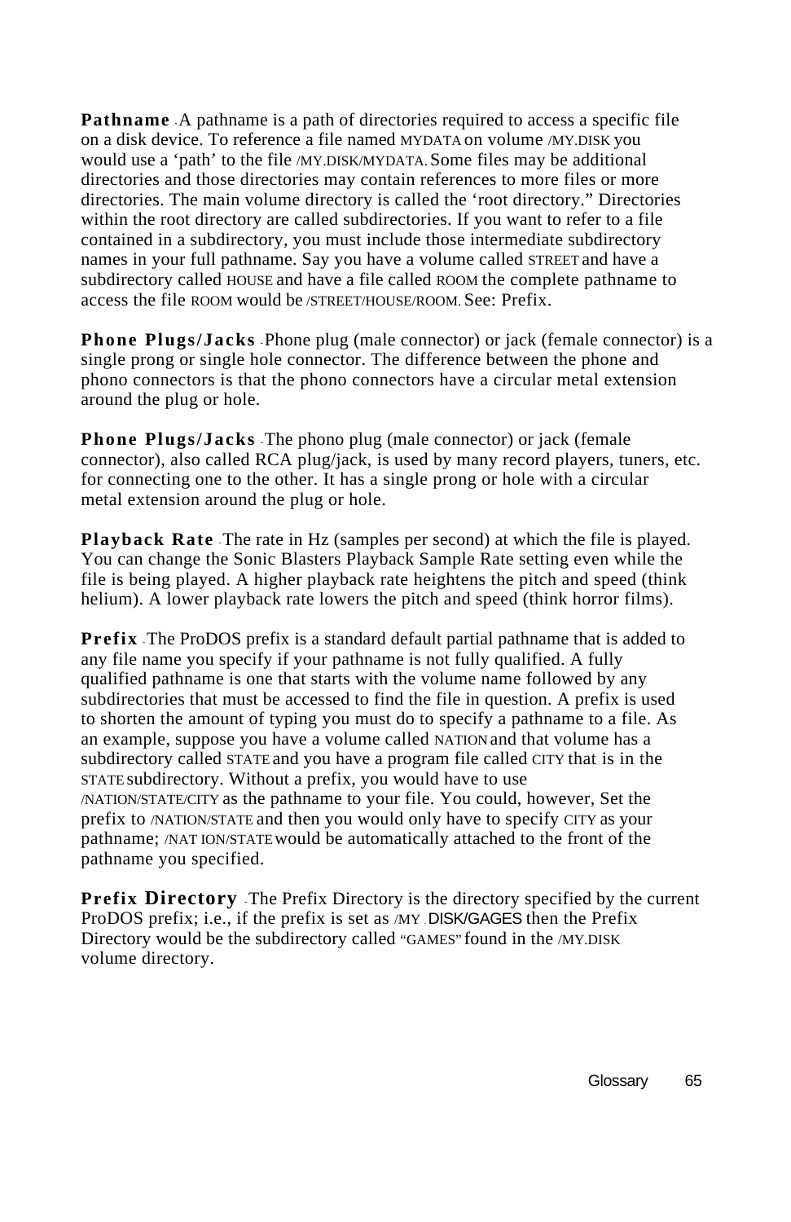**Pathname** - A pathname is a path of directories required to access a specific file on a disk device. To reference a file named MYDATA on volume /MY.DISK you would use a 'path' to the file /MY.DISK/MYDATA. Some files may be additional directories and those directories may contain references to more files or more directories. The main volume directory is called the 'root directory." Directories within the root directory are called subdirectories. If you want to refer to a file contained in a subdirectory, you must include those intermediate subdirectory names in your full pathname. Say you have a volume called STREET and have a subdirectory called HOUSE and have a file called ROOM the complete pathname to access the file ROOM would be /STREET/HOUSE/ROOM. See: Prefix.

**Phone Plugs/Jacks** - Phone plug (male connector) or jack (female connector) is a single prong or single hole connector. The difference between the phone and phono connectors is that the phono connectors have a circular metal extension around the plug or hole.

**Phone Plugs/Jacks** - The phono plug (male connector) or jack (female connector), also called RCA plug/jack, is used by many record players, tuners, etc. for connecting one to the other. It has a single prong or hole with a circular metal extension around the plug or hole.

**Playback Rate** - The rate in Hz (samples per second) at which the file is played. You can change the Sonic Blasters Playback Sample Rate setting even while the file is being played. A higher playback rate heightens the pitch and speed (think helium). A lower playback rate lowers the pitch and speed (think horror films).

**Prefix** - The ProDOS prefix is a standard default partial pathname that is added to any file name you specify if your pathname is not fully qualified. A fully qualified pathname is one that starts with the volume name followed by any subdirectories that must be accessed to find the file in question. A prefix is used to shorten the amount of typing you must do to specify a pathname to a file. As an example, suppose you have a volume called NATION and that volume has a subdirectory called STATE and you have a program file called CITY that is in the STATE subdirectory. Without a prefix, you would have to use /NATION/STATE/CITY as the pathname to your file. You could, however, Set the prefix to /NATION/STATE and then you would only have to specify CITY as your pathname; /NAT ION/STATE would be automatically attached to the front of the pathname you specified.

**Prefix Directory** - The Prefix Directory is the directory specified by the current ProDOS prefix; i.e., if the prefix is set as /MY . DISK/GAGES then the Prefix Directory would be the subdirectory called "GAMES" found in the /MY.DISK volume directory.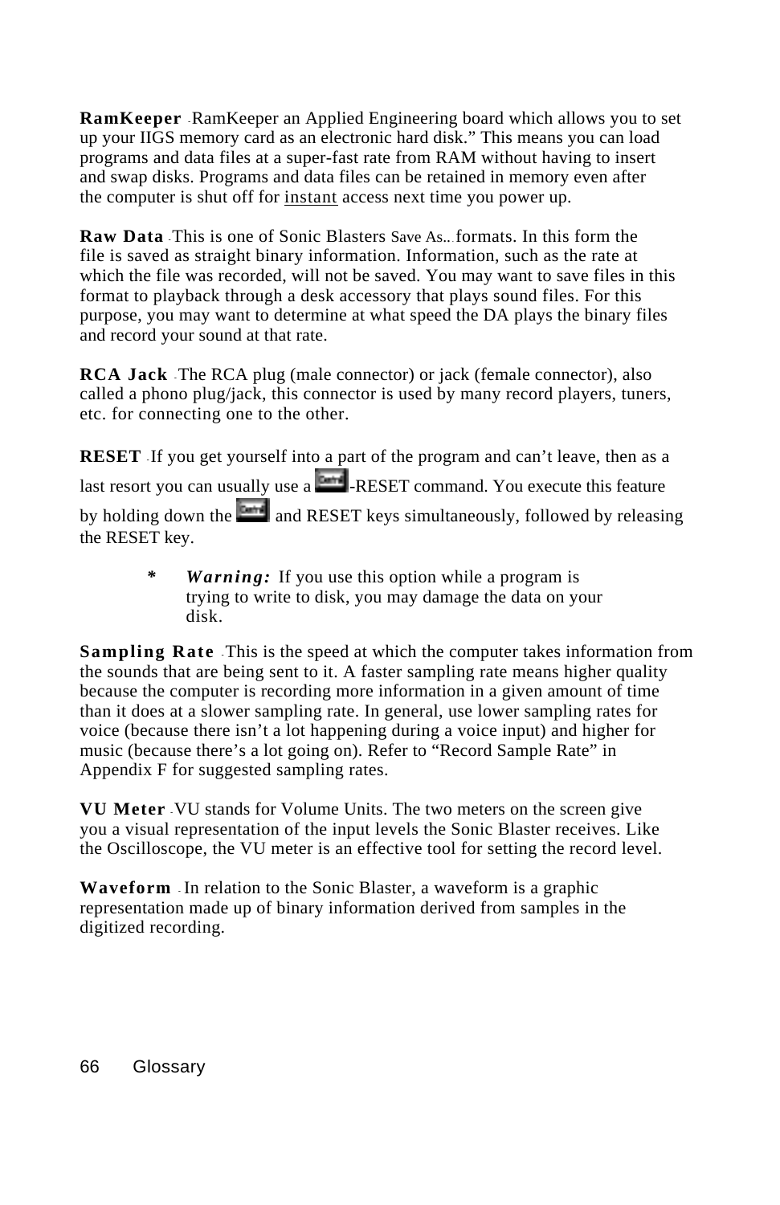**RamKeeper** - RamKeeper an Applied Engineering board which allows you to set up your IIGS memory card as an electronic hard disk.” This means you can load programs and data files at a super-fast rate from RAM without having to insert and swap disks. Programs and data files can be retained in memory even after the computer is shut off for instant access next time you power up.

**Raw Data** - This is one of Sonic Blasters Save As... formats. In this form the file is saved as straight binary information. Information, such as the rate at which the file was recorded, will not be saved. You may want to save files in this format to playback through a desk accessory that plays sound files. For this purpose, you may want to determine at what speed the DA plays the binary files and record your sound at that rate.

**RCA Jack** - The RCA plug (male connector) or jack (female connector), also called a phono plug/jack, this connector is used by many record players, tuners, etc. for connecting one to the other.

**RESET** - If you get yourself into a part of the program and can’t leave, then as a last resort you can usually use a Control-RESET command. You execute this feature by holding down the Control and RESET keys simultaneously, followed by releasing the RESET key.

> * ***Warning:*** If you use this option while a program is trying to write to disk, you may damage the data on your disk.

**Sampling Rate** - This is the speed at which the computer takes information from the sounds that are being sent to it. A faster sampling rate means higher quality because the computer is recording more information in a given amount of time than it does at a slower sampling rate. In general, use lower sampling rates for voice (because there isn’t a lot happening during a voice input) and higher for music (because there’s a lot going on). Refer to “Record Sample Rate” in Appendix F for suggested sampling rates.

**VU Meter** - VU stands for Volume Units. The two meters on the screen give you a visual representation of the input levels the Sonic Blaster receives. Like the Oscilloscope, the VU meter is an effective tool for setting the record level.

**Waveform** - In relation to the Sonic Blaster, a waveform is a graphic representation made up of binary information derived from samples in the digitized recording.